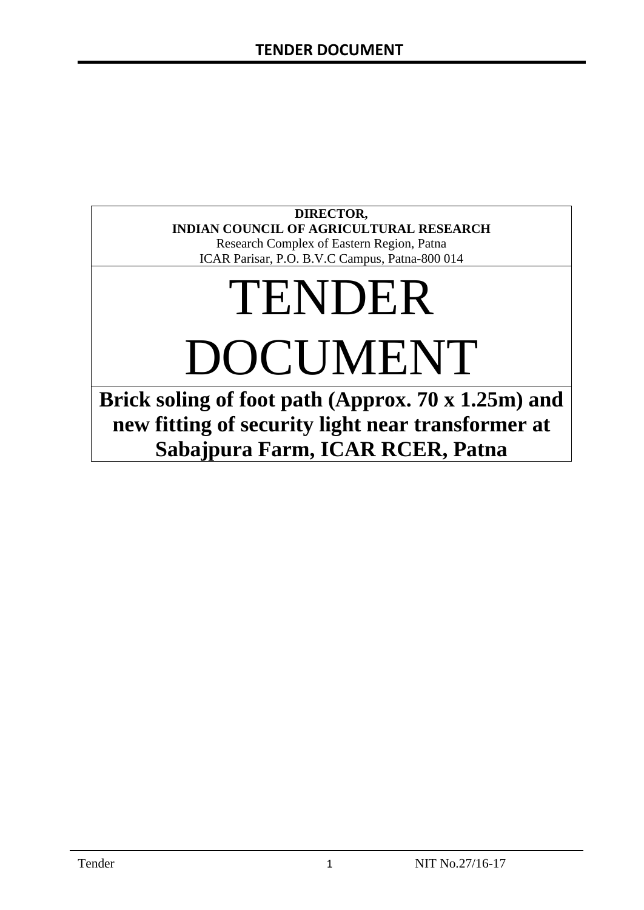**DIRECTOR,**
**INDIAN COUNCIL OF AGRICULTURAL RESEARCH**
Research Complex of Eastern Region, Patna
ICAR Parisar, P.O. B.V.C Campus, Patna-800 014

# TENDER DOCUMENT

## Brick soling of foot path (Approx. 70 x 1.25m) and new fitting of security light near transformer at Sabajpura Farm, ICAR RCER, Patna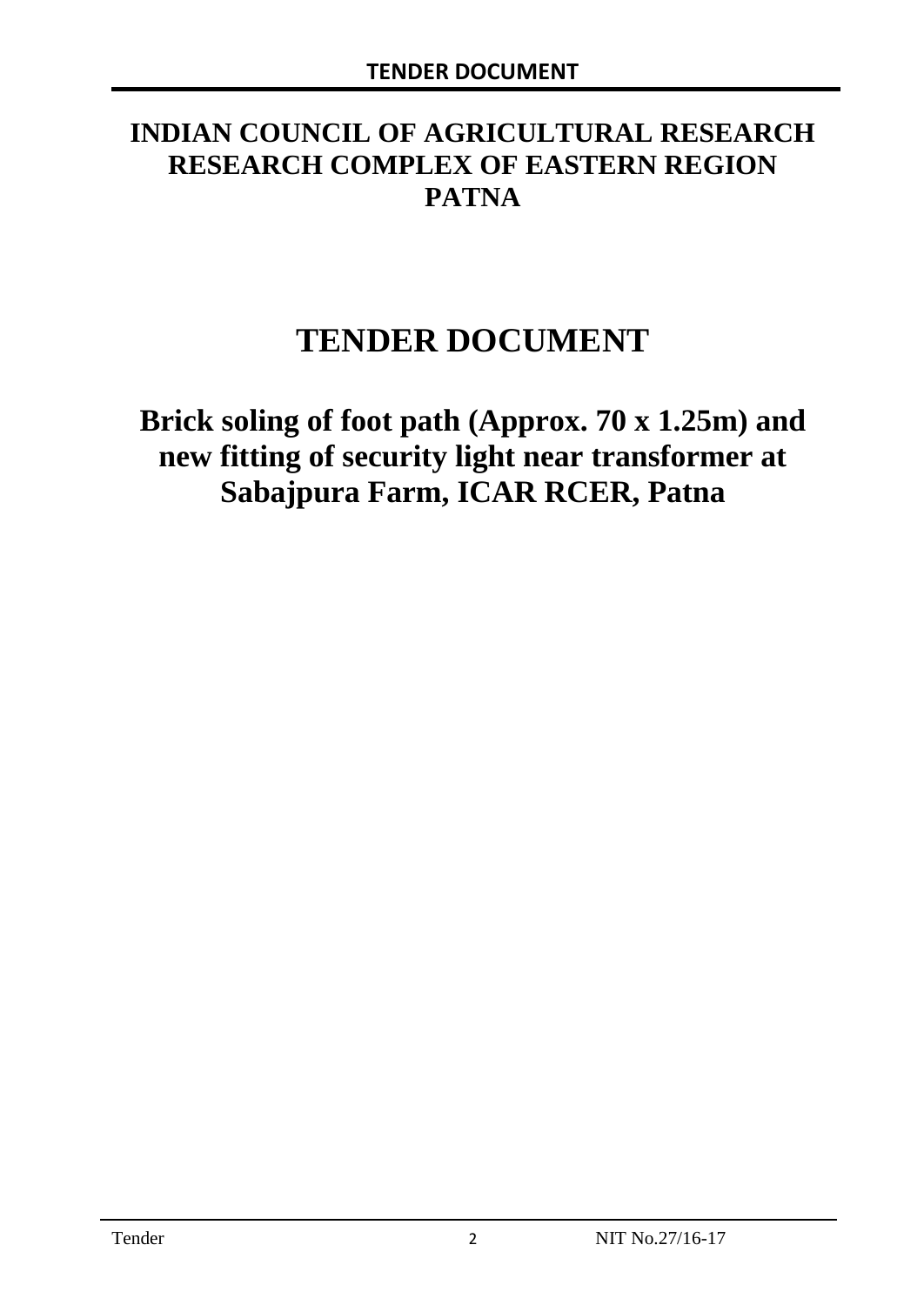# INDIAN COUNCIL OF AGRICULTURAL RESEARCH RESEARCH COMPLEX OF EASTERN REGION PATNA

# TENDER DOCUMENT

## Brick soling of foot path (Approx. 70 x 1.25m) and new fitting of security light near transformer at Sabajpura Farm, ICAR RCER, Patna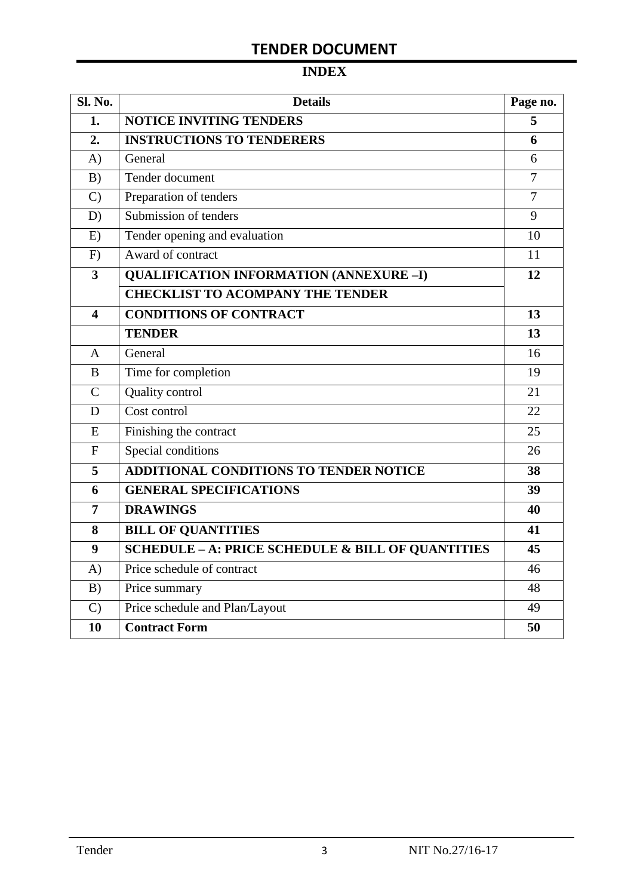# TENDER DOCUMENT

## INDEX

| Sl. No. | Details | Page no. |
|---|---|---|
| **1.** | **NOTICE INVITING TENDERS** | **5** |
| **2.** | **INSTRUCTIONS TO TENDERERS** | **6** |
| A) | General | 6 |
| B) | Tender document | 7 |
| C) | Preparation of tenders | 7 |
| D) | Submission of tenders | 9 |
| E) | Tender opening and evaluation | 10 |
| F) | Award of contract | 11 |
| **3** | **QUALIFICATION INFORMATION (ANNEXURE –I)** | **12** |
| | **CHECKLIST TO ACOMPANY THE TENDER** | |
| **4** | **CONDITIONS OF CONTRACT** | **13** |
| | **TENDER** | **13** |
| A | General | 16 |
| B | Time for completion | 19 |
| C | Quality control | 21 |
| D | Cost control | 22 |
| E | Finishing the contract | 25 |
| F | Special conditions | 26 |
| **5** | **ADDITIONAL CONDITIONS TO TENDER NOTICE** | **38** |
| **6** | **GENERAL SPECIFICATIONS** | **39** |
| **7** | **DRAWINGS** | **40** |
| **8** | **BILL OF QUANTITIES** | **41** |
| **9** | **SCHEDULE – A: PRICE SCHEDULE & BILL OF QUANTITIES** | **45** |
| A) | Price schedule of contract | 46 |
| B) | Price summary | 48 |
| C) | Price schedule and Plan/Layout | 49 |
| **10** | **Contract Form** | **50** |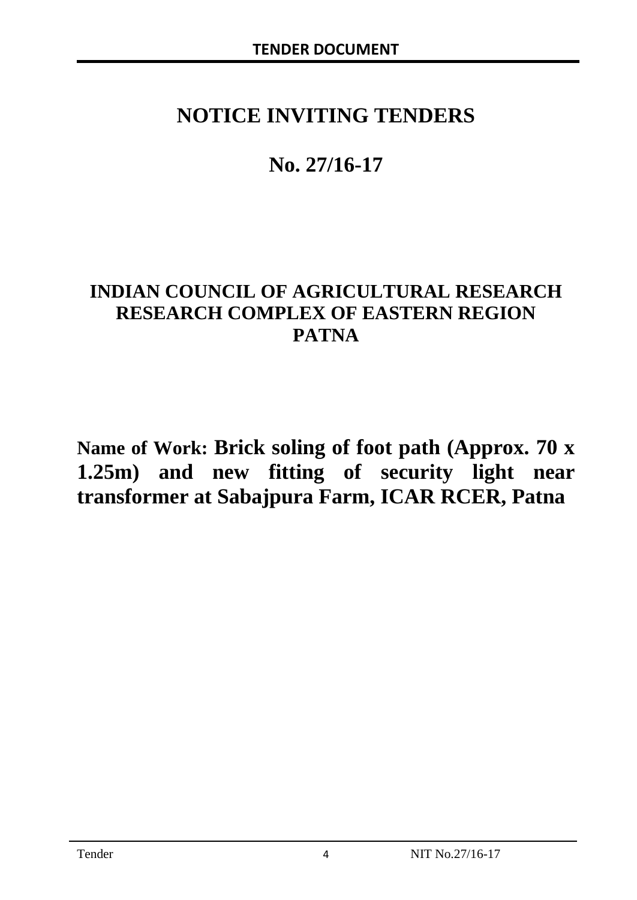# NOTICE INVITING TENDERS

# No. 27/16-17

## INDIAN COUNCIL OF AGRICULTURAL RESEARCH RESEARCH COMPLEX OF EASTERN REGION PATNA

**Name of Work: Brick soling of foot path (Approx. 70 x 1.25m) and new fitting of security light near transformer at Sabajpura Farm, ICAR RCER, Patna**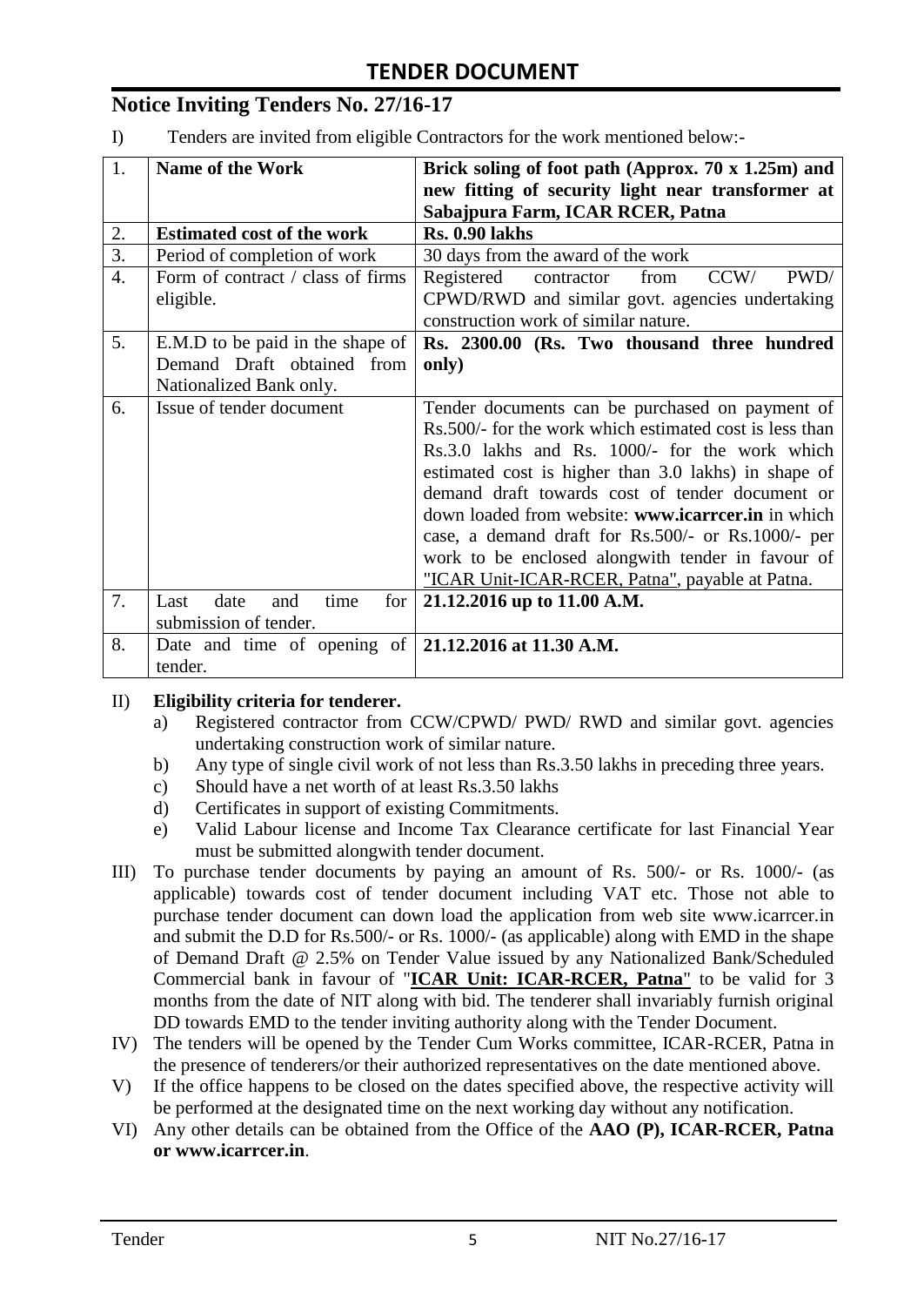# TENDER DOCUMENT

## Notice Inviting Tenders No. 27/16-17

I) Tenders are invited from eligible Contractors for the work mentioned below:-

| 1. | **Name of the Work** | **Brick soling of foot path (Approx. 70 x 1.25m) and new fitting of security light near transformer at Sabajpura Farm, ICAR RCER, Patna** |
|---|---|---|
| 2. | **Estimated cost of the work** | **Rs. 0.90 lakhs** |
| 3. | Period of completion of work | 30 days from the award of the work |
| 4. | Form of contract / class of firms eligible. | Registered contractor from CCW/ PWD/ CPWD/RWD and similar govt. agencies undertaking construction work of similar nature. |
| 5. | E.M.D to be paid in the shape of Demand Draft obtained from Nationalized Bank only. | **Rs. 2300.00 (Rs. Two thousand three hundred only)** |
| 6. | Issue of tender document | Tender documents can be purchased on payment of Rs.500/- for the work which estimated cost is less than Rs.3.0 lakhs and Rs. 1000/- for the work which estimated cost is higher than 3.0 lakhs) in shape of demand draft towards cost of tender document or down loaded from website: **www.icarrcer.in** in which case, a demand draft for Rs.500/- or Rs.1000/- per work to be enclosed alongwith tender in favour of "ICAR Unit-ICAR-RCER, Patna", payable at Patna. |
| 7. | Last date and time for submission of tender. | **21.12.2016 up to 11.00 A.M.** |
| 8. | Date and time of opening of tender. | **21.12.2016 at 11.30 A.M.** |

II) **Eligibility criteria for tenderer.**

a) Registered contractor from CCW/CPWD/ PWD/ RWD and similar govt. agencies undertaking construction work of similar nature.
b) Any type of single civil work of not less than Rs.3.50 lakhs in preceding three years.
c) Should have a net worth of at least Rs.3.50 lakhs
d) Certificates in support of existing Commitments.
e) Valid Labour license and Income Tax Clearance certificate for last Financial Year must be submitted alongwith tender document.

III) To purchase tender documents by paying an amount of Rs. 500/- or Rs. 1000/- (as applicable) towards cost of tender document including VAT etc. Those not able to purchase tender document can down load the application from web site www.icarrcer.in and submit the D.D for Rs.500/- or Rs. 1000/- (as applicable) along with EMD in the shape of Demand Draft @ 2.5% on Tender Value issued by any Nationalized Bank/Scheduled Commercial bank in favour of "**ICAR Unit: ICAR-RCER, Patna**" to be valid for 3 months from the date of NIT along with bid. The tenderer shall invariably furnish original DD towards EMD to the tender inviting authority along with the Tender Document.

IV) The tenders will be opened by the Tender Cum Works committee, ICAR-RCER, Patna in the presence of tenderers/or their authorized representatives on the date mentioned above.

V) If the office happens to be closed on the dates specified above, the respective activity will be performed at the designated time on the next working day without any notification.

VI) Any other details can be obtained from the Office of the **AAO (P), ICAR-RCER, Patna or www.icarrcer.in**.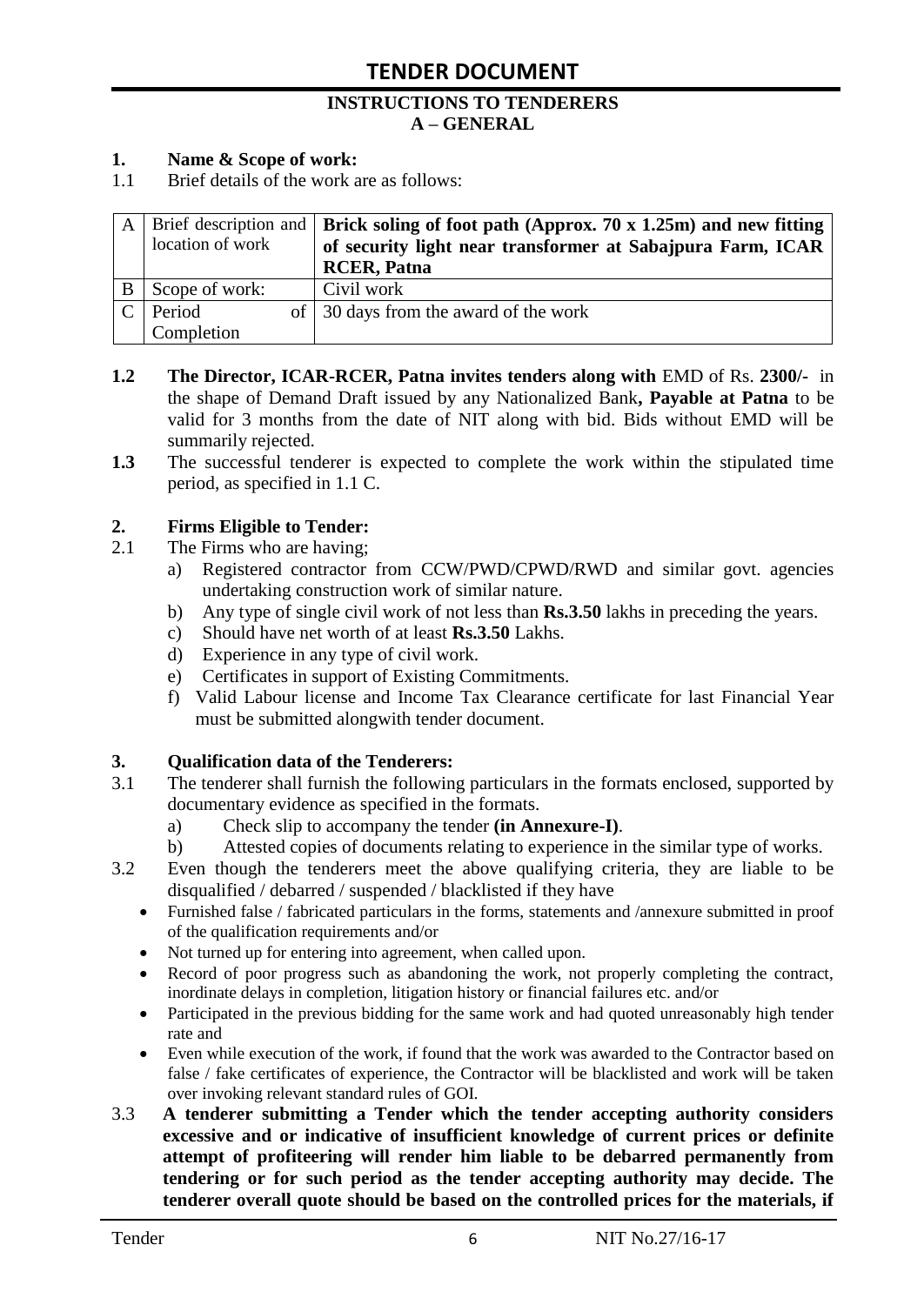# TENDER DOCUMENT

## INSTRUCTIONS TO TENDERERS
## A – GENERAL

**1. Name & Scope of work:**

1.1 Brief details of the work are as follows:

| | | |
|---|---|---|
| A | Brief description and location of work | **Brick soling of foot path (Approx. 70 x 1.25m) and new fitting of security light near transformer at Sabajpura Farm, ICAR RCER, Patna** |
| B | Scope of work: | Civil work |
| C | Period of Completion | 30 days from the award of the work |

**1.2** **The Director, ICAR-RCER, Patna invites tenders along with** EMD of Rs. **2300/-** in the shape of Demand Draft issued by any Nationalized Bank**, Payable at Patna** to be valid for 3 months from the date of NIT along with bid. Bids without EMD will be summarily rejected.

**1.3** The successful tenderer is expected to complete the work within the stipulated time period, as specified in 1.1 C.

**2. Firms Eligible to Tender:**

2.1 The Firms who are having;

a) Registered contractor from CCW/PWD/CPWD/RWD and similar govt. agencies undertaking construction work of similar nature.
b) Any type of single civil work of not less than **Rs.3.50** lakhs in preceding the years.
c) Should have net worth of at least **Rs.3.50** Lakhs.
d) Experience in any type of civil work.
e) Certificates in support of Existing Commitments.
f) Valid Labour license and Income Tax Clearance certificate for last Financial Year must be submitted alongwith tender document.

**3. Qualification data of the Tenderers:**

3.1 The tenderer shall furnish the following particulars in the formats enclosed, supported by documentary evidence as specified in the formats.

a) Check slip to accompany the tender **(in Annexure-I)**.
b) Attested copies of documents relating to experience in the similar type of works.

3.2 Even though the tenderers meet the above qualifying criteria, they are liable to be disqualified / debarred / suspended / blacklisted if they have

- Furnished false / fabricated particulars in the forms, statements and /annexure submitted in proof of the qualification requirements and/or
- Not turned up for entering into agreement, when called upon.
- Record of poor progress such as abandoning the work, not properly completing the contract, inordinate delays in completion, litigation history or financial failures etc. and/or
- Participated in the previous bidding for the same work and had quoted unreasonably high tender rate and
- Even while execution of the work, if found that the work was awarded to the Contractor based on false / fake certificates of experience, the Contractor will be blacklisted and work will be taken over invoking relevant standard rules of GOI.

3.3 **A tenderer submitting a Tender which the tender accepting authority considers excessive and or indicative of insufficient knowledge of current prices or definite attempt of profiteering will render him liable to be debarred permanently from tendering or for such period as the tender accepting authority may decide. The tenderer overall quote should be based on the controlled prices for the materials, if**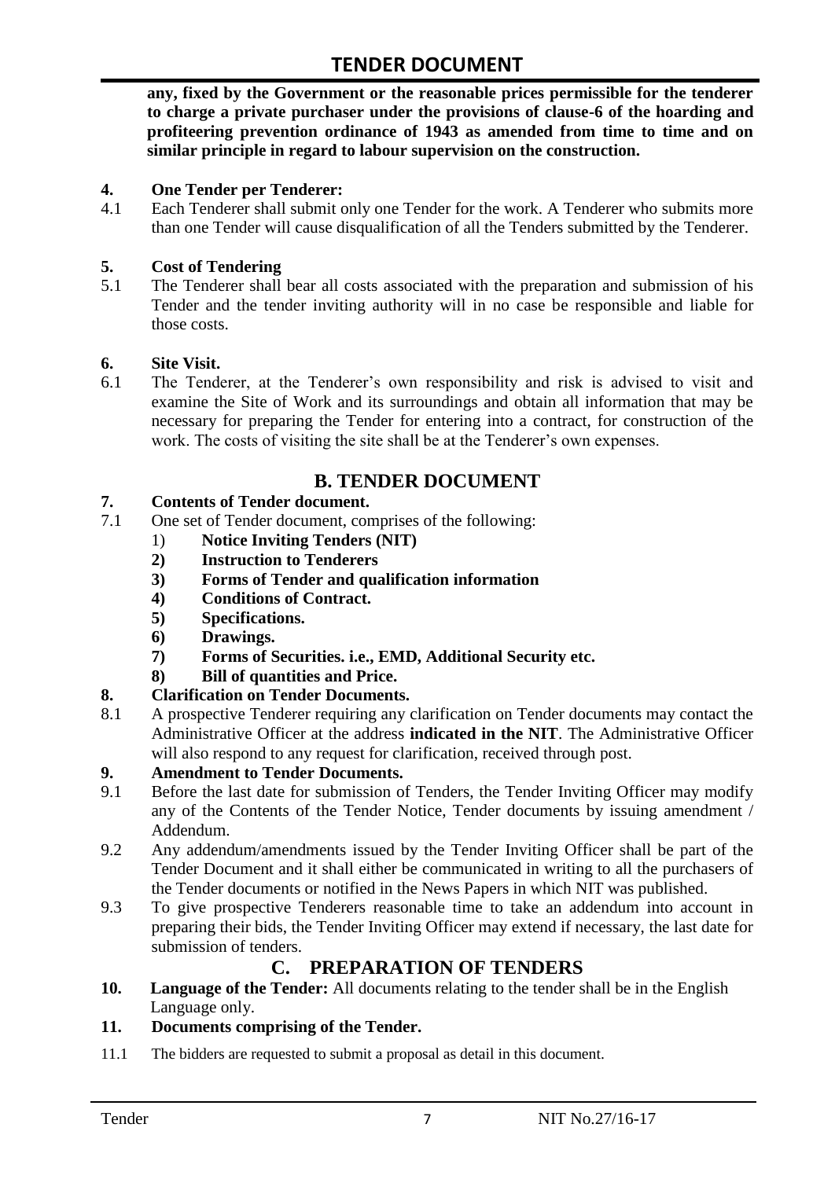**any, fixed by the Government or the reasonable prices permissible for the tenderer to charge a private purchaser under the provisions of clause-6 of the hoarding and profiteering prevention ordinance of 1943 as amended from time to time and on similar principle in regard to labour supervision on the construction.**

**4. One Tender per Tenderer:**

4.1 Each Tenderer shall submit only one Tender for the work. A Tenderer who submits more than one Tender will cause disqualification of all the Tenders submitted by the Tenderer.

**5. Cost of Tendering**

5.1 The Tenderer shall bear all costs associated with the preparation and submission of his Tender and the tender inviting authority will in no case be responsible and liable for those costs.

**6. Site Visit.**

6.1 The Tenderer, at the Tenderer's own responsibility and risk is advised to visit and examine the Site of Work and its surroundings and obtain all information that may be necessary for preparing the Tender for entering into a contract, for construction of the work. The costs of visiting the site shall be at the Tenderer's own expenses.

## B. TENDER DOCUMENT

**7. Contents of Tender document.**

7.1 One set of Tender document, comprises of the following:

1) **Notice Inviting Tenders (NIT)**
2) **Instruction to Tenderers**
3) **Forms of Tender and qualification information**
4) **Conditions of Contract.**
5) **Specifications.**
6) **Drawings.**
7) **Forms of Securities. i.e., EMD, Additional Security etc.**
8) **Bill of quantities and Price.**

**8. Clarification on Tender Documents.**

8.1 A prospective Tenderer requiring any clarification on Tender documents may contact the Administrative Officer at the address **indicated in the NIT**. The Administrative Officer will also respond to any request for clarification, received through post.

**9. Amendment to Tender Documents.**

9.1 Before the last date for submission of Tenders, the Tender Inviting Officer may modify any of the Contents of the Tender Notice, Tender documents by issuing amendment / Addendum.

9.2 Any addendum/amendments issued by the Tender Inviting Officer shall be part of the Tender Document and it shall either be communicated in writing to all the purchasers of the Tender documents or notified in the News Papers in which NIT was published.

9.3 To give prospective Tenderers reasonable time to take an addendum into account in preparing their bids, the Tender Inviting Officer may extend if necessary, the last date for submission of tenders.

## C. PREPARATION OF TENDERS

**10. Language of the Tender:** All documents relating to the tender shall be in the English Language only.

**11. Documents comprising of the Tender.**

11.1 The bidders are requested to submit a proposal as detail in this document.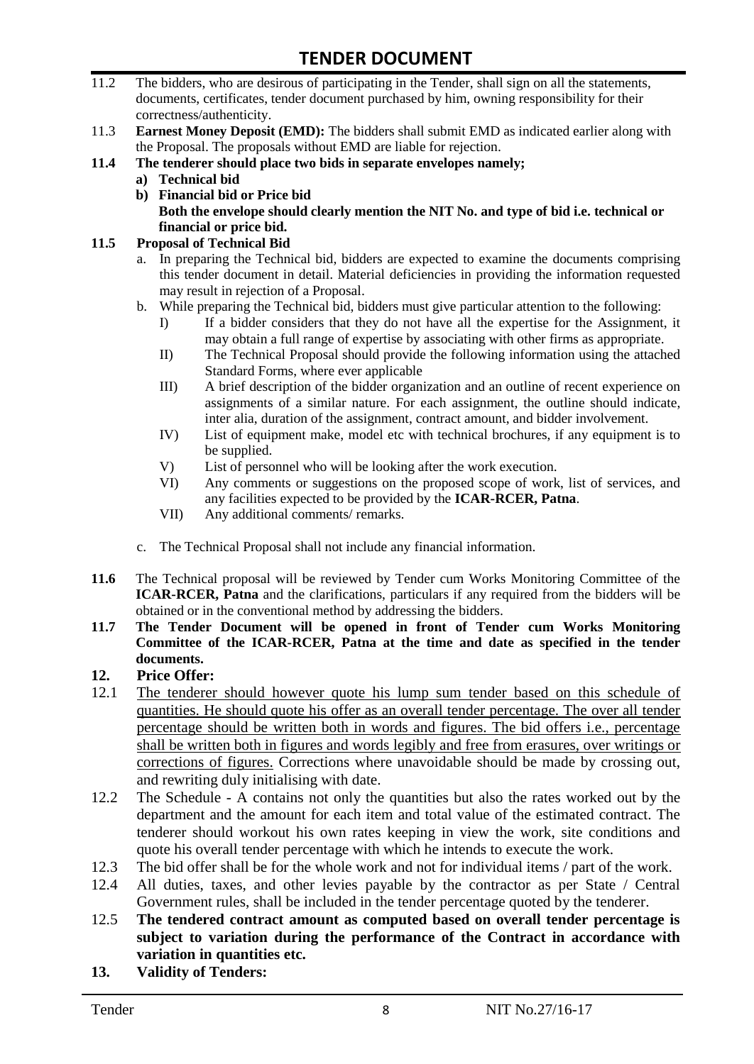11.2 The bidders, who are desirous of participating in the Tender, shall sign on all the statements, documents, certificates, tender document purchased by him, owning responsibility for their correctness/authenticity.

11.3 **Earnest Money Deposit (EMD):** The bidders shall submit EMD as indicated earlier along with the Proposal. The proposals without EMD are liable for rejection.

**11.4 The tenderer should place two bids in separate envelopes namely;**

**a) Technical bid**

**b) Financial bid or Price bid**

**Both the envelope should clearly mention the NIT No. and type of bid i.e. technical or financial or price bid.**

**11.5 Proposal of Technical Bid**

a. In preparing the Technical bid, bidders are expected to examine the documents comprising this tender document in detail. Material deficiencies in providing the information requested may result in rejection of a Proposal.

b. While preparing the Technical bid, bidders must give particular attention to the following:

I) If a bidder considers that they do not have all the expertise for the Assignment, it may obtain a full range of expertise by associating with other firms as appropriate.

II) The Technical Proposal should provide the following information using the attached Standard Forms, where ever applicable

III) A brief description of the bidder organization and an outline of recent experience on assignments of a similar nature. For each assignment, the outline should indicate, inter alia, duration of the assignment, contract amount, and bidder involvement.

IV) List of equipment make, model etc with technical brochures, if any equipment is to be supplied.

V) List of personnel who will be looking after the work execution.

VI) Any comments or suggestions on the proposed scope of work, list of services, and any facilities expected to be provided by the **ICAR-RCER, Patna**.

VII) Any additional comments/ remarks.

c. The Technical Proposal shall not include any financial information.

**11.6** The Technical proposal will be reviewed by Tender cum Works Monitoring Committee of the **ICAR-RCER, Patna** and the clarifications, particulars if any required from the bidders will be obtained or in the conventional method by addressing the bidders.

**11.7 The Tender Document will be opened in front of Tender cum Works Monitoring Committee of the ICAR-RCER, Patna at the time and date as specified in the tender documents.**

**12. Price Offer:**

12.1 <u>The tenderer should however quote his lump sum tender based on this schedule of quantities. He should quote his offer as an overall tender percentage. The over all tender percentage should be written both in words and figures. The bid offers i.e., percentage shall be written both in figures and words legibly and free from erasures, over writings or corrections of figures.</u> Corrections where unavoidable should be made by crossing out, and rewriting duly initialising with date.

12.2 The Schedule - A contains not only the quantities but also the rates worked out by the department and the amount for each item and total value of the estimated contract. The tenderer should workout his own rates keeping in view the work, site conditions and quote his overall tender percentage with which he intends to execute the work.

12.3 The bid offer shall be for the whole work and not for individual items / part of the work.

12.4 All duties, taxes, and other levies payable by the contractor as per State / Central Government rules, shall be included in the tender percentage quoted by the tenderer.

12.5 **The tendered contract amount as computed based on overall tender percentage is subject to variation during the performance of the Contract in accordance with variation in quantities etc.**

**13. Validity of Tenders:**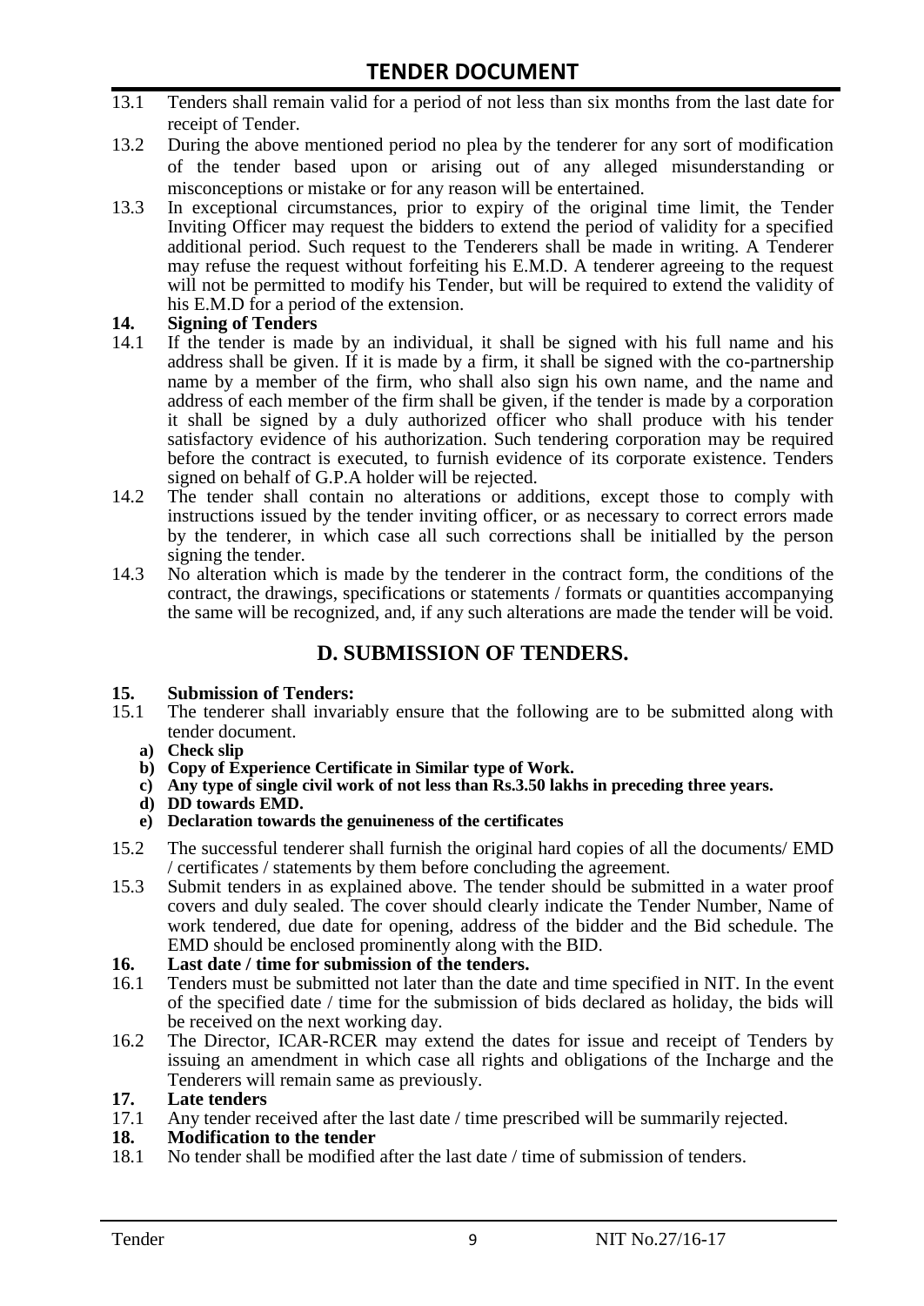13.1 Tenders shall remain valid for a period of not less than six months from the last date for receipt of Tender.

13.2 During the above mentioned period no plea by the tenderer for any sort of modification of the tender based upon or arising out of any alleged misunderstanding or misconceptions or mistake or for any reason will be entertained.

13.3 In exceptional circumstances, prior to expiry of the original time limit, the Tender Inviting Officer may request the bidders to extend the period of validity for a specified additional period. Such request to the Tenderers shall be made in writing. A Tenderer may refuse the request without forfeiting his E.M.D. A tenderer agreeing to the request will not be permitted to modify his Tender, but will be required to extend the validity of his E.M.D for a period of the extension.

**14. Signing of Tenders**

14.1 If the tender is made by an individual, it shall be signed with his full name and his address shall be given. If it is made by a firm, it shall be signed with the co-partnership name by a member of the firm, who shall also sign his own name, and the name and address of each member of the firm shall be given, if the tender is made by a corporation it shall be signed by a duly authorized officer who shall produce with his tender satisfactory evidence of his authorization. Such tendering corporation may be required before the contract is executed, to furnish evidence of its corporate existence. Tenders signed on behalf of G.P.A holder will be rejected.

14.2 The tender shall contain no alterations or additions, except those to comply with instructions issued by the tender inviting officer, or as necessary to correct errors made by the tenderer, in which case all such corrections shall be initialled by the person signing the tender.

14.3 No alteration which is made by the tenderer in the contract form, the conditions of the contract, the drawings, specifications or statements / formats or quantities accompanying the same will be recognized, and, if any such alterations are made the tender will be void.

## D. SUBMISSION OF TENDERS.

**15. Submission of Tenders:**

15.1 The tenderer shall invariably ensure that the following are to be submitted along with tender document.

- **a) Check slip**
- **b) Copy of Experience Certificate in Similar type of Work.**
- **c) Any type of single civil work of not less than Rs.3.50 lakhs in preceding three years.**
- **d) DD towards EMD.**
- **e) Declaration towards the genuineness of the certificates**

15.2 The successful tenderer shall furnish the original hard copies of all the documents/ EMD / certificates / statements by them before concluding the agreement.

15.3 Submit tenders in as explained above. The tender should be submitted in a water proof covers and duly sealed. The cover should clearly indicate the Tender Number, Name of work tendered, due date for opening, address of the bidder and the Bid schedule. The EMD should be enclosed prominently along with the BID.

**16. Last date / time for submission of the tenders.**

16.1 Tenders must be submitted not later than the date and time specified in NIT. In the event of the specified date / time for the submission of bids declared as holiday, the bids will be received on the next working day.

16.2 The Director, ICAR-RCER may extend the dates for issue and receipt of Tenders by issuing an amendment in which case all rights and obligations of the Incharge and the Tenderers will remain same as previously.

**17. Late tenders**

17.1 Any tender received after the last date / time prescribed will be summarily rejected.

**18. Modification to the tender**

18.1 No tender shall be modified after the last date / time of submission of tenders.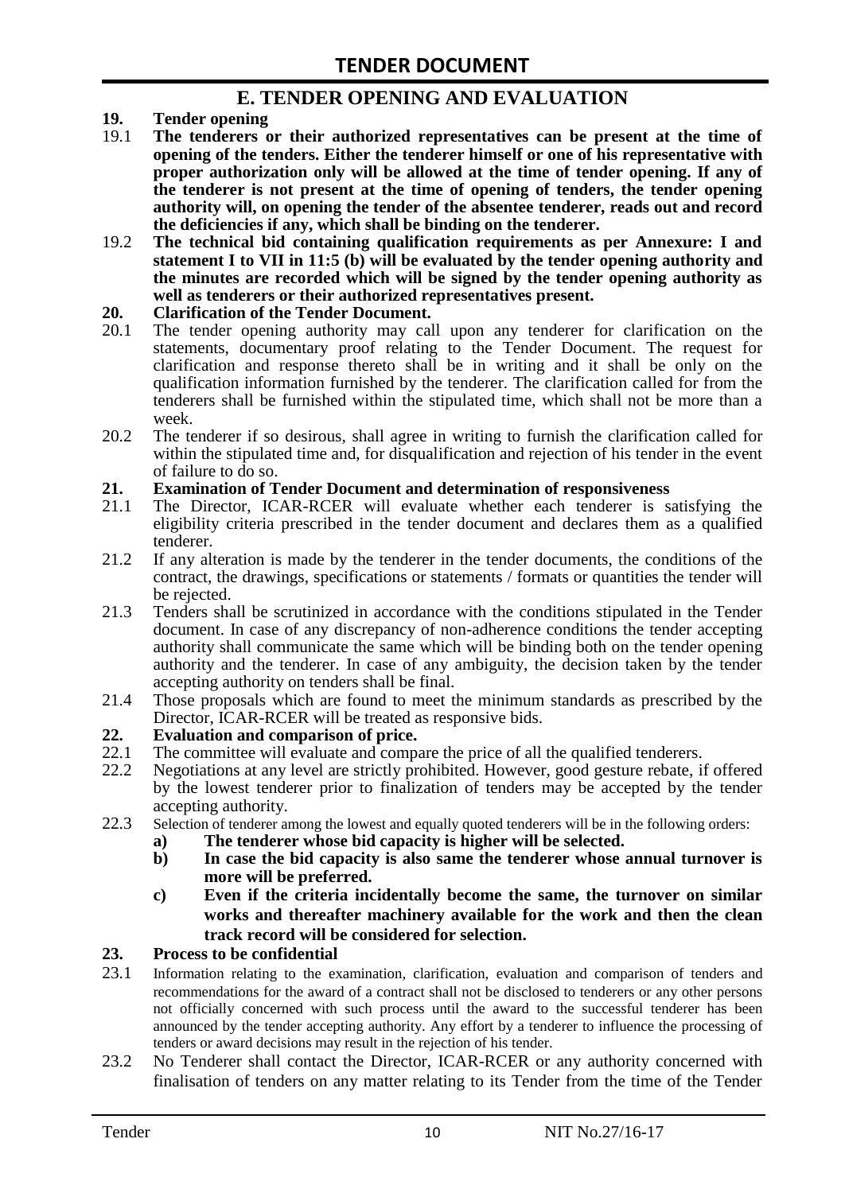## E. TENDER OPENING AND EVALUATION

**19. Tender opening**

19.1 **The tenderers or their authorized representatives can be present at the time of opening of the tenders. Either the tenderer himself or one of his representative with proper authorization only will be allowed at the time of tender opening. If any of the tenderer is not present at the time of opening of tenders, the tender opening authority will, on opening the tender of the absentee tenderer, reads out and record the deficiencies if any, which shall be binding on the tenderer.**

19.2 **The technical bid containing qualification requirements as per Annexure: I and statement I to VII in 11:5 (b) will be evaluated by the tender opening authority and the minutes are recorded which will be signed by the tender opening authority as well as tenderers or their authorized representatives present.**

**20. Clarification of the Tender Document.**

20.1 The tender opening authority may call upon any tenderer for clarification on the statements, documentary proof relating to the Tender Document. The request for clarification and response thereto shall be in writing and it shall be only on the qualification information furnished by the tenderer. The clarification called for from the tenderers shall be furnished within the stipulated time, which shall not be more than a week.

20.2 The tenderer if so desirous, shall agree in writing to furnish the clarification called for within the stipulated time and, for disqualification and rejection of his tender in the event of failure to do so.

**21. Examination of Tender Document and determination of responsiveness**

21.1 The Director, ICAR-RCER will evaluate whether each tenderer is satisfying the eligibility criteria prescribed in the tender document and declares them as a qualified tenderer.

21.2 If any alteration is made by the tenderer in the tender documents, the conditions of the contract, the drawings, specifications or statements / formats or quantities the tender will be rejected.

21.3 Tenders shall be scrutinized in accordance with the conditions stipulated in the Tender document. In case of any discrepancy of non-adherence conditions the tender accepting authority shall communicate the same which will be binding both on the tender opening authority and the tenderer. In case of any ambiguity, the decision taken by the tender accepting authority on tenders shall be final.

21.4 Those proposals which are found to meet the minimum standards as prescribed by the Director, ICAR-RCER will be treated as responsive bids.

**22. Evaluation and comparison of price.**

22.1 The committee will evaluate and compare the price of all the qualified tenderers.

22.2 Negotiations at any level are strictly prohibited. However, good gesture rebate, if offered by the lowest tenderer prior to finalization of tenders may be accepted by the tender accepting authority.

22.3 Selection of tenderer among the lowest and equally quoted tenderers will be in the following orders:

**a) The tenderer whose bid capacity is higher will be selected.**

**b) In case the bid capacity is also same the tenderer whose annual turnover is more will be preferred.**

**c) Even if the criteria incidentally become the same, the turnover on similar works and thereafter machinery available for the work and then the clean track record will be considered for selection.**

**23. Process to be confidential**

23.1 Information relating to the examination, clarification, evaluation and comparison of tenders and recommendations for the award of a contract shall not be disclosed to tenderers or any other persons not officially concerned with such process until the award to the successful tenderer has been announced by the tender accepting authority. Any effort by a tenderer to influence the processing of tenders or award decisions may result in the rejection of his tender.

23.2 No Tenderer shall contact the Director, ICAR-RCER or any authority concerned with finalisation of tenders on any matter relating to its Tender from the time of the Tender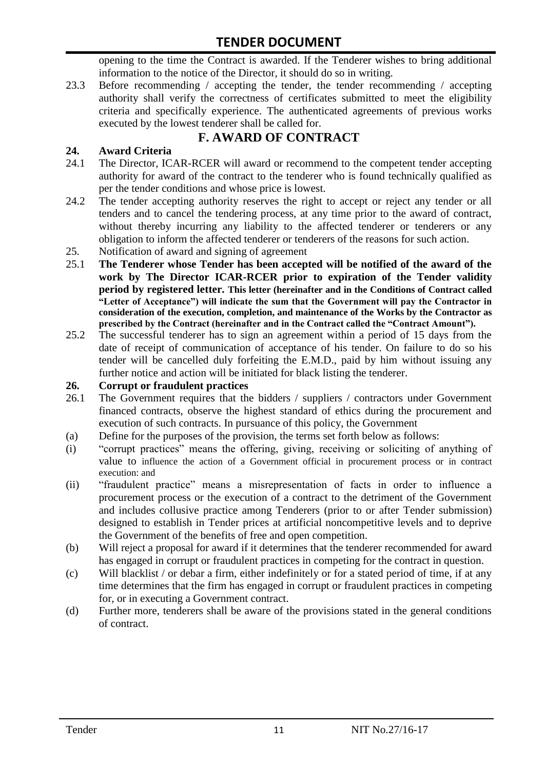opening to the time the Contract is awarded. If the Tenderer wishes to bring additional information to the notice of the Director, it should do so in writing.

23.3 Before recommending / accepting the tender, the tender recommending / accepting authority shall verify the correctness of certificates submitted to meet the eligibility criteria and specifically experience. The authenticated agreements of previous works executed by the lowest tenderer shall be called for.

## F. AWARD OF CONTRACT

**24. Award Criteria**

24.1 The Director, ICAR-RCER will award or recommend to the competent tender accepting authority for award of the contract to the tenderer who is found technically qualified as per the tender conditions and whose price is lowest.

24.2 The tender accepting authority reserves the right to accept or reject any tender or all tenders and to cancel the tendering process, at any time prior to the award of contract, without thereby incurring any liability to the affected tenderer or tenderers or any obligation to inform the affected tenderer or tenderers of the reasons for such action.

25. Notification of award and signing of agreement

25.1 **The Tenderer whose Tender has been accepted will be notified of the award of the work by The Director ICAR-RCER prior to expiration of the Tender validity period by registered letter. This letter (hereinafter and in the Conditions of Contract called "Letter of Acceptance") will indicate the sum that the Government will pay the Contractor in consideration of the execution, completion, and maintenance of the Works by the Contractor as prescribed by the Contract (hereinafter and in the Contract called the "Contract Amount").**

25.2 The successful tenderer has to sign an agreement within a period of 15 days from the date of receipt of communication of acceptance of his tender. On failure to do so his tender will be cancelled duly forfeiting the E.M.D., paid by him without issuing any further notice and action will be initiated for black listing the tenderer.

**26. Corrupt or fraudulent practices**

26.1 The Government requires that the bidders / suppliers / contractors under Government financed contracts, observe the highest standard of ethics during the procurement and execution of such contracts. In pursuance of this policy, the Government

(a) Define for the purposes of the provision, the terms set forth below as follows:

(i) "corrupt practices" means the offering, giving, receiving or soliciting of anything of value to influence the action of a Government official in procurement process or in contract execution: and

(ii) "fraudulent practice" means a misrepresentation of facts in order to influence a procurement process or the execution of a contract to the detriment of the Government and includes collusive practice among Tenderers (prior to or after Tender submission) designed to establish in Tender prices at artificial noncompetitive levels and to deprive the Government of the benefits of free and open competition.

(b) Will reject a proposal for award if it determines that the tenderer recommended for award has engaged in corrupt or fraudulent practices in competing for the contract in question.

(c) Will blacklist / or debar a firm, either indefinitely or for a stated period of time, if at any time determines that the firm has engaged in corrupt or fraudulent practices in competing for, or in executing a Government contract.

(d) Further more, tenderers shall be aware of the provisions stated in the general conditions of contract.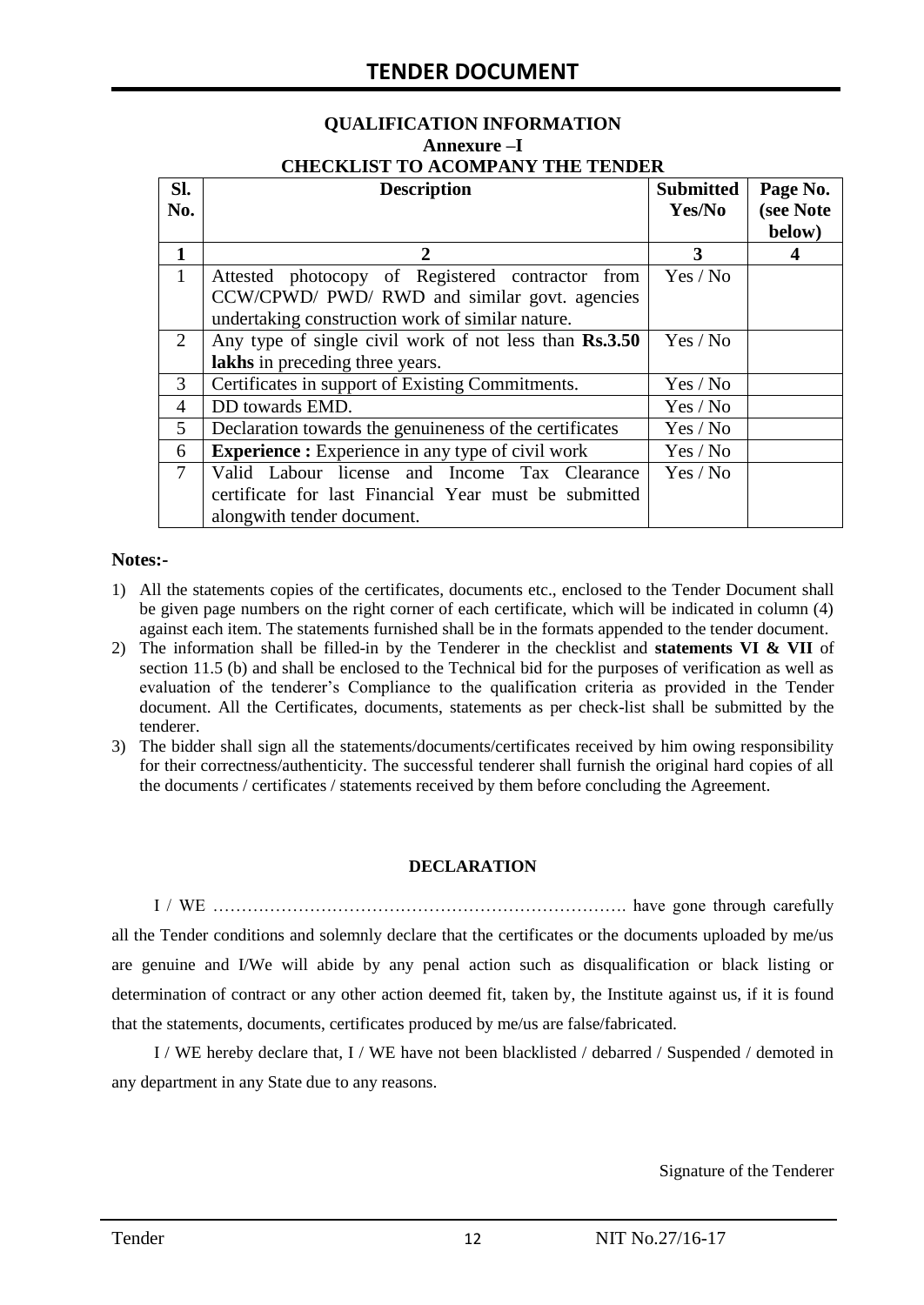## QUALIFICATION INFORMATION

### Annexure –I

### CHECKLIST TO ACOMPANY THE TENDER

| Sl. No. | Description | Submitted Yes/No | Page No. (see Note below) |
|---|---|---|---|
| **1** | **2** | **3** | **4** |
| 1 | Attested photocopy of Registered contractor from CCW/CPWD/ PWD/ RWD and similar govt. agencies undertaking construction work of similar nature. | Yes / No | |
| 2 | Any type of single civil work of not less than **Rs.3.50 lakhs** in preceding three years. | Yes / No | |
| 3 | Certificates in support of Existing Commitments. | Yes / No | |
| 4 | DD towards EMD. | Yes / No | |
| 5 | Declaration towards the genuineness of the certificates | Yes / No | |
| 6 | **Experience :** Experience in any type of civil work | Yes / No | |
| 7 | Valid Labour license and Income Tax Clearance certificate for last Financial Year must be submitted alongwith tender document. | Yes / No | |

**Notes:-**

1) All the statements copies of the certificates, documents etc., enclosed to the Tender Document shall be given page numbers on the right corner of each certificate, which will be indicated in column (4) against each item. The statements furnished shall be in the formats appended to the tender document.
2) The information shall be filled-in by the Tenderer in the checklist and **statements VI & VII** of section 11.5 (b) and shall be enclosed to the Technical bid for the purposes of verification as well as evaluation of the tenderer's Compliance to the qualification criteria as provided in the Tender document. All the Certificates, documents, statements as per check-list shall be submitted by the tenderer.
3) The bidder shall sign all the statements/documents/certificates received by him owing responsibility for their correctness/authenticity. The successful tenderer shall furnish the original hard copies of all the documents / certificates / statements received by them before concluding the Agreement.

**DECLARATION**

I / WE ………………………………………………………………. have gone through carefully all the Tender conditions and solemnly declare that the certificates or the documents uploaded by me/us are genuine and I/We will abide by any penal action such as disqualification or black listing or determination of contract or any other action deemed fit, taken by, the Institute against us, if it is found that the statements, documents, certificates produced by me/us are false/fabricated.

I / WE hereby declare that, I / WE have not been blacklisted / debarred / Suspended / demoted in any department in any State due to any reasons.

Signature of the Tenderer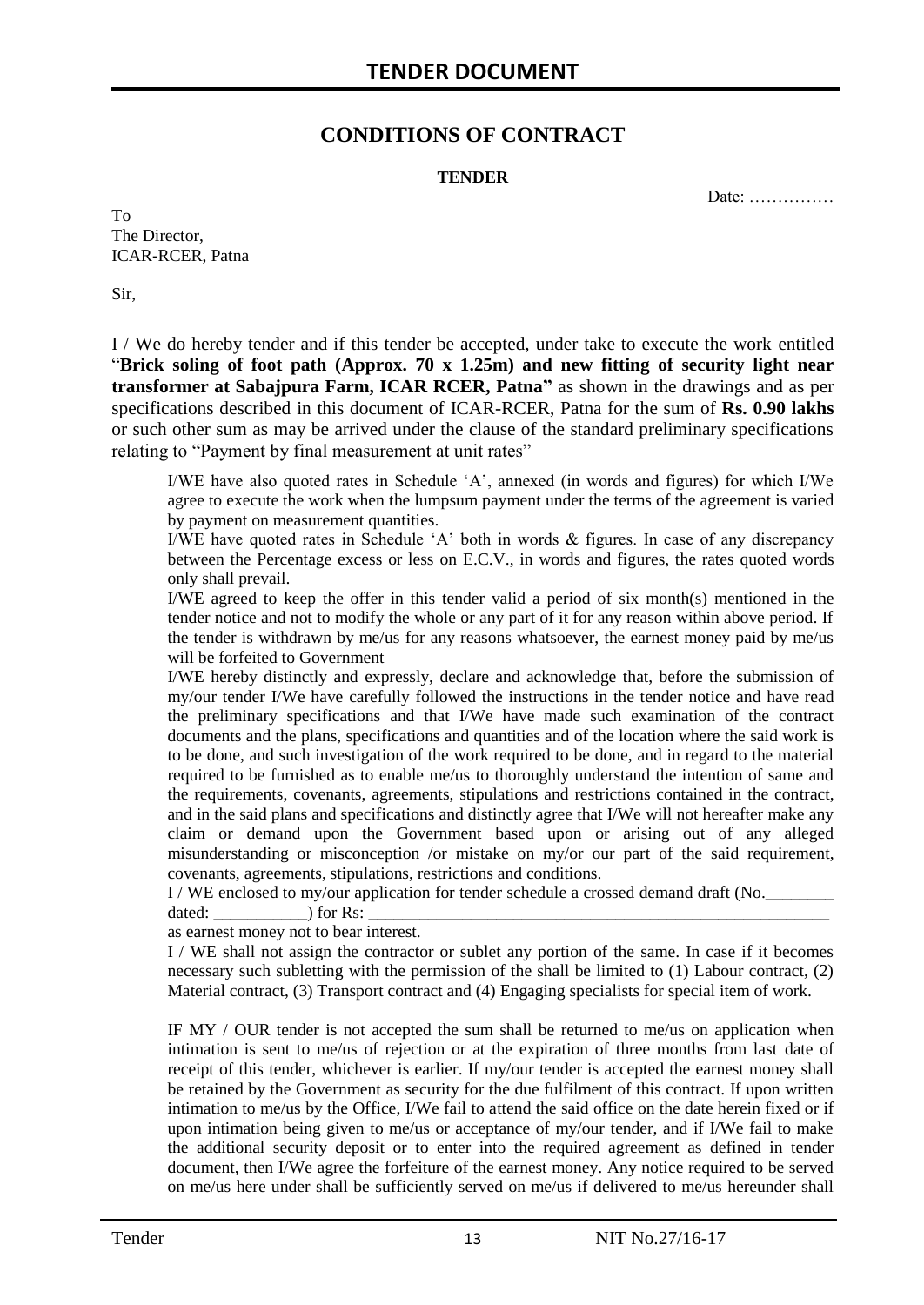# CONDITIONS OF CONTRACT

**TENDER**

Date: ……………

To
The Director,
ICAR-RCER, Patna

Sir,

I / We do hereby tender and if this tender be accepted, under take to execute the work entitled "**Brick soling of foot path (Approx. 70 x 1.25m) and new fitting of security light near transformer at Sabajpura Farm, ICAR RCER, Patna"** as shown in the drawings and as per specifications described in this document of ICAR-RCER, Patna for the sum of **Rs. 0.90 lakhs** or such other sum as may be arrived under the clause of the standard preliminary specifications relating to "Payment by final measurement at unit rates"

I/WE have also quoted rates in Schedule 'A', annexed (in words and figures) for which I/We agree to execute the work when the lumpsum payment under the terms of the agreement is varied by payment on measurement quantities.

I/WE have quoted rates in Schedule 'A' both in words & figures. In case of any discrepancy between the Percentage excess or less on E.C.V., in words and figures, the rates quoted words only shall prevail.

I/WE agreed to keep the offer in this tender valid a period of six month(s) mentioned in the tender notice and not to modify the whole or any part of it for any reason within above period. If the tender is withdrawn by me/us for any reasons whatsoever, the earnest money paid by me/us will be forfeited to Government

I/WE hereby distinctly and expressly, declare and acknowledge that, before the submission of my/our tender I/We have carefully followed the instructions in the tender notice and have read the preliminary specifications and that I/We have made such examination of the contract documents and the plans, specifications and quantities and of the location where the said work is to be done, and such investigation of the work required to be done, and in regard to the material required to be furnished as to enable me/us to thoroughly understand the intention of same and the requirements, covenants, agreements, stipulations and restrictions contained in the contract, and in the said plans and specifications and distinctly agree that I/We will not hereafter make any claim or demand upon the Government based upon or arising out of any alleged misunderstanding or misconception /or mistake on my/or our part of the said requirement, covenants, agreements, stipulations, restrictions and conditions.

I / WE enclosed to my/our application for tender schedule a crossed demand draft (No.________ dated: ___________) for Rs: ___________________________________________________________ as earnest money not to bear interest.

I / WE shall not assign the contractor or sublet any portion of the same. In case if it becomes necessary such subletting with the permission of the shall be limited to (1) Labour contract, (2) Material contract, (3) Transport contract and (4) Engaging specialists for special item of work.

IF MY / OUR tender is not accepted the sum shall be returned to me/us on application when intimation is sent to me/us of rejection or at the expiration of three months from last date of receipt of this tender, whichever is earlier. If my/our tender is accepted the earnest money shall be retained by the Government as security for the due fulfilment of this contract. If upon written intimation to me/us by the Office, I/We fail to attend the said office on the date herein fixed or if upon intimation being given to me/us or acceptance of my/our tender, and if I/We fail to make the additional security deposit or to enter into the required agreement as defined in tender document, then I/We agree the forfeiture of the earnest money. Any notice required to be served on me/us here under shall be sufficiently served on me/us if delivered to me/us hereunder shall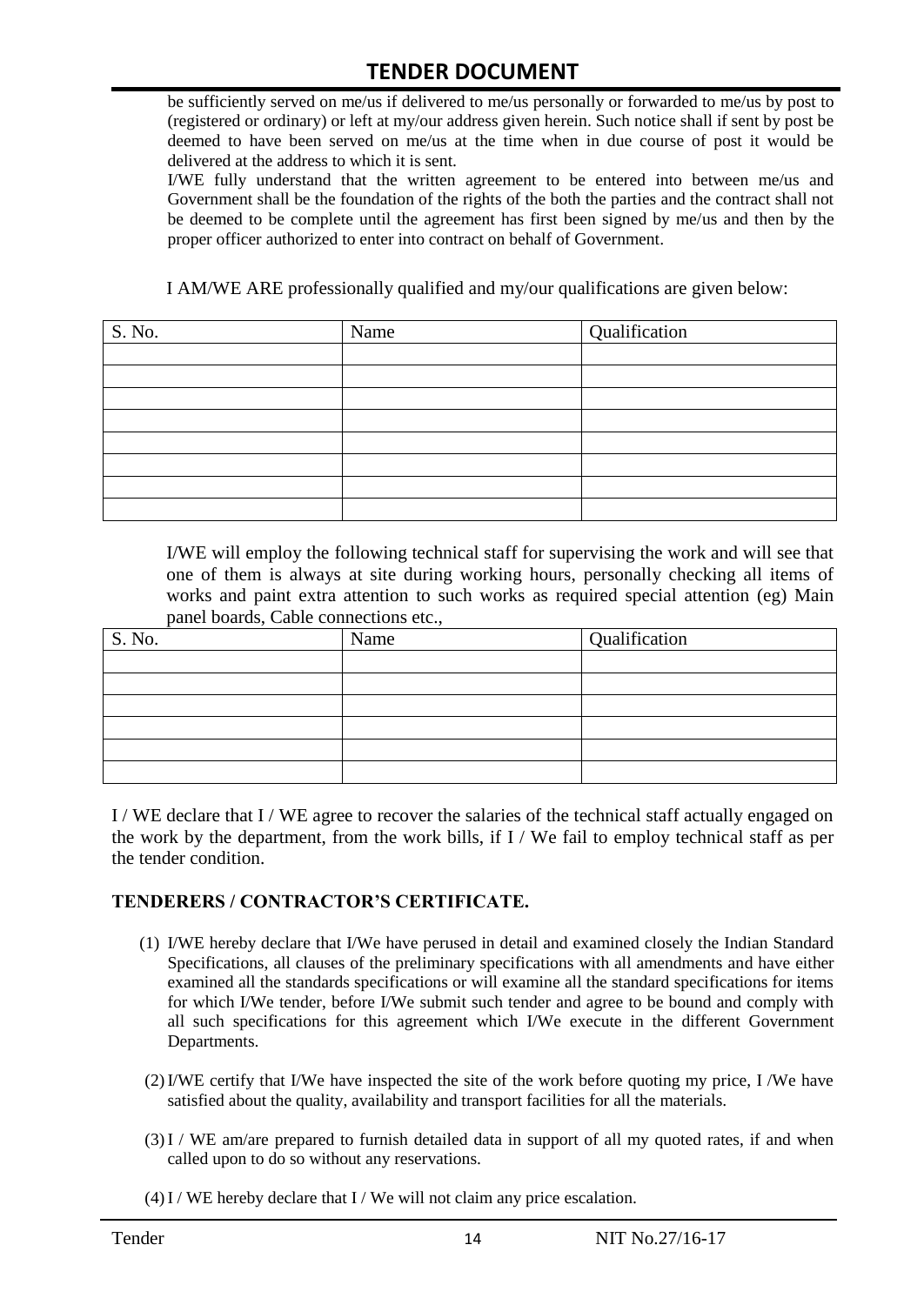be sufficiently served on me/us if delivered to me/us personally or forwarded to me/us by post to (registered or ordinary) or left at my/our address given herein. Such notice shall if sent by post be deemed to have been served on me/us at the time when in due course of post it would be delivered at the address to which it is sent.

I/WE fully understand that the written agreement to be entered into between me/us and Government shall be the foundation of the rights of the both the parties and the contract shall not be deemed to be complete until the agreement has first been signed by me/us and then by the proper officer authorized to enter into contract on behalf of Government.

I AM/WE ARE professionally qualified and my/our qualifications are given below:

| S. No. | Name | Qualification |
|---|---|---|
| | | |
| | | |
| | | |
| | | |
| | | |
| | | |
| | | |
| | | |

I/WE will employ the following technical staff for supervising the work and will see that one of them is always at site during working hours, personally checking all items of works and paint extra attention to such works as required special attention (eg) Main panel boards, Cable connections etc.,

| S. No. | Name | Qualification |
|---|---|---|
| | | |
| | | |
| | | |
| | | |
| | | |
| | | |

I / WE declare that I / WE agree to recover the salaries of the technical staff actually engaged on the work by the department, from the work bills, if I / We fail to employ technical staff as per the tender condition.

## TENDERERS / CONTRACTOR'S CERTIFICATE.

(1) I/WE hereby declare that I/We have perused in detail and examined closely the Indian Standard Specifications, all clauses of the preliminary specifications with all amendments and have either examined all the standards specifications or will examine all the standard specifications for items for which I/We tender, before I/We submit such tender and agree to be bound and comply with all such specifications for this agreement which I/We execute in the different Government Departments.

(2) I/WE certify that I/We have inspected the site of the work before quoting my price, I /We have satisfied about the quality, availability and transport facilities for all the materials.

(3) I / WE am/are prepared to furnish detailed data in support of all my quoted rates, if and when called upon to do so without any reservations.

(4) I / WE hereby declare that I / We will not claim any price escalation.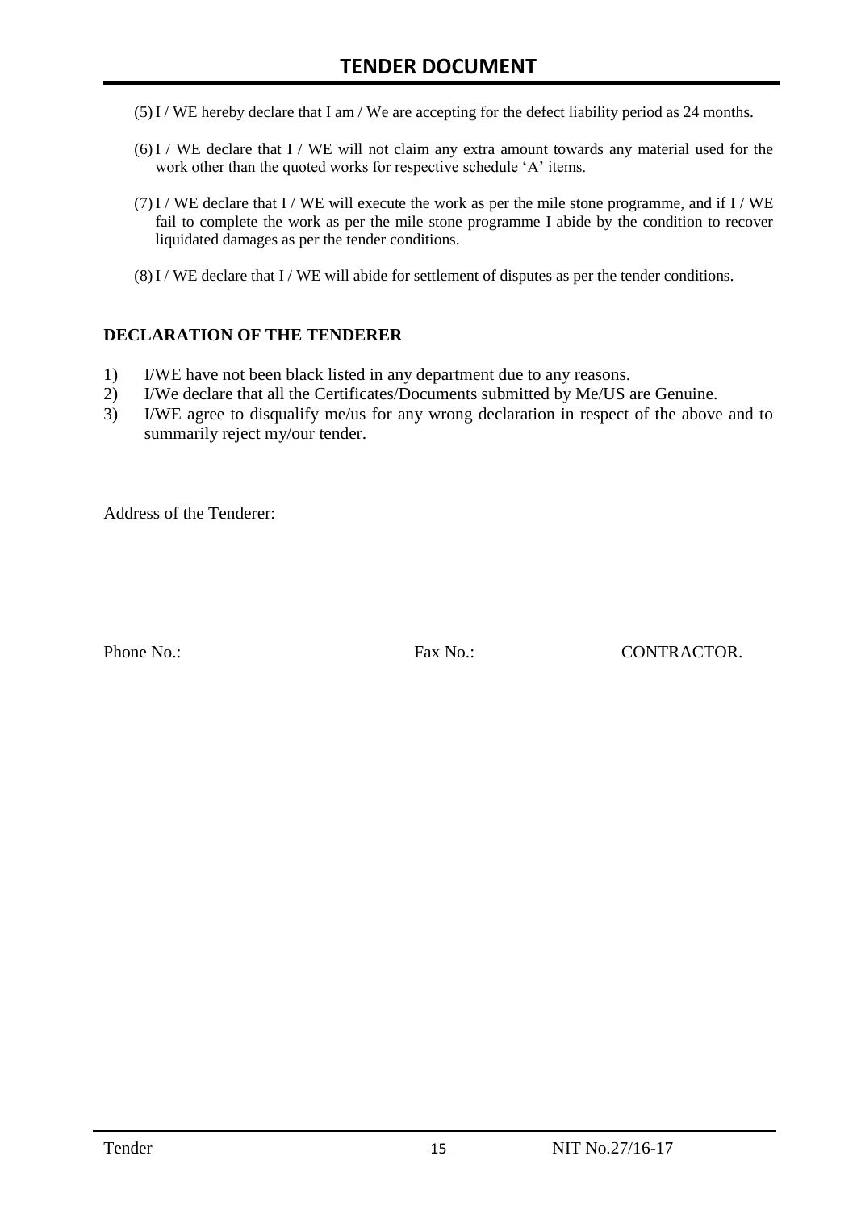(5) I / WE hereby declare that I am / We are accepting for the defect liability period as 24 months.

(6) I / WE declare that I / WE will not claim any extra amount towards any material used for the work other than the quoted works for respective schedule 'A' items.

(7) I / WE declare that I / WE will execute the work as per the mile stone programme, and if I / WE fail to complete the work as per the mile stone programme I abide by the condition to recover liquidated damages as per the tender conditions.

(8) I / WE declare that I / WE will abide for settlement of disputes as per the tender conditions.

**DECLARATION OF THE TENDERER**

1) I/WE have not been black listed in any department due to any reasons.
2) I/We declare that all the Certificates/Documents submitted by Me/US are Genuine.
3) I/WE agree to disqualify me/us for any wrong declaration in respect of the above and to summarily reject my/our tender.

Address of the Tenderer:

Phone No.: Fax No.: CONTRACTOR.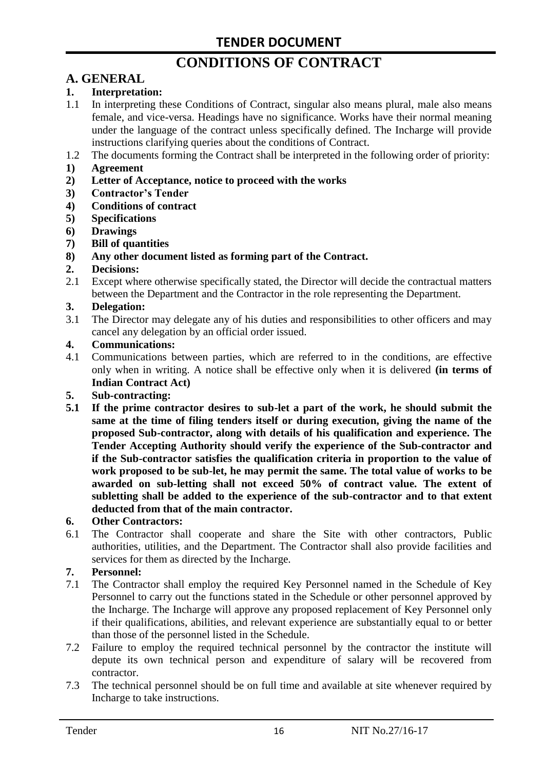# TENDER DOCUMENT

# CONDITIONS OF CONTRACT

## A. GENERAL

**1. Interpretation:**

1.1 In interpreting these Conditions of Contract, singular also means plural, male also means female, and vice-versa. Headings have no significance. Works have their normal meaning under the language of the contract unless specifically defined. The Incharge will provide instructions clarifying queries about the conditions of Contract.

1.2 The documents forming the Contract shall be interpreted in the following order of priority:

**1) Agreement**

**2) Letter of Acceptance, notice to proceed with the works**

**3) Contractor's Tender**

**4) Conditions of contract**

**5) Specifications**

**6) Drawings**

**7) Bill of quantities**

**8) Any other document listed as forming part of the Contract.**

**2. Decisions:**

2.1 Except where otherwise specifically stated, the Director will decide the contractual matters between the Department and the Contractor in the role representing the Department.

**3. Delegation:**

3.1 The Director may delegate any of his duties and responsibilities to other officers and may cancel any delegation by an official order issued.

**4. Communications:**

4.1 Communications between parties, which are referred to in the conditions, are effective only when in writing. A notice shall be effective only when it is delivered **(in terms of Indian Contract Act)**

**5. Sub-contracting:**

**5.1 If the prime contractor desires to sub-let a part of the work, he should submit the same at the time of filing tenders itself or during execution, giving the name of the proposed Sub-contractor, along with details of his qualification and experience. The Tender Accepting Authority should verify the experience of the Sub-contractor and if the Sub-contractor satisfies the qualification criteria in proportion to the value of work proposed to be sub-let, he may permit the same. The total value of works to be awarded on sub-letting shall not exceed 50% of contract value. The extent of subletting shall be added to the experience of the sub-contractor and to that extent deducted from that of the main contractor.**

**6. Other Contractors:**

6.1 The Contractor shall cooperate and share the Site with other contractors, Public authorities, utilities, and the Department. The Contractor shall also provide facilities and services for them as directed by the Incharge.

**7. Personnel:**

7.1 The Contractor shall employ the required Key Personnel named in the Schedule of Key Personnel to carry out the functions stated in the Schedule or other personnel approved by the Incharge. The Incharge will approve any proposed replacement of Key Personnel only if their qualifications, abilities, and relevant experience are substantially equal to or better than those of the personnel listed in the Schedule.

7.2 Failure to employ the required technical personnel by the contractor the institute will depute its own technical person and expenditure of salary will be recovered from contractor.

7.3 The technical personnel should be on full time and available at site whenever required by Incharge to take instructions.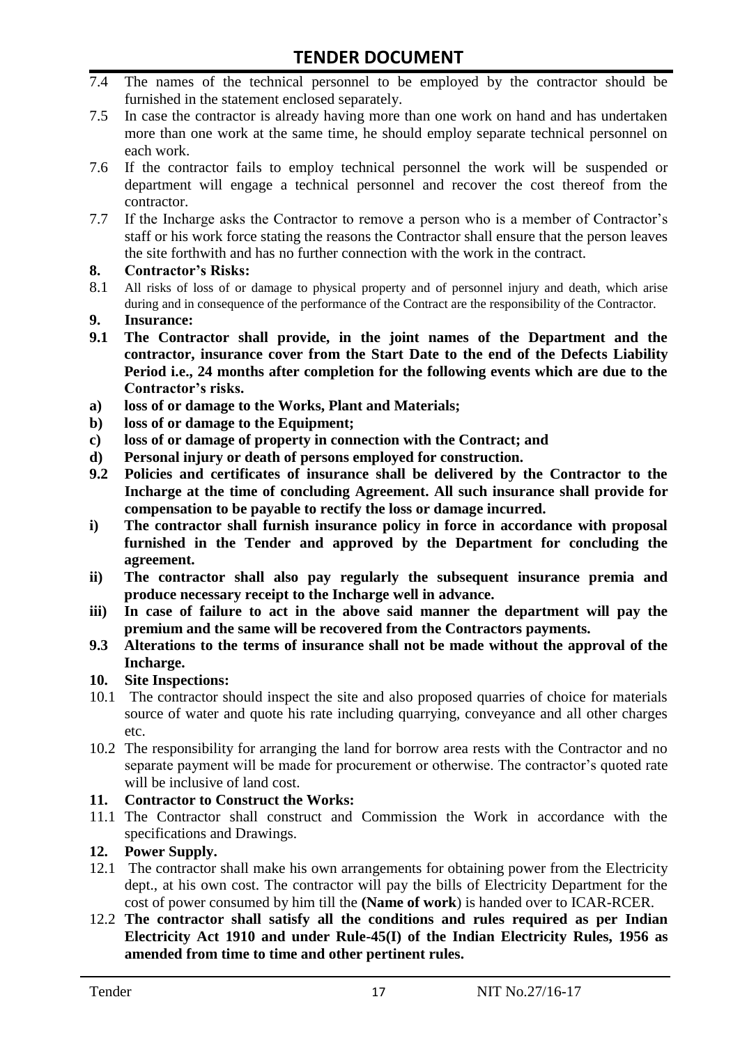7.4 The names of the technical personnel to be employed by the contractor should be furnished in the statement enclosed separately.

7.5 In case the contractor is already having more than one work on hand and has undertaken more than one work at the same time, he should employ separate technical personnel on each work.

7.6 If the contractor fails to employ technical personnel the work will be suspended or department will engage a technical personnel and recover the cost thereof from the contractor.

7.7 If the Incharge asks the Contractor to remove a person who is a member of Contractor's staff or his work force stating the reasons the Contractor shall ensure that the person leaves the site forthwith and has no further connection with the work in the contract.

**8. Contractor's Risks:**

8.1 All risks of loss of or damage to physical property and of personnel injury and death, which arise during and in consequence of the performance of the Contract are the responsibility of the Contractor.

**9. Insurance:**

**9.1 The Contractor shall provide, in the joint names of the Department and the contractor, insurance cover from the Start Date to the end of the Defects Liability Period i.e., 24 months after completion for the following events which are due to the Contractor's risks.**

**a) loss of or damage to the Works, Plant and Materials;**

**b) loss of or damage to the Equipment;**

**c) loss of or damage of property in connection with the Contract; and**

**d) Personal injury or death of persons employed for construction.**

**9.2 Policies and certificates of insurance shall be delivered by the Contractor to the Incharge at the time of concluding Agreement. All such insurance shall provide for compensation to be payable to rectify the loss or damage incurred.**

**i) The contractor shall furnish insurance policy in force in accordance with proposal furnished in the Tender and approved by the Department for concluding the agreement.**

**ii) The contractor shall also pay regularly the subsequent insurance premia and produce necessary receipt to the Incharge well in advance.**

**iii) In case of failure to act in the above said manner the department will pay the premium and the same will be recovered from the Contractors payments.**

**9.3 Alterations to the terms of insurance shall not be made without the approval of the Incharge.**

**10. Site Inspections:**

10.1 The contractor should inspect the site and also proposed quarries of choice for materials source of water and quote his rate including quarrying, conveyance and all other charges etc.

10.2 The responsibility for arranging the land for borrow area rests with the Contractor and no separate payment will be made for procurement or otherwise. The contractor's quoted rate will be inclusive of land cost.

**11. Contractor to Construct the Works:**

11.1 The Contractor shall construct and Commission the Work in accordance with the specifications and Drawings.

**12. Power Supply.**

12.1 The contractor shall make his own arrangements for obtaining power from the Electricity dept., at his own cost. The contractor will pay the bills of Electricity Department for the cost of power consumed by him till the **(Name of work**) is handed over to ICAR-RCER.

12.2 **The contractor shall satisfy all the conditions and rules required as per Indian Electricity Act 1910 and under Rule-45(I) of the Indian Electricity Rules, 1956 as amended from time to time and other pertinent rules.**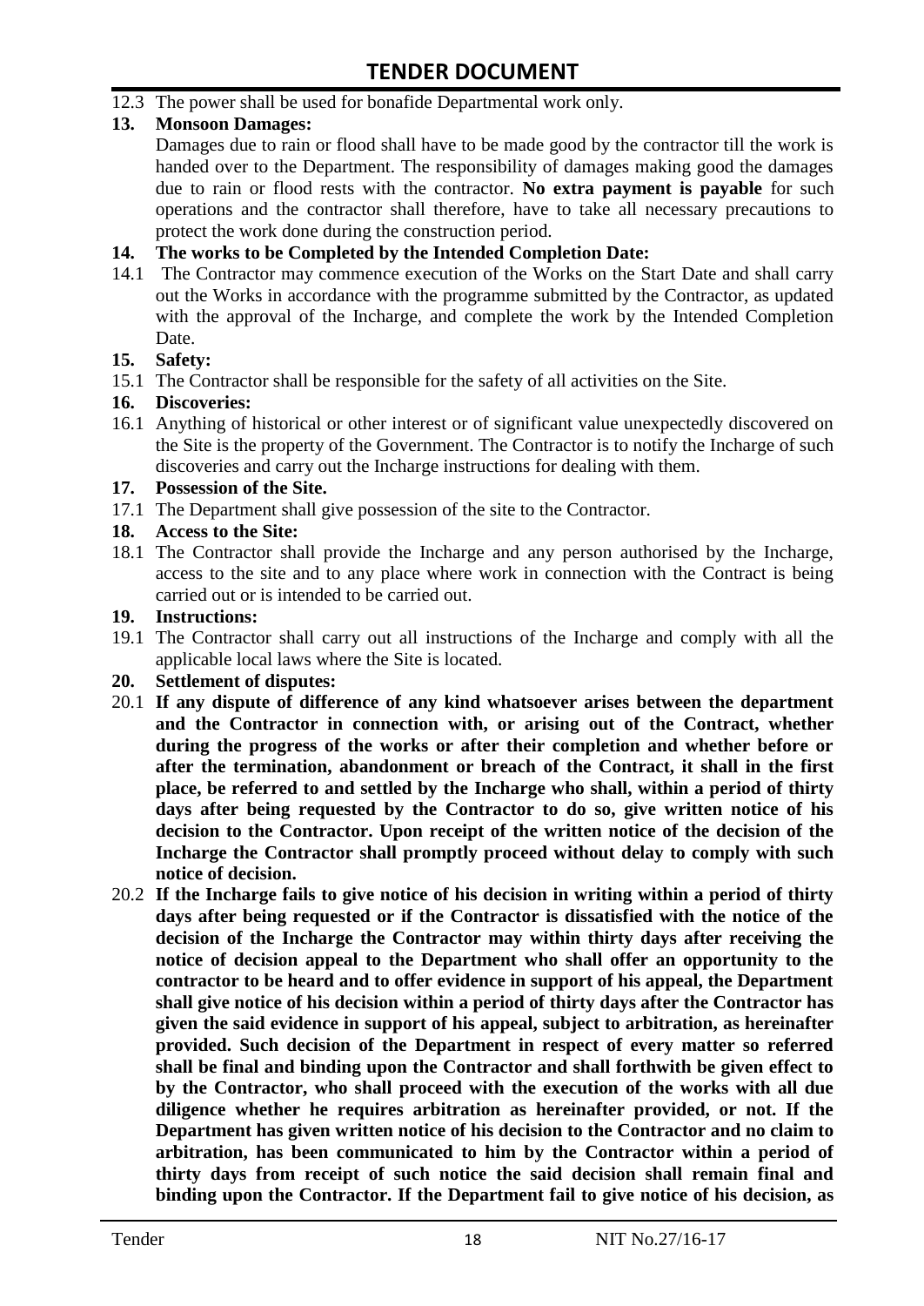12.3 The power shall be used for bonafide Departmental work only.

**13. Monsoon Damages:**

Damages due to rain or flood shall have to be made good by the contractor till the work is handed over to the Department. The responsibility of damages making good the damages due to rain or flood rests with the contractor. **No extra payment is payable** for such operations and the contractor shall therefore, have to take all necessary precautions to protect the work done during the construction period.

**14. The works to be Completed by the Intended Completion Date:**

14.1 The Contractor may commence execution of the Works on the Start Date and shall carry out the Works in accordance with the programme submitted by the Contractor, as updated with the approval of the Incharge, and complete the work by the Intended Completion Date.

**15. Safety:**

15.1 The Contractor shall be responsible for the safety of all activities on the Site.

**16. Discoveries:**

16.1 Anything of historical or other interest or of significant value unexpectedly discovered on the Site is the property of the Government. The Contractor is to notify the Incharge of such discoveries and carry out the Incharge instructions for dealing with them.

**17. Possession of the Site.**

17.1 The Department shall give possession of the site to the Contractor.

**18. Access to the Site:**

18.1 The Contractor shall provide the Incharge and any person authorised by the Incharge, access to the site and to any place where work in connection with the Contract is being carried out or is intended to be carried out.

**19. Instructions:**

19.1 The Contractor shall carry out all instructions of the Incharge and comply with all the applicable local laws where the Site is located.

**20. Settlement of disputes:**

20.1 **If any dispute of difference of any kind whatsoever arises between the department and the Contractor in connection with, or arising out of the Contract, whether during the progress of the works or after their completion and whether before or after the termination, abandonment or breach of the Contract, it shall in the first place, be referred to and settled by the Incharge who shall, within a period of thirty days after being requested by the Contractor to do so, give written notice of his decision to the Contractor. Upon receipt of the written notice of the decision of the Incharge the Contractor shall promptly proceed without delay to comply with such notice of decision.**

20.2 **If the Incharge fails to give notice of his decision in writing within a period of thirty days after being requested or if the Contractor is dissatisfied with the notice of the decision of the Incharge the Contractor may within thirty days after receiving the notice of decision appeal to the Department who shall offer an opportunity to the contractor to be heard and to offer evidence in support of his appeal, the Department shall give notice of his decision within a period of thirty days after the Contractor has given the said evidence in support of his appeal, subject to arbitration, as hereinafter provided. Such decision of the Department in respect of every matter so referred shall be final and binding upon the Contractor and shall forthwith be given effect to by the Contractor, who shall proceed with the execution of the works with all due diligence whether he requires arbitration as hereinafter provided, or not. If the Department has given written notice of his decision to the Contractor and no claim to arbitration, has been communicated to him by the Contractor within a period of thirty days from receipt of such notice the said decision shall remain final and binding upon the Contractor. If the Department fail to give notice of his decision, as**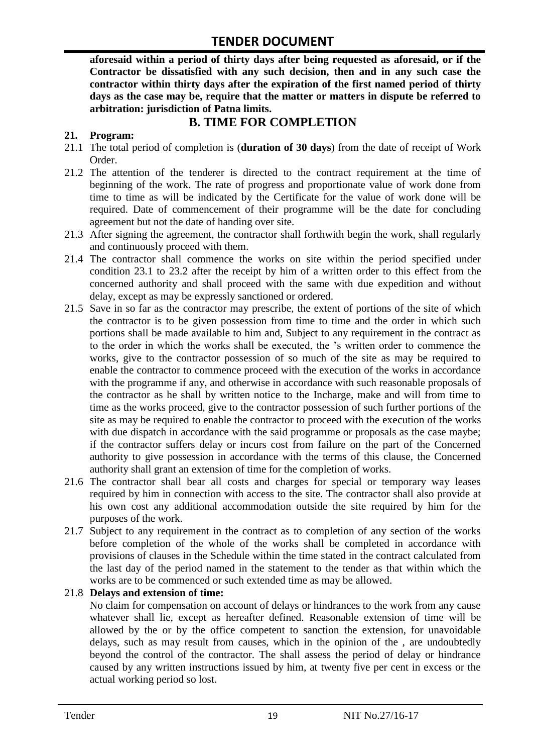**aforesaid within a period of thirty days after being requested as aforesaid, or if the Contractor be dissatisfied with any such decision, then and in any such case the contractor within thirty days after the expiration of the first named period of thirty days as the case may be, require that the matter or matters in dispute be referred to arbitration: jurisdiction of Patna limits.**

## B. TIME FOR COMPLETION

**21. Program:**

21.1 The total period of completion is (**duration of 30 days**) from the date of receipt of Work Order.

21.2 The attention of the tenderer is directed to the contract requirement at the time of beginning of the work. The rate of progress and proportionate value of work done from time to time as will be indicated by the Certificate for the value of work done will be required. Date of commencement of their programme will be the date for concluding agreement but not the date of handing over site.

21.3 After signing the agreement, the contractor shall forthwith begin the work, shall regularly and continuously proceed with them.

21.4 The contractor shall commence the works on site within the period specified under condition 23.1 to 23.2 after the receipt by him of a written order to this effect from the concerned authority and shall proceed with the same with due expedition and without delay, except as may be expressly sanctioned or ordered.

21.5 Save in so far as the contractor may prescribe, the extent of portions of the site of which the contractor is to be given possession from time to time and the order in which such portions shall be made available to him and, Subject to any requirement in the contract as to the order in which the works shall be executed, the 's written order to commence the works, give to the contractor possession of so much of the site as may be required to enable the contractor to commence proceed with the execution of the works in accordance with the programme if any, and otherwise in accordance with such reasonable proposals of the contractor as he shall by written notice to the Incharge, make and will from time to time as the works proceed, give to the contractor possession of such further portions of the site as may be required to enable the contractor to proceed with the execution of the works with due dispatch in accordance with the said programme or proposals as the case maybe; if the contractor suffers delay or incurs cost from failure on the part of the Concerned authority to give possession in accordance with the terms of this clause, the Concerned authority shall grant an extension of time for the completion of works.

21.6 The contractor shall bear all costs and charges for special or temporary way leases required by him in connection with access to the site. The contractor shall also provide at his own cost any additional accommodation outside the site required by him for the purposes of the work.

21.7 Subject to any requirement in the contract as to completion of any section of the works before completion of the whole of the works shall be completed in accordance with provisions of clauses in the Schedule within the time stated in the contract calculated from the last day of the period named in the statement to the tender as that within which the works are to be commenced or such extended time as may be allowed.

21.8 **Delays and extension of time:**

No claim for compensation on account of delays or hindrances to the work from any cause whatever shall lie, except as hereafter defined. Reasonable extension of time will be allowed by the or by the office competent to sanction the extension, for unavoidable delays, such as may result from causes, which in the opinion of the , are undoubtedly beyond the control of the contractor. The shall assess the period of delay or hindrance caused by any written instructions issued by him, at twenty five per cent in excess or the actual working period so lost.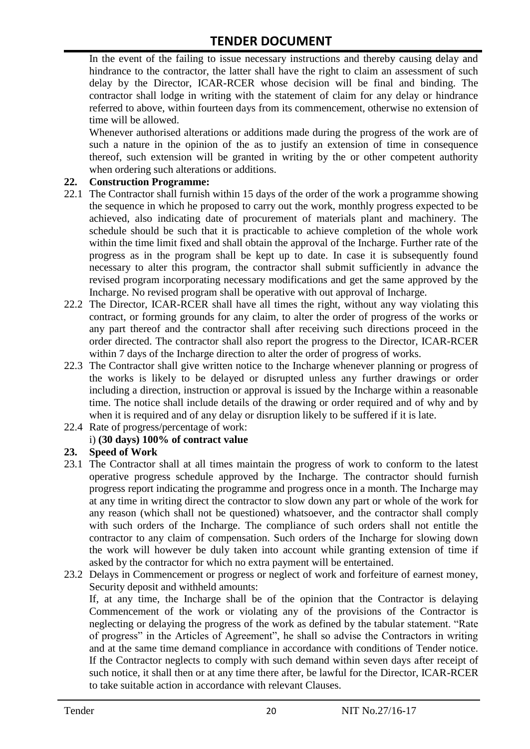In the event of the failing to issue necessary instructions and thereby causing delay and hindrance to the contractor, the latter shall have the right to claim an assessment of such delay by the Director, ICAR-RCER whose decision will be final and binding. The contractor shall lodge in writing with the statement of claim for any delay or hindrance referred to above, within fourteen days from its commencement, otherwise no extension of time will be allowed.

Whenever authorised alterations or additions made during the progress of the work are of such a nature in the opinion of the as to justify an extension of time in consequence thereof, such extension will be granted in writing by the or other competent authority when ordering such alterations or additions.

**22. Construction Programme:**

22.1 The Contractor shall furnish within 15 days of the order of the work a programme showing the sequence in which he proposed to carry out the work, monthly progress expected to be achieved, also indicating date of procurement of materials plant and machinery. The schedule should be such that it is practicable to achieve completion of the whole work within the time limit fixed and shall obtain the approval of the Incharge. Further rate of the progress as in the program shall be kept up to date. In case it is subsequently found necessary to alter this program, the contractor shall submit sufficiently in advance the revised program incorporating necessary modifications and get the same approved by the Incharge. No revised program shall be operative with out approval of Incharge.

22.2 The Director, ICAR-RCER shall have all times the right, without any way violating this contract, or forming grounds for any claim, to alter the order of progress of the works or any part thereof and the contractor shall after receiving such directions proceed in the order directed. The contractor shall also report the progress to the Director, ICAR-RCER within 7 days of the Incharge direction to alter the order of progress of works.

22.3 The Contractor shall give written notice to the Incharge whenever planning or progress of the works is likely to be delayed or disrupted unless any further drawings or order including a direction, instruction or approval is issued by the Incharge within a reasonable time. The notice shall include details of the drawing or order required and of why and by when it is required and of any delay or disruption likely to be suffered if it is late.

22.4 Rate of progress/percentage of work:

i) **(30 days) 100% of contract value**

**23. Speed of Work**

23.1 The Contractor shall at all times maintain the progress of work to conform to the latest operative progress schedule approved by the Incharge. The contractor should furnish progress report indicating the programme and progress once in a month. The Incharge may at any time in writing direct the contractor to slow down any part or whole of the work for any reason (which shall not be questioned) whatsoever, and the contractor shall comply with such orders of the Incharge. The compliance of such orders shall not entitle the contractor to any claim of compensation. Such orders of the Incharge for slowing down the work will however be duly taken into account while granting extension of time if asked by the contractor for which no extra payment will be entertained.

23.2 Delays in Commencement or progress or neglect of work and forfeiture of earnest money, Security deposit and withheld amounts:

If, at any time, the Incharge shall be of the opinion that the Contractor is delaying Commencement of the work or violating any of the provisions of the Contractor is neglecting or delaying the progress of the work as defined by the tabular statement. "Rate of progress" in the Articles of Agreement", he shall so advise the Contractors in writing and at the same time demand compliance in accordance with conditions of Tender notice. If the Contractor neglects to comply with such demand within seven days after receipt of such notice, it shall then or at any time there after, be lawful for the Director, ICAR-RCER to take suitable action in accordance with relevant Clauses.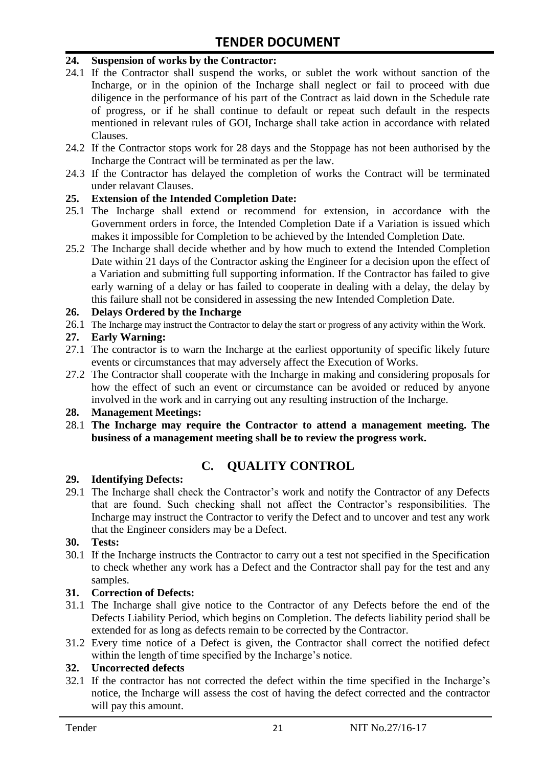**24. Suspension of works by the Contractor:**

24.1 If the Contractor shall suspend the works, or sublet the work without sanction of the Incharge, or in the opinion of the Incharge shall neglect or fail to proceed with due diligence in the performance of his part of the Contract as laid down in the Schedule rate of progress, or if he shall continue to default or repeat such default in the respects mentioned in relevant rules of GOI, Incharge shall take action in accordance with related Clauses.

24.2 If the Contractor stops work for 28 days and the Stoppage has not been authorised by the Incharge the Contract will be terminated as per the law.

24.3 If the Contractor has delayed the completion of works the Contract will be terminated under relavant Clauses.

**25. Extension of the Intended Completion Date:**

25.1 The Incharge shall extend or recommend for extension, in accordance with the Government orders in force, the Intended Completion Date if a Variation is issued which makes it impossible for Completion to be achieved by the Intended Completion Date.

25.2 The Incharge shall decide whether and by how much to extend the Intended Completion Date within 21 days of the Contractor asking the Engineer for a decision upon the effect of a Variation and submitting full supporting information. If the Contractor has failed to give early warning of a delay or has failed to cooperate in dealing with a delay, the delay by this failure shall not be considered in assessing the new Intended Completion Date.

**26. Delays Ordered by the Incharge**

26.1 The Incharge may instruct the Contractor to delay the start or progress of any activity within the Work.

**27. Early Warning:**

27.1 The contractor is to warn the Incharge at the earliest opportunity of specific likely future events or circumstances that may adversely affect the Execution of Works.

27.2 The Contractor shall cooperate with the Incharge in making and considering proposals for how the effect of such an event or circumstance can be avoided or reduced by anyone involved in the work and in carrying out any resulting instruction of the Incharge.

**28. Management Meetings:**

28.1 **The Incharge may require the Contractor to attend a management meeting. The business of a management meeting shall be to review the progress work.**

## C. QUALITY CONTROL

**29. Identifying Defects:**

29.1 The Incharge shall check the Contractor's work and notify the Contractor of any Defects that are found. Such checking shall not affect the Contractor's responsibilities. The Incharge may instruct the Contractor to verify the Defect and to uncover and test any work that the Engineer considers may be a Defect.

**30. Tests:**

30.1 If the Incharge instructs the Contractor to carry out a test not specified in the Specification to check whether any work has a Defect and the Contractor shall pay for the test and any samples.

**31. Correction of Defects:**

31.1 The Incharge shall give notice to the Contractor of any Defects before the end of the Defects Liability Period, which begins on Completion. The defects liability period shall be extended for as long as defects remain to be corrected by the Contractor.

31.2 Every time notice of a Defect is given, the Contractor shall correct the notified defect within the length of time specified by the Incharge's notice.

**32. Uncorrected defects**

32.1 If the contractor has not corrected the defect within the time specified in the Incharge's notice, the Incharge will assess the cost of having the defect corrected and the contractor will pay this amount.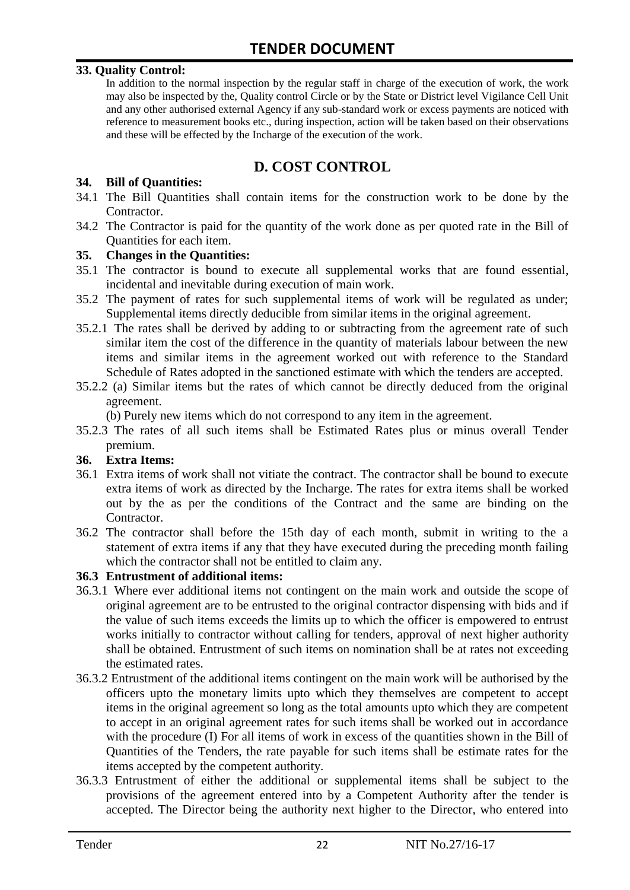**33. Quality Control:**

In addition to the normal inspection by the regular staff in charge of the execution of work, the work may also be inspected by the, Quality control Circle or by the State or District level Vigilance Cell Unit and any other authorised external Agency if any sub-standard work or excess payments are noticed with reference to measurement books etc., during inspection, action will be taken based on their observations and these will be effected by the Incharge of the execution of the work.

## D. COST CONTROL

**34. Bill of Quantities:**

34.1 The Bill Quantities shall contain items for the construction work to be done by the Contractor.

34.2 The Contractor is paid for the quantity of the work done as per quoted rate in the Bill of Quantities for each item.

**35. Changes in the Quantities:**

35.1 The contractor is bound to execute all supplemental works that are found essential, incidental and inevitable during execution of main work.

35.2 The payment of rates for such supplemental items of work will be regulated as under; Supplemental items directly deducible from similar items in the original agreement.

35.2.1 The rates shall be derived by adding to or subtracting from the agreement rate of such similar item the cost of the difference in the quantity of materials labour between the new items and similar items in the agreement worked out with reference to the Standard Schedule of Rates adopted in the sanctioned estimate with which the tenders are accepted.

35.2.2 (a) Similar items but the rates of which cannot be directly deduced from the original agreement.

(b) Purely new items which do not correspond to any item in the agreement.

35.2.3 The rates of all such items shall be Estimated Rates plus or minus overall Tender premium.

**36. Extra Items:**

36.1 Extra items of work shall not vitiate the contract. The contractor shall be bound to execute extra items of work as directed by the Incharge. The rates for extra items shall be worked out by the as per the conditions of the Contract and the same are binding on the Contractor.

36.2 The contractor shall before the 15th day of each month, submit in writing to the a statement of extra items if any that they have executed during the preceding month failing which the contractor shall not be entitled to claim any.

**36.3 Entrustment of additional items:**

36.3.1 Where ever additional items not contingent on the main work and outside the scope of original agreement are to be entrusted to the original contractor dispensing with bids and if the value of such items exceeds the limits up to which the officer is empowered to entrust works initially to contractor without calling for tenders, approval of next higher authority shall be obtained. Entrustment of such items on nomination shall be at rates not exceeding the estimated rates.

36.3.2 Entrustment of the additional items contingent on the main work will be authorised by the officers upto the monetary limits upto which they themselves are competent to accept items in the original agreement so long as the total amounts upto which they are competent to accept in an original agreement rates for such items shall be worked out in accordance with the procedure (I) For all items of work in excess of the quantities shown in the Bill of Quantities of the Tenders, the rate payable for such items shall be estimate rates for the items accepted by the competent authority.

36.3.3 Entrustment of either the additional or supplemental items shall be subject to the provisions of the agreement entered into by a Competent Authority after the tender is accepted. The Director being the authority next higher to the Director, who entered into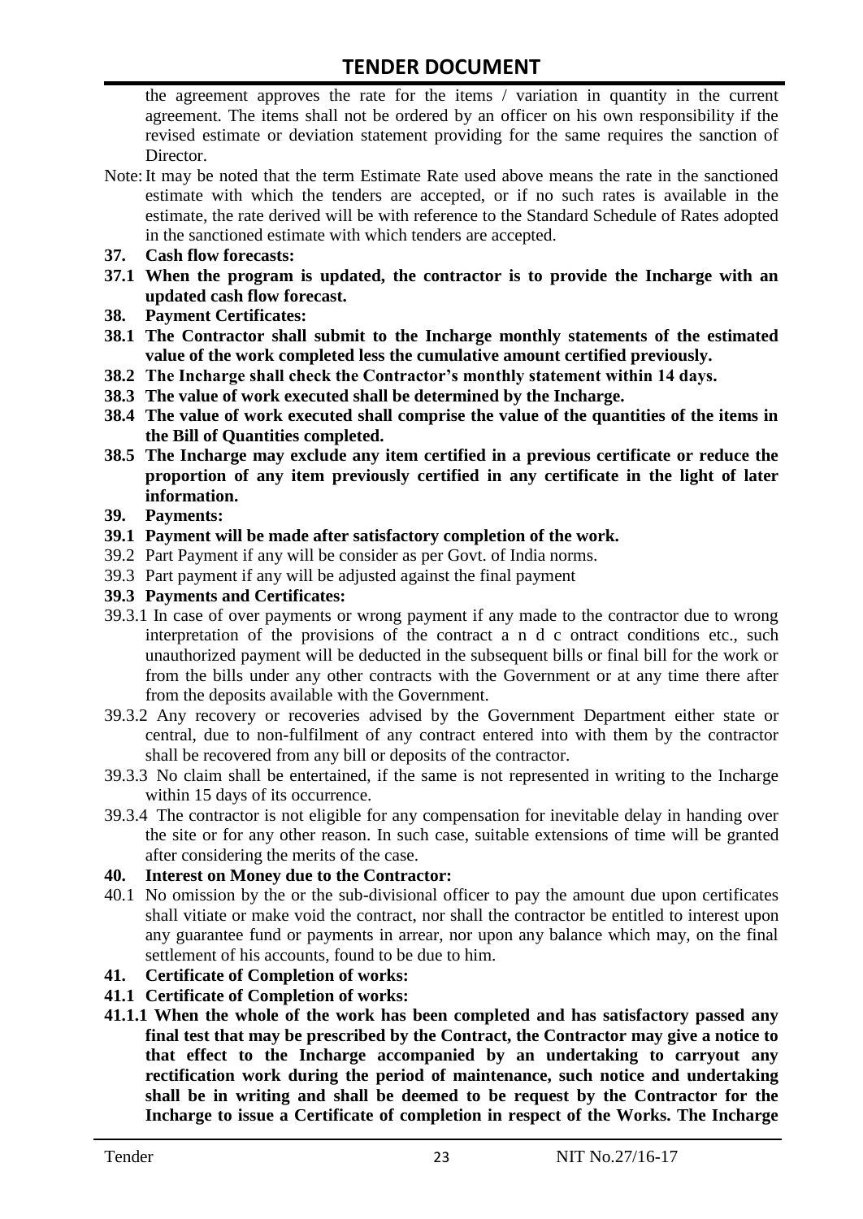the agreement approves the rate for the items / variation in quantity in the current agreement. The items shall not be ordered by an officer on his own responsibility if the revised estimate or deviation statement providing for the same requires the sanction of Director.

Note: It may be noted that the term Estimate Rate used above means the rate in the sanctioned estimate with which the tenders are accepted, or if no such rates is available in the estimate, the rate derived will be with reference to the Standard Schedule of Rates adopted in the sanctioned estimate with which tenders are accepted.

**37. Cash flow forecasts:**

**37.1 When the program is updated, the contractor is to provide the Incharge with an updated cash flow forecast.**

**38. Payment Certificates:**

**38.1 The Contractor shall submit to the Incharge monthly statements of the estimated value of the work completed less the cumulative amount certified previously.**

**38.2 The Incharge shall check the Contractor's monthly statement within 14 days.**

**38.3 The value of work executed shall be determined by the Incharge.**

**38.4 The value of work executed shall comprise the value of the quantities of the items in the Bill of Quantities completed.**

**38.5 The Incharge may exclude any item certified in a previous certificate or reduce the proportion of any item previously certified in any certificate in the light of later information.**

**39. Payments:**

**39.1 Payment will be made after satisfactory completion of the work.**

39.2 Part Payment if any will be consider as per Govt. of India norms.

39.3 Part payment if any will be adjusted against the final payment

**39.3 Payments and Certificates:**

39.3.1 In case of over payments or wrong payment if any made to the contractor due to wrong interpretation of the provisions of the contract a n d c ontract conditions etc., such unauthorized payment will be deducted in the subsequent bills or final bill for the work or from the bills under any other contracts with the Government or at any time there after from the deposits available with the Government.

39.3.2 Any recovery or recoveries advised by the Government Department either state or central, due to non-fulfilment of any contract entered into with them by the contractor shall be recovered from any bill or deposits of the contractor.

39.3.3 No claim shall be entertained, if the same is not represented in writing to the Incharge within 15 days of its occurrence.

39.3.4 The contractor is not eligible for any compensation for inevitable delay in handing over the site or for any other reason. In such case, suitable extensions of time will be granted after considering the merits of the case.

**40. Interest on Money due to the Contractor:**

40.1 No omission by the or the sub-divisional officer to pay the amount due upon certificates shall vitiate or make void the contract, nor shall the contractor be entitled to interest upon any guarantee fund or payments in arrear, nor upon any balance which may, on the final settlement of his accounts, found to be due to him.

**41. Certificate of Completion of works:**

**41.1 Certificate of Completion of works:**

**41.1.1 When the whole of the work has been completed and has satisfactory passed any final test that may be prescribed by the Contract, the Contractor may give a notice to that effect to the Incharge accompanied by an undertaking to carryout any rectification work during the period of maintenance, such notice and undertaking shall be in writing and shall be deemed to be request by the Contractor for the Incharge to issue a Certificate of completion in respect of the Works. The Incharge**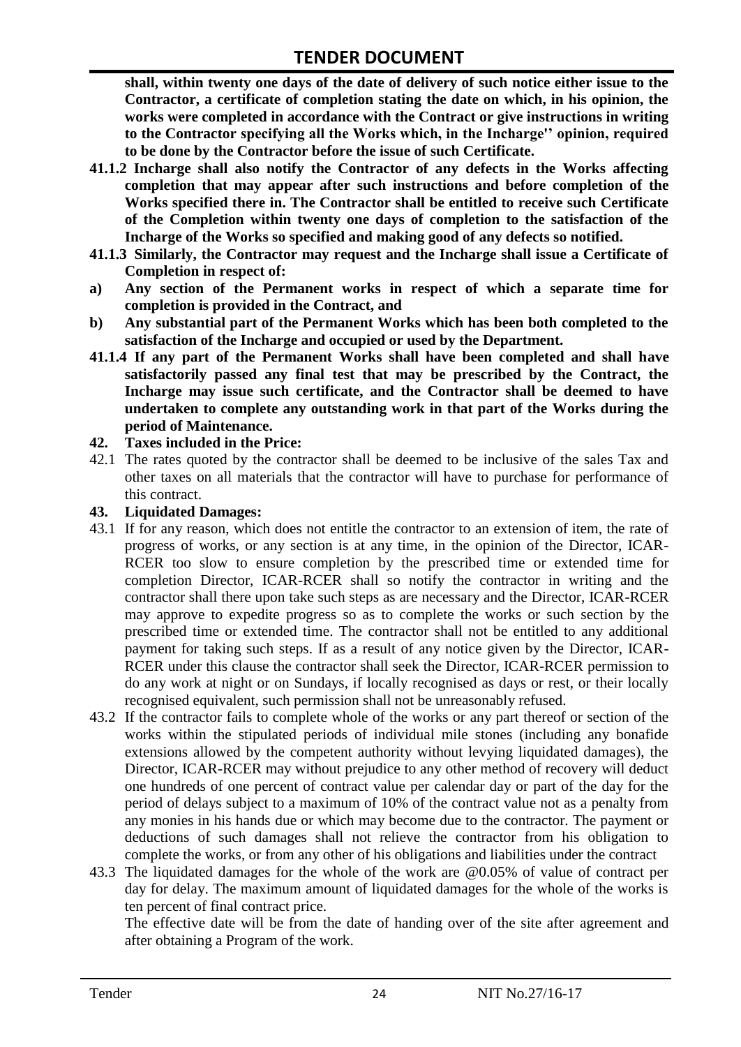**shall, within twenty one days of the date of delivery of such notice either issue to the Contractor, a certificate of completion stating the date on which, in his opinion, the works were completed in accordance with the Contract or give instructions in writing to the Contractor specifying all the Works which, in the Incharge'' opinion, required to be done by the Contractor before the issue of such Certificate.**

**41.1.2 Incharge shall also notify the Contractor of any defects in the Works affecting completion that may appear after such instructions and before completion of the Works specified there in. The Contractor shall be entitled to receive such Certificate of the Completion within twenty one days of completion to the satisfaction of the Incharge of the Works so specified and making good of any defects so notified.**

**41.1.3 Similarly, the Contractor may request and the Incharge shall issue a Certificate of Completion in respect of:**

**a) Any section of the Permanent works in respect of which a separate time for completion is provided in the Contract, and**

**b) Any substantial part of the Permanent Works which has been both completed to the satisfaction of the Incharge and occupied or used by the Department.**

**41.1.4 If any part of the Permanent Works shall have been completed and shall have satisfactorily passed any final test that may be prescribed by the Contract, the Incharge may issue such certificate, and the Contractor shall be deemed to have undertaken to complete any outstanding work in that part of the Works during the period of Maintenance.**

**42. Taxes included in the Price:**

42.1 The rates quoted by the contractor shall be deemed to be inclusive of the sales Tax and other taxes on all materials that the contractor will have to purchase for performance of this contract.

**43. Liquidated Damages:**

43.1 If for any reason, which does not entitle the contractor to an extension of item, the rate of progress of works, or any section is at any time, in the opinion of the Director, ICAR-RCER too slow to ensure completion by the prescribed time or extended time for completion Director, ICAR-RCER shall so notify the contractor in writing and the contractor shall there upon take such steps as are necessary and the Director, ICAR-RCER may approve to expedite progress so as to complete the works or such section by the prescribed time or extended time. The contractor shall not be entitled to any additional payment for taking such steps. If as a result of any notice given by the Director, ICAR-RCER under this clause the contractor shall seek the Director, ICAR-RCER permission to do any work at night or on Sundays, if locally recognised as days or rest, or their locally recognised equivalent, such permission shall not be unreasonably refused.

43.2 If the contractor fails to complete whole of the works or any part thereof or section of the works within the stipulated periods of individual mile stones (including any bonafide extensions allowed by the competent authority without levying liquidated damages), the Director, ICAR-RCER may without prejudice to any other method of recovery will deduct one hundreds of one percent of contract value per calendar day or part of the day for the period of delays subject to a maximum of 10% of the contract value not as a penalty from any monies in his hands due or which may become due to the contractor. The payment or deductions of such damages shall not relieve the contractor from his obligation to complete the works, or from any other of his obligations and liabilities under the contract

43.3 The liquidated damages for the whole of the work are @0.05% of value of contract per day for delay. The maximum amount of liquidated damages for the whole of the works is ten percent of final contract price.

The effective date will be from the date of handing over of the site after agreement and after obtaining a Program of the work.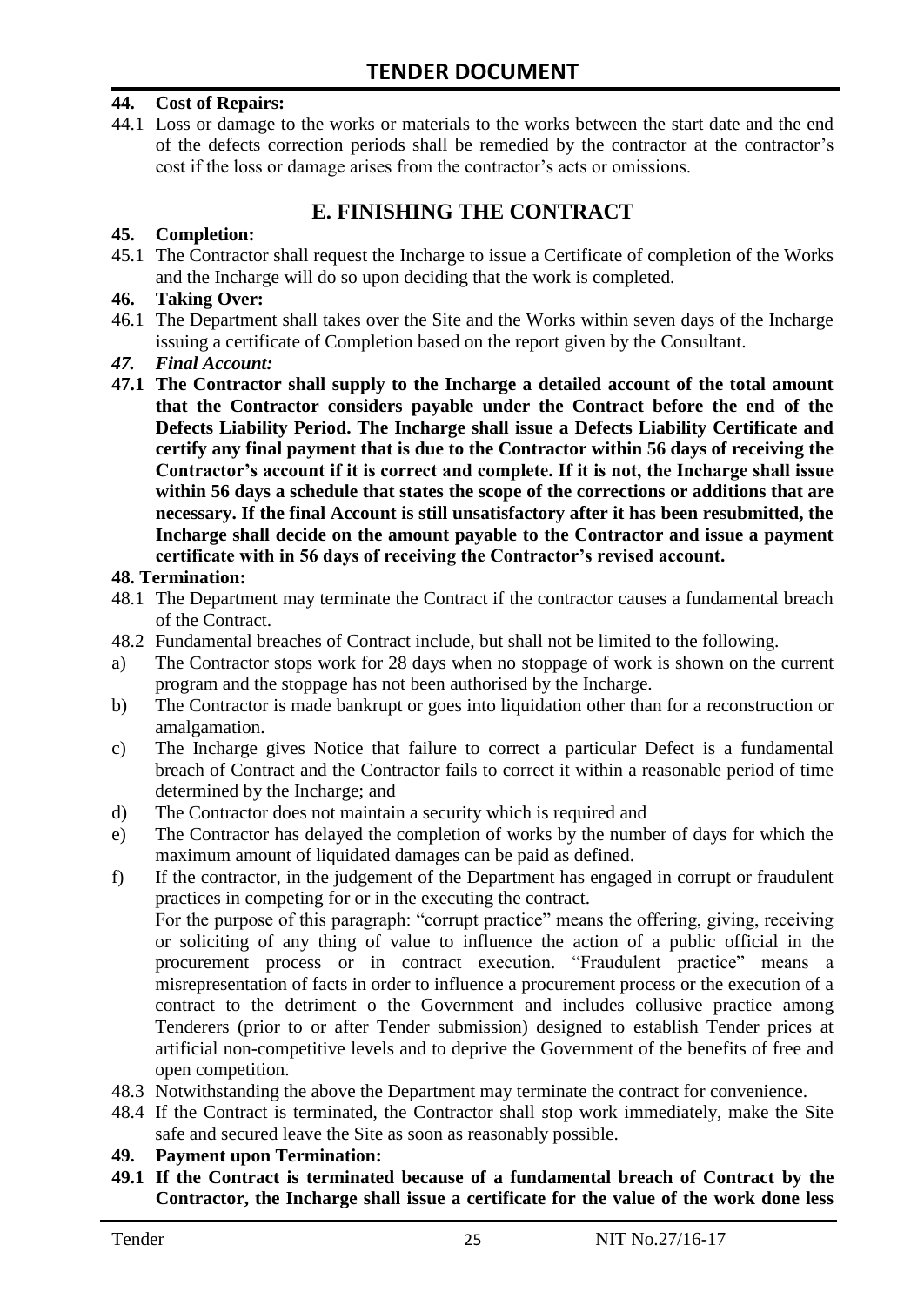**44. Cost of Repairs:**

44.1 Loss or damage to the works or materials to the works between the start date and the end of the defects correction periods shall be remedied by the contractor at the contractor's cost if the loss or damage arises from the contractor's acts or omissions.

## E. FINISHING THE CONTRACT

**45. Completion:**

45.1 The Contractor shall request the Incharge to issue a Certificate of completion of the Works and the Incharge will do so upon deciding that the work is completed.

**46. Taking Over:**

46.1 The Department shall takes over the Site and the Works within seven days of the Incharge issuing a certificate of Completion based on the report given by the Consultant.

***47. Final Account:***

**47.1 The Contractor shall supply to the Incharge a detailed account of the total amount that the Contractor considers payable under the Contract before the end of the Defects Liability Period. The Incharge shall issue a Defects Liability Certificate and certify any final payment that is due to the Contractor within 56 days of receiving the Contractor's account if it is correct and complete. If it is not, the Incharge shall issue within 56 days a schedule that states the scope of the corrections or additions that are necessary. If the final Account is still unsatisfactory after it has been resubmitted, the Incharge shall decide on the amount payable to the Contractor and issue a payment certificate with in 56 days of receiving the Contractor's revised account.**

**48. Termination:**

48.1 The Department may terminate the Contract if the contractor causes a fundamental breach of the Contract.

48.2 Fundamental breaches of Contract include, but shall not be limited to the following.

a) The Contractor stops work for 28 days when no stoppage of work is shown on the current program and the stoppage has not been authorised by the Incharge.

b) The Contractor is made bankrupt or goes into liquidation other than for a reconstruction or amalgamation.

c) The Incharge gives Notice that failure to correct a particular Defect is a fundamental breach of Contract and the Contractor fails to correct it within a reasonable period of time determined by the Incharge; and

d) The Contractor does not maintain a security which is required and

e) The Contractor has delayed the completion of works by the number of days for which the maximum amount of liquidated damages can be paid as defined.

f) If the contractor, in the judgement of the Department has engaged in corrupt or fraudulent practices in competing for or in the executing the contract.

For the purpose of this paragraph: "corrupt practice" means the offering, giving, receiving or soliciting of any thing of value to influence the action of a public official in the procurement process or in contract execution. "Fraudulent practice" means a misrepresentation of facts in order to influence a procurement process or the execution of a contract to the detriment o the Government and includes collusive practice among Tenderers (prior to or after Tender submission) designed to establish Tender prices at artificial non-competitive levels and to deprive the Government of the benefits of free and open competition.

48.3 Notwithstanding the above the Department may terminate the contract for convenience.

48.4 If the Contract is terminated, the Contractor shall stop work immediately, make the Site safe and secured leave the Site as soon as reasonably possible.

**49. Payment upon Termination:**

**49.1 If the Contract is terminated because of a fundamental breach of Contract by the Contractor, the Incharge shall issue a certificate for the value of the work done less**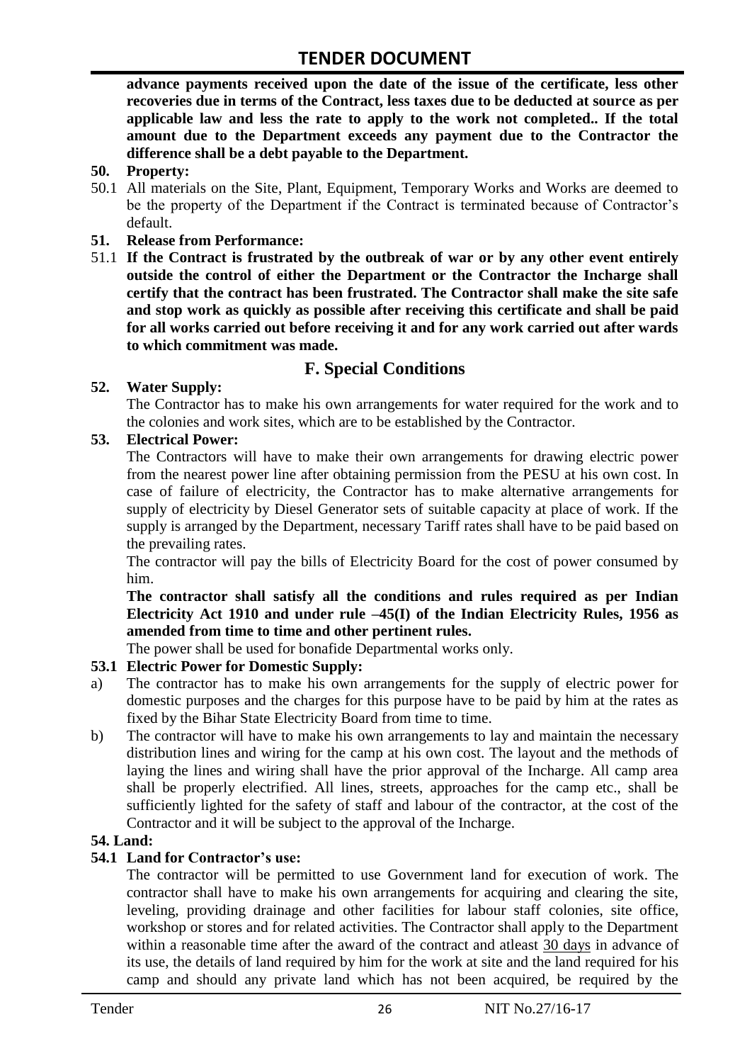**advance payments received upon the date of the issue of the certificate, less other recoveries due in terms of the Contract, less taxes due to be deducted at source as per applicable law and less the rate to apply to the work not completed.. If the total amount due to the Department exceeds any payment due to the Contractor the difference shall be a debt payable to the Department.**

**50. Property:**

50.1 All materials on the Site, Plant, Equipment, Temporary Works and Works are deemed to be the property of the Department if the Contract is terminated because of Contractor's default.

**51. Release from Performance:**

51.1 **If the Contract is frustrated by the outbreak of war or by any other event entirely outside the control of either the Department or the Contractor the Incharge shall certify that the contract has been frustrated. The Contractor shall make the site safe and stop work as quickly as possible after receiving this certificate and shall be paid for all works carried out before receiving it and for any work carried out after wards to which commitment was made.**

## F. Special Conditions

**52. Water Supply:**

The Contractor has to make his own arrangements for water required for the work and to the colonies and work sites, which are to be established by the Contractor.

**53. Electrical Power:**

The Contractors will have to make their own arrangements for drawing electric power from the nearest power line after obtaining permission from the PESU at his own cost. In case of failure of electricity, the Contractor has to make alternative arrangements for supply of electricity by Diesel Generator sets of suitable capacity at place of work. If the supply is arranged by the Department, necessary Tariff rates shall have to be paid based on the prevailing rates.

The contractor will pay the bills of Electricity Board for the cost of power consumed by him.

**The contractor shall satisfy all the conditions and rules required as per Indian Electricity Act 1910 and under rule –45(I) of the Indian Electricity Rules, 1956 as amended from time to time and other pertinent rules.**

The power shall be used for bonafide Departmental works only.

**53.1 Electric Power for Domestic Supply:**

a) The contractor has to make his own arrangements for the supply of electric power for domestic purposes and the charges for this purpose have to be paid by him at the rates as fixed by the Bihar State Electricity Board from time to time.

b) The contractor will have to make his own arrangements to lay and maintain the necessary distribution lines and wiring for the camp at his own cost. The layout and the methods of laying the lines and wiring shall have the prior approval of the Incharge. All camp area shall be properly electrified. All lines, streets, approaches for the camp etc., shall be sufficiently lighted for the safety of staff and labour of the contractor, at the cost of the Contractor and it will be subject to the approval of the Incharge.

**54. Land:**

**54.1 Land for Contractor's use:**

The contractor will be permitted to use Government land for execution of work. The contractor shall have to make his own arrangements for acquiring and clearing the site, leveling, providing drainage and other facilities for labour staff colonies, site office, workshop or stores and for related activities. The Contractor shall apply to the Department within a reasonable time after the award of the contract and atleast 30 days in advance of its use, the details of land required by him for the work at site and the land required for his camp and should any private land which has not been acquired, be required by the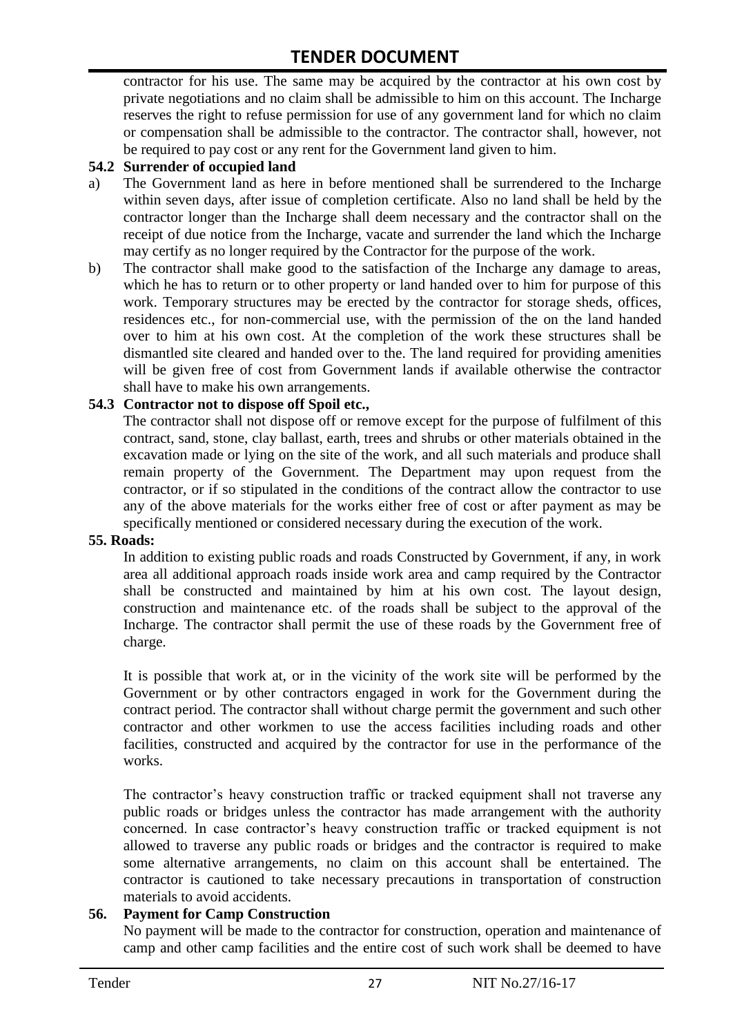contractor for his use. The same may be acquired by the contractor at his own cost by private negotiations and no claim shall be admissible to him on this account. The Incharge reserves the right to refuse permission for use of any government land for which no claim or compensation shall be admissible to the contractor. The contractor shall, however, not be required to pay cost or any rent for the Government land given to him.

**54.2 Surrender of occupied land**

a) The Government land as here in before mentioned shall be surrendered to the Incharge within seven days, after issue of completion certificate. Also no land shall be held by the contractor longer than the Incharge shall deem necessary and the contractor shall on the receipt of due notice from the Incharge, vacate and surrender the land which the Incharge may certify as no longer required by the Contractor for the purpose of the work.

b) The contractor shall make good to the satisfaction of the Incharge any damage to areas, which he has to return or to other property or land handed over to him for purpose of this work. Temporary structures may be erected by the contractor for storage sheds, offices, residences etc., for non-commercial use, with the permission of the on the land handed over to him at his own cost. At the completion of the work these structures shall be dismantled site cleared and handed over to the. The land required for providing amenities will be given free of cost from Government lands if available otherwise the contractor shall have to make his own arrangements.

**54.3 Contractor not to dispose off Spoil etc.,**

The contractor shall not dispose off or remove except for the purpose of fulfilment of this contract, sand, stone, clay ballast, earth, trees and shrubs or other materials obtained in the excavation made or lying on the site of the work, and all such materials and produce shall remain property of the Government. The Department may upon request from the contractor, or if so stipulated in the conditions of the contract allow the contractor to use any of the above materials for the works either free of cost or after payment as may be specifically mentioned or considered necessary during the execution of the work.

**55. Roads:**

In addition to existing public roads and roads Constructed by Government, if any, in work area all additional approach roads inside work area and camp required by the Contractor shall be constructed and maintained by him at his own cost. The layout design, construction and maintenance etc. of the roads shall be subject to the approval of the Incharge. The contractor shall permit the use of these roads by the Government free of charge.

It is possible that work at, or in the vicinity of the work site will be performed by the Government or by other contractors engaged in work for the Government during the contract period. The contractor shall without charge permit the government and such other contractor and other workmen to use the access facilities including roads and other facilities, constructed and acquired by the contractor for use in the performance of the works.

The contractor's heavy construction traffic or tracked equipment shall not traverse any public roads or bridges unless the contractor has made arrangement with the authority concerned. In case contractor's heavy construction traffic or tracked equipment is not allowed to traverse any public roads or bridges and the contractor is required to make some alternative arrangements, no claim on this account shall be entertained. The contractor is cautioned to take necessary precautions in transportation of construction materials to avoid accidents.

**56. Payment for Camp Construction**

No payment will be made to the contractor for construction, operation and maintenance of camp and other camp facilities and the entire cost of such work shall be deemed to have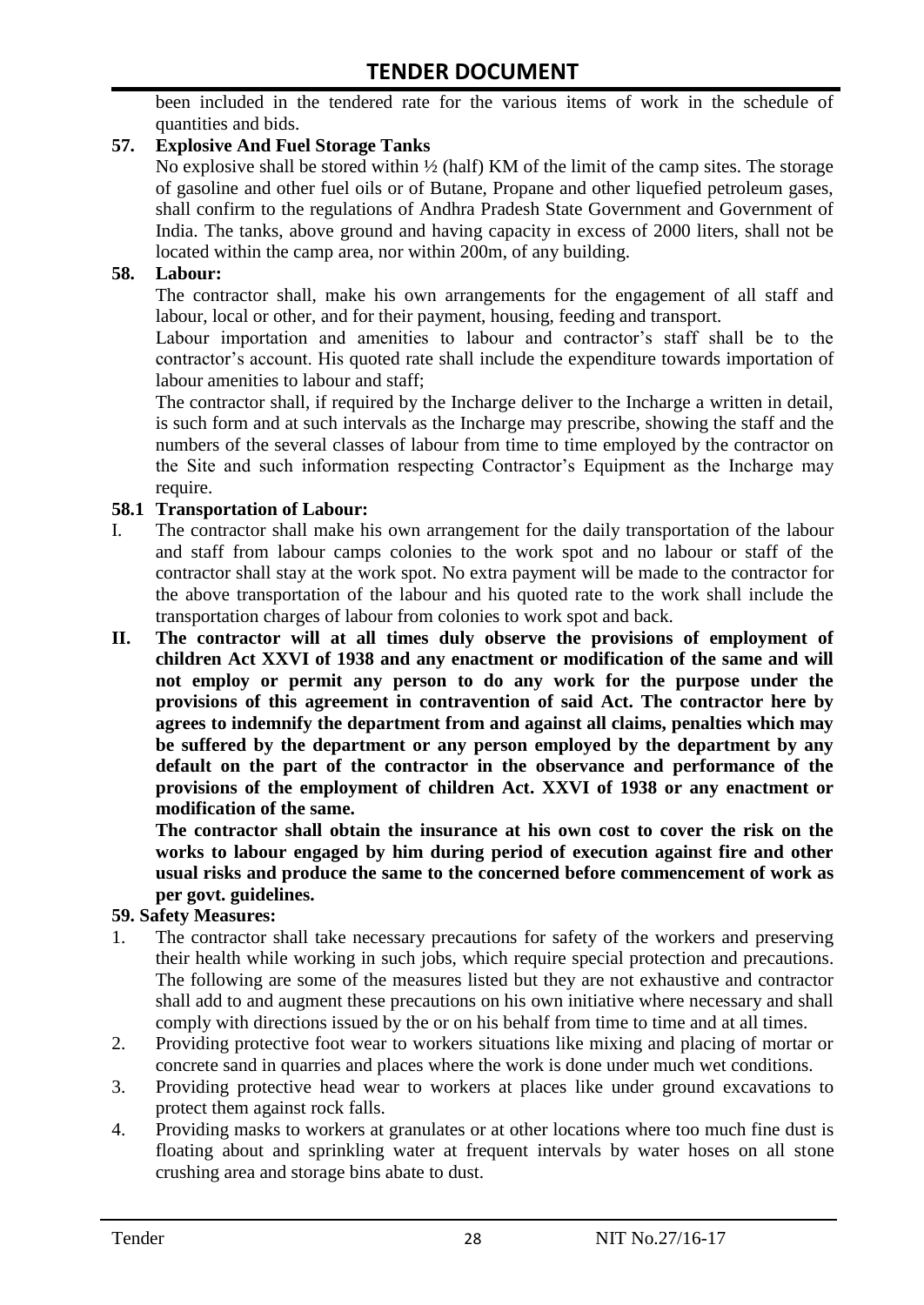been included in the tendered rate for the various items of work in the schedule of quantities and bids.

**57. Explosive And Fuel Storage Tanks**

No explosive shall be stored within ½ (half) KM of the limit of the camp sites. The storage of gasoline and other fuel oils or of Butane, Propane and other liquefied petroleum gases, shall confirm to the regulations of Andhra Pradesh State Government and Government of India. The tanks, above ground and having capacity in excess of 2000 liters, shall not be located within the camp area, nor within 200m, of any building.

**58. Labour:**

The contractor shall, make his own arrangements for the engagement of all staff and labour, local or other, and for their payment, housing, feeding and transport.

Labour importation and amenities to labour and contractor's staff shall be to the contractor's account. His quoted rate shall include the expenditure towards importation of labour amenities to labour and staff;

The contractor shall, if required by the Incharge deliver to the Incharge a written in detail, is such form and at such intervals as the Incharge may prescribe, showing the staff and the numbers of the several classes of labour from time to time employed by the contractor on the Site and such information respecting Contractor's Equipment as the Incharge may require.

**58.1 Transportation of Labour:**

I. The contractor shall make his own arrangement for the daily transportation of the labour and staff from labour camps colonies to the work spot and no labour or staff of the contractor shall stay at the work spot. No extra payment will be made to the contractor for the above transportation of the labour and his quoted rate to the work shall include the transportation charges of labour from colonies to work spot and back.

**II. The contractor will at all times duly observe the provisions of employment of children Act XXVI of 1938 and any enactment or modification of the same and will not employ or permit any person to do any work for the purpose under the provisions of this agreement in contravention of said Act. The contractor here by agrees to indemnify the department from and against all claims, penalties which may be suffered by the department or any person employed by the department by any default on the part of the contractor in the observance and performance of the provisions of the employment of children Act. XXVI of 1938 or any enactment or modification of the same.**

**The contractor shall obtain the insurance at his own cost to cover the risk on the works to labour engaged by him during period of execution against fire and other usual risks and produce the same to the concerned before commencement of work as per govt. guidelines.**

**59. Safety Measures:**

1. The contractor shall take necessary precautions for safety of the workers and preserving their health while working in such jobs, which require special protection and precautions. The following are some of the measures listed but they are not exhaustive and contractor shall add to and augment these precautions on his own initiative where necessary and shall comply with directions issued by the or on his behalf from time to time and at all times.
2. Providing protective foot wear to workers situations like mixing and placing of mortar or concrete sand in quarries and places where the work is done under much wet conditions.
3. Providing protective head wear to workers at places like under ground excavations to protect them against rock falls.
4. Providing masks to workers at granulates or at other locations where too much fine dust is floating about and sprinkling water at frequent intervals by water hoses on all stone crushing area and storage bins abate to dust.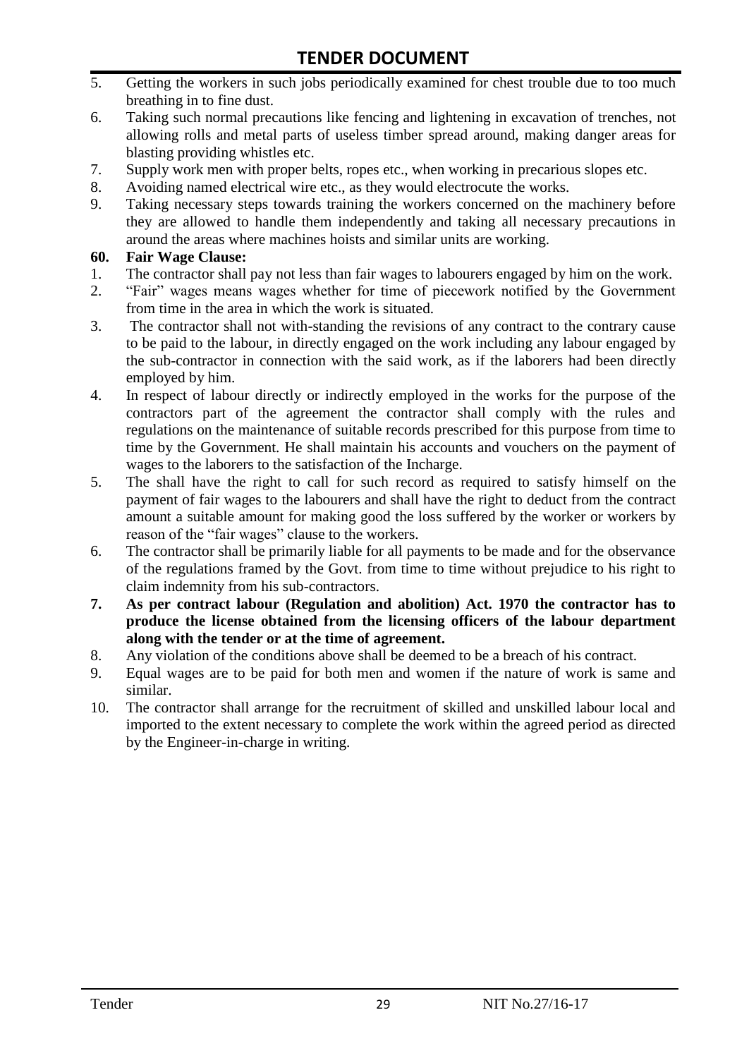5. Getting the workers in such jobs periodically examined for chest trouble due to too much breathing in to fine dust.
6. Taking such normal precautions like fencing and lightening in excavation of trenches, not allowing rolls and metal parts of useless timber spread around, making danger areas for blasting providing whistles etc.
7. Supply work men with proper belts, ropes etc., when working in precarious slopes etc.
8. Avoiding named electrical wire etc., as they would electrocute the works.
9. Taking necessary steps towards training the workers concerned on the machinery before they are allowed to handle them independently and taking all necessary precautions in around the areas where machines hoists and similar units are working.

**60. Fair Wage Clause:**

1. The contractor shall pay not less than fair wages to labourers engaged by him on the work.
2. "Fair" wages means wages whether for time of piecework notified by the Government from time in the area in which the work is situated.
3. The contractor shall not with-standing the revisions of any contract to the contrary cause to be paid to the labour, in directly engaged on the work including any labour engaged by the sub-contractor in connection with the said work, as if the laborers had been directly employed by him.
4. In respect of labour directly or indirectly employed in the works for the purpose of the contractors part of the agreement the contractor shall comply with the rules and regulations on the maintenance of suitable records prescribed for this purpose from time to time by the Government. He shall maintain his accounts and vouchers on the payment of wages to the laborers to the satisfaction of the Incharge.
5. The shall have the right to call for such record as required to satisfy himself on the payment of fair wages to the labourers and shall have the right to deduct from the contract amount a suitable amount for making good the loss suffered by the worker or workers by reason of the "fair wages" clause to the workers.
6. The contractor shall be primarily liable for all payments to be made and for the observance of the regulations framed by the Govt. from time to time without prejudice to his right to claim indemnity from his sub-contractors.
7. **As per contract labour (Regulation and abolition) Act. 1970 the contractor has to produce the license obtained from the licensing officers of the labour department along with the tender or at the time of agreement.**
8. Any violation of the conditions above shall be deemed to be a breach of his contract.
9. Equal wages are to be paid for both men and women if the nature of work is same and similar.
10. The contractor shall arrange for the recruitment of skilled and unskilled labour local and imported to the extent necessary to complete the work within the agreed period as directed by the Engineer-in-charge in writing.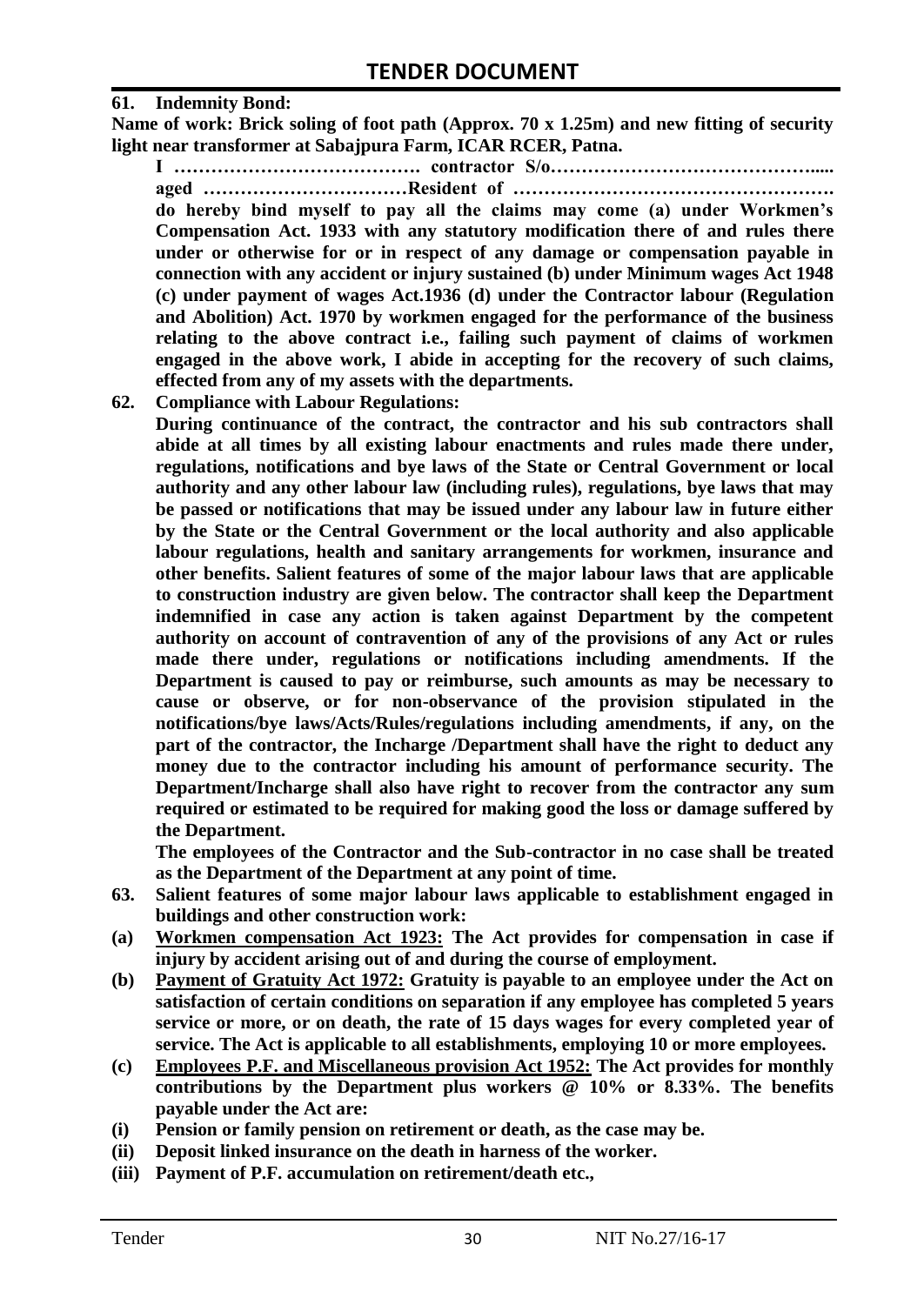**61. Indemnity Bond:**

**Name of work: Brick soling of foot path (Approx. 70 x 1.25m) and new fitting of security light near transformer at Sabajpura Farm, ICAR RCER, Patna.**

**I …………………………………. contractor S/o…………………………………..... aged ……………………………Resident of ……………………………………………. do hereby bind myself to pay all the claims may come (a) under Workmen's Compensation Act. 1933 with any statutory modification there of and rules there under or otherwise for or in respect of any damage or compensation payable in connection with any accident or injury sustained (b) under Minimum wages Act 1948 (c) under payment of wages Act.1936 (d) under the Contractor labour (Regulation and Abolition) Act. 1970 by workmen engaged for the performance of the business relating to the above contract i.e., failing such payment of claims of workmen engaged in the above work, I abide in accepting for the recovery of such claims, effected from any of my assets with the departments.**

**62. Compliance with Labour Regulations:**

**During continuance of the contract, the contractor and his sub contractors shall abide at all times by all existing labour enactments and rules made there under, regulations, notifications and bye laws of the State or Central Government or local authority and any other labour law (including rules), regulations, bye laws that may be passed or notifications that may be issued under any labour law in future either by the State or the Central Government or the local authority and also applicable labour regulations, health and sanitary arrangements for workmen, insurance and other benefits. Salient features of some of the major labour laws that are applicable to construction industry are given below. The contractor shall keep the Department indemnified in case any action is taken against Department by the competent authority on account of contravention of any of the provisions of any Act or rules made there under, regulations or notifications including amendments. If the Department is caused to pay or reimburse, such amounts as may be necessary to cause or observe, or for non-observance of the provision stipulated in the notifications/bye laws/Acts/Rules/regulations including amendments, if any, on the part of the contractor, the Incharge /Department shall have the right to deduct any money due to the contractor including his amount of performance security. The Department/Incharge shall also have right to recover from the contractor any sum required or estimated to be required for making good the loss or damage suffered by the Department.**

**The employees of the Contractor and the Sub-contractor in no case shall be treated as the Department of the Department at any point of time.**

**63. Salient features of some major labour laws applicable to establishment engaged in buildings and other construction work:**

**(a) <u>Workmen compensation Act 1923:</u> The Act provides for compensation in case if injury by accident arising out of and during the course of employment.**

**(b) <u>Payment of Gratuity Act 1972:</u> Gratuity is payable to an employee under the Act on satisfaction of certain conditions on separation if any employee has completed 5 years service or more, or on death, the rate of 15 days wages for every completed year of service. The Act is applicable to all establishments, employing 10 or more employees.**

**(c) <u>Employees P.F. and Miscellaneous provision Act 1952:</u> The Act provides for monthly contributions by the Department plus workers @ 10% or 8.33%. The benefits payable under the Act are:**

**(i) Pension or family pension on retirement or death, as the case may be.**

**(ii) Deposit linked insurance on the death in harness of the worker.**

**(iii) Payment of P.F. accumulation on retirement/death etc.,**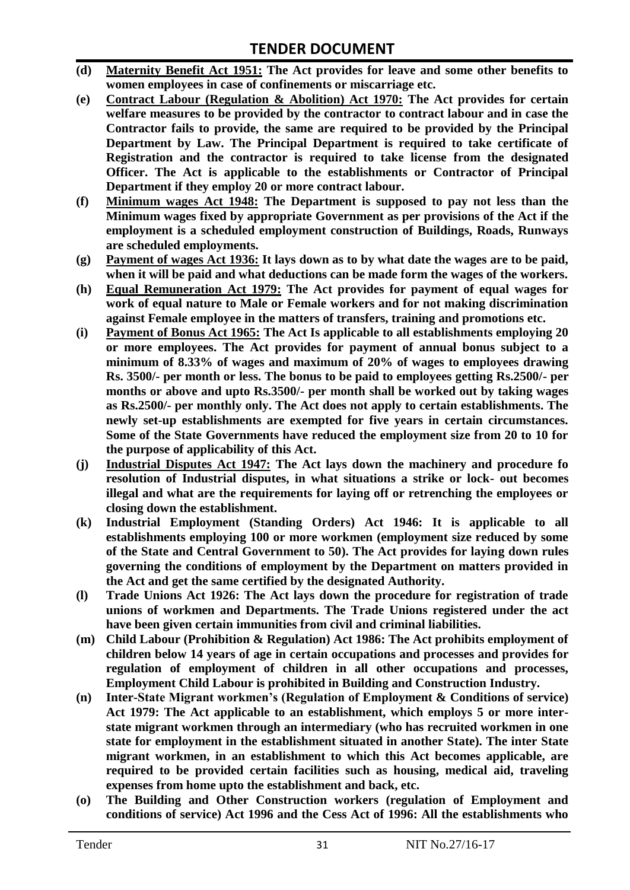**(d) Maternity Benefit Act 1951: The Act provides for leave and some other benefits to women employees in case of confinements or miscarriage etc.**

**(e) Contract Labour (Regulation & Abolition) Act 1970: The Act provides for certain welfare measures to be provided by the contractor to contract labour and in case the Contractor fails to provide, the same are required to be provided by the Principal Department by Law. The Principal Department is required to take certificate of Registration and the contractor is required to take license from the designated Officer. The Act is applicable to the establishments or Contractor of Principal Department if they employ 20 or more contract labour.**

**(f) Minimum wages Act 1948: The Department is supposed to pay not less than the Minimum wages fixed by appropriate Government as per provisions of the Act if the employment is a scheduled employment construction of Buildings, Roads, Runways are scheduled employments.**

**(g) Payment of wages Act 1936: It lays down as to by what date the wages are to be paid, when it will be paid and what deductions can be made form the wages of the workers.**

**(h) Equal Remuneration Act 1979: The Act provides for payment of equal wages for work of equal nature to Male or Female workers and for not making discrimination against Female employee in the matters of transfers, training and promotions etc.**

**(i) Payment of Bonus Act 1965: The Act Is applicable to all establishments employing 20 or more employees. The Act provides for payment of annual bonus subject to a minimum of 8.33% of wages and maximum of 20% of wages to employees drawing Rs. 3500/- per month or less. The bonus to be paid to employees getting Rs.2500/- per months or above and upto Rs.3500/- per month shall be worked out by taking wages as Rs.2500/- per monthly only. The Act does not apply to certain establishments. The newly set-up establishments are exempted for five years in certain circumstances. Some of the State Governments have reduced the employment size from 20 to 10 for the purpose of applicability of this Act.**

**(j) Industrial Disputes Act 1947: The Act lays down the machinery and procedure fo resolution of Industrial disputes, in what situations a strike or lock- out becomes illegal and what are the requirements for laying off or retrenching the employees or closing down the establishment.**

**(k) Industrial Employment (Standing Orders) Act 1946: It is applicable to all establishments employing 100 or more workmen (employment size reduced by some of the State and Central Government to 50). The Act provides for laying down rules governing the conditions of employment by the Department on matters provided in the Act and get the same certified by the designated Authority.**

**(l) Trade Unions Act 1926: The Act lays down the procedure for registration of trade unions of workmen and Departments. The Trade Unions registered under the act have been given certain immunities from civil and criminal liabilities.**

**(m) Child Labour (Prohibition & Regulation) Act 1986: The Act prohibits employment of children below 14 years of age in certain occupations and processes and provides for regulation of employment of children in all other occupations and processes, Employment Child Labour is prohibited in Building and Construction Industry.**

**(n) Inter-State Migrant workmen's (Regulation of Employment & Conditions of service) Act 1979: The Act applicable to an establishment, which employs 5 or more inter-state migrant workmen through an intermediary (who has recruited workmen in one state for employment in the establishment situated in another State). The inter State migrant workmen, in an establishment to which this Act becomes applicable, are required to be provided certain facilities such as housing, medical aid, traveling expenses from home upto the establishment and back, etc.**

**(o) The Building and Other Construction workers (regulation of Employment and conditions of service) Act 1996 and the Cess Act of 1996: All the establishments who**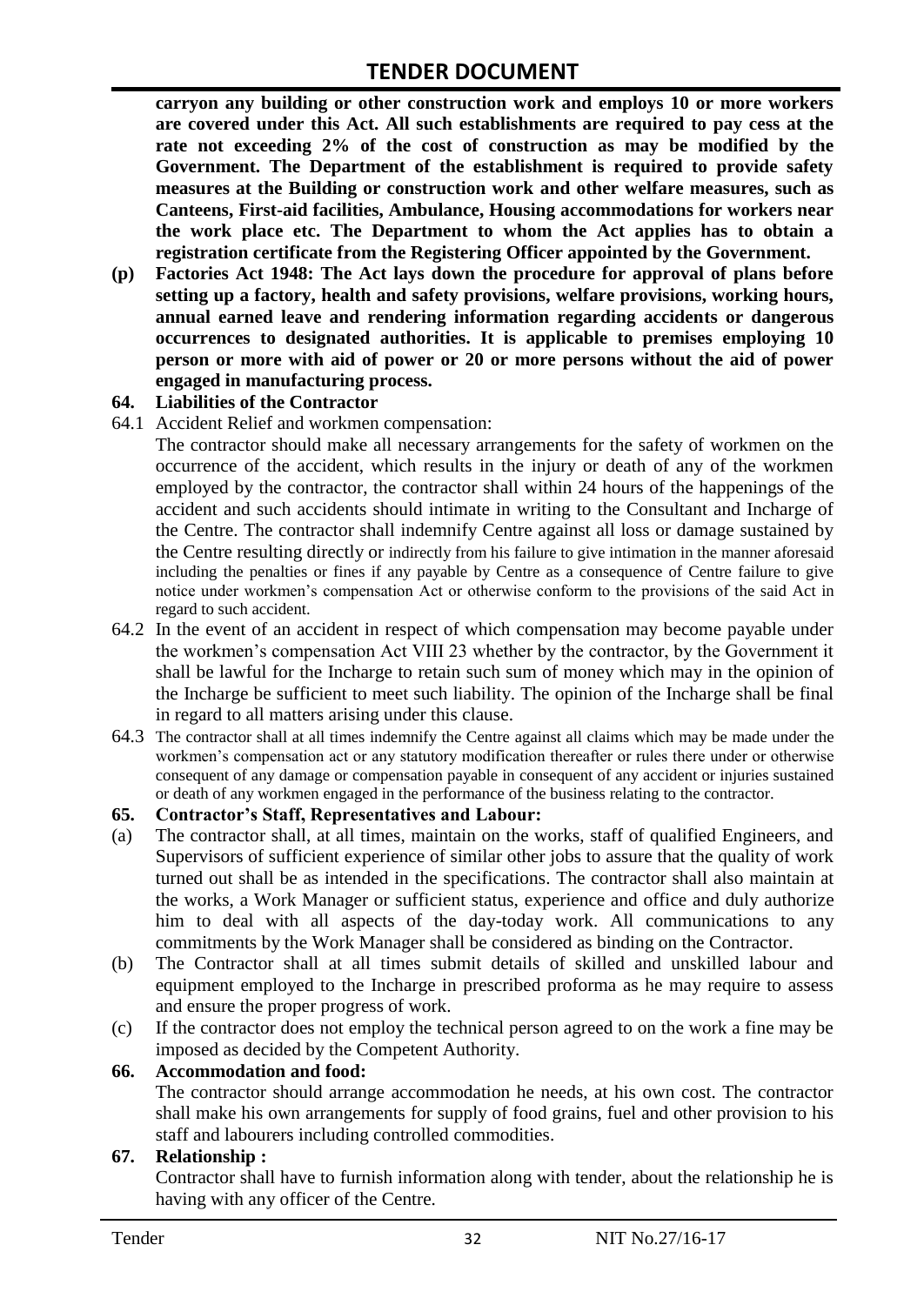**carryon any building or other construction work and employs 10 or more workers are covered under this Act. All such establishments are required to pay cess at the rate not exceeding 2% of the cost of construction as may be modified by the Government. The Department of the establishment is required to provide safety measures at the Building or construction work and other welfare measures, such as Canteens, First-aid facilities, Ambulance, Housing accommodations for workers near the work place etc. The Department to whom the Act applies has to obtain a registration certificate from the Registering Officer appointed by the Government.**

**(p) Factories Act 1948: The Act lays down the procedure for approval of plans before setting up a factory, health and safety provisions, welfare provisions, working hours, annual earned leave and rendering information regarding accidents or dangerous occurrences to designated authorities. It is applicable to premises employing 10 person or more with aid of power or 20 or more persons without the aid of power engaged in manufacturing process.**

## 64. Liabilities of the Contractor

64.1 Accident Relief and workmen compensation:

The contractor should make all necessary arrangements for the safety of workmen on the occurrence of the accident, which results in the injury or death of any of the workmen employed by the contractor, the contractor shall within 24 hours of the happenings of the accident and such accidents should intimate in writing to the Consultant and Incharge of the Centre. The contractor shall indemnify Centre against all loss or damage sustained by the Centre resulting directly or indirectly from his failure to give intimation in the manner aforesaid including the penalties or fines if any payable by Centre as a consequence of Centre failure to give notice under workmen's compensation Act or otherwise conform to the provisions of the said Act in regard to such accident.

64.2 In the event of an accident in respect of which compensation may become payable under the workmen's compensation Act VIII 23 whether by the contractor, by the Government it shall be lawful for the Incharge to retain such sum of money which may in the opinion of the Incharge be sufficient to meet such liability. The opinion of the Incharge shall be final in regard to all matters arising under this clause.

64.3 The contractor shall at all times indemnify the Centre against all claims which may be made under the workmen's compensation act or any statutory modification thereafter or rules there under or otherwise consequent of any damage or compensation payable in consequent of any accident or injuries sustained or death of any workmen engaged in the performance of the business relating to the contractor.

## 65. Contractor's Staff, Representatives and Labour:

(a) The contractor shall, at all times, maintain on the works, staff of qualified Engineers, and Supervisors of sufficient experience of similar other jobs to assure that the quality of work turned out shall be as intended in the specifications. The contractor shall also maintain at the works, a Work Manager or sufficient status, experience and office and duly authorize him to deal with all aspects of the day-today work. All communications to any commitments by the Work Manager shall be considered as binding on the Contractor.

(b) The Contractor shall at all times submit details of skilled and unskilled labour and equipment employed to the Incharge in prescribed proforma as he may require to assess and ensure the proper progress of work.

(c) If the contractor does not employ the technical person agreed to on the work a fine may be imposed as decided by the Competent Authority.

## 66. Accommodation and food:

The contractor should arrange accommodation he needs, at his own cost. The contractor shall make his own arrangements for supply of food grains, fuel and other provision to his staff and labourers including controlled commodities.

## 67. Relationship :

Contractor shall have to furnish information along with tender, about the relationship he is having with any officer of the Centre.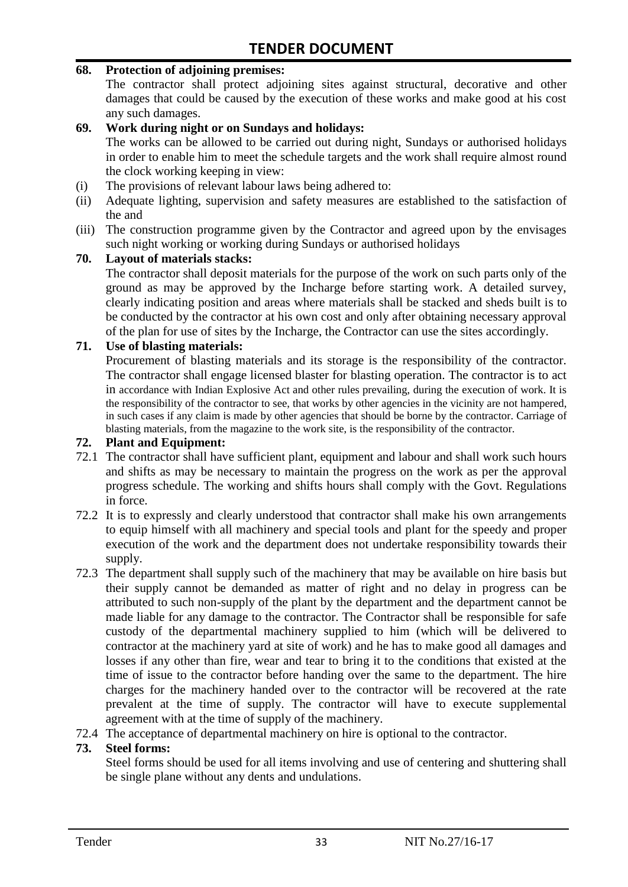**68. Protection of adjoining premises:**

The contractor shall protect adjoining sites against structural, decorative and other damages that could be caused by the execution of these works and make good at his cost any such damages.

**69. Work during night or on Sundays and holidays:**

The works can be allowed to be carried out during night, Sundays or authorised holidays in order to enable him to meet the schedule targets and the work shall require almost round the clock working keeping in view:

(i) The provisions of relevant labour laws being adhered to:

(ii) Adequate lighting, supervision and safety measures are established to the satisfaction of the and

(iii) The construction programme given by the Contractor and agreed upon by the envisages such night working or working during Sundays or authorised holidays

**70. Layout of materials stacks:**

The contractor shall deposit materials for the purpose of the work on such parts only of the ground as may be approved by the Incharge before starting work. A detailed survey, clearly indicating position and areas where materials shall be stacked and sheds built is to be conducted by the contractor at his own cost and only after obtaining necessary approval of the plan for use of sites by the Incharge, the Contractor can use the sites accordingly.

**71. Use of blasting materials:**

Procurement of blasting materials and its storage is the responsibility of the contractor. The contractor shall engage licensed blaster for blasting operation. The contractor is to act in accordance with Indian Explosive Act and other rules prevailing, during the execution of work. It is the responsibility of the contractor to see, that works by other agencies in the vicinity are not hampered, in such cases if any claim is made by other agencies that should be borne by the contractor. Carriage of blasting materials, from the magazine to the work site, is the responsibility of the contractor.

**72. Plant and Equipment:**

72.1 The contractor shall have sufficient plant, equipment and labour and shall work such hours and shifts as may be necessary to maintain the progress on the work as per the approval progress schedule. The working and shifts hours shall comply with the Govt. Regulations in force.

72.2 It is to expressly and clearly understood that contractor shall make his own arrangements to equip himself with all machinery and special tools and plant for the speedy and proper execution of the work and the department does not undertake responsibility towards their supply.

72.3 The department shall supply such of the machinery that may be available on hire basis but their supply cannot be demanded as matter of right and no delay in progress can be attributed to such non-supply of the plant by the department and the department cannot be made liable for any damage to the contractor. The Contractor shall be responsible for safe custody of the departmental machinery supplied to him (which will be delivered to contractor at the machinery yard at site of work) and he has to make good all damages and losses if any other than fire, wear and tear to bring it to the conditions that existed at the time of issue to the contractor before handing over the same to the department. The hire charges for the machinery handed over to the contractor will be recovered at the rate prevalent at the time of supply. The contractor will have to execute supplemental agreement with at the time of supply of the machinery.

72.4 The acceptance of departmental machinery on hire is optional to the contractor.

**73. Steel forms:**

Steel forms should be used for all items involving and use of centering and shuttering shall be single plane without any dents and undulations.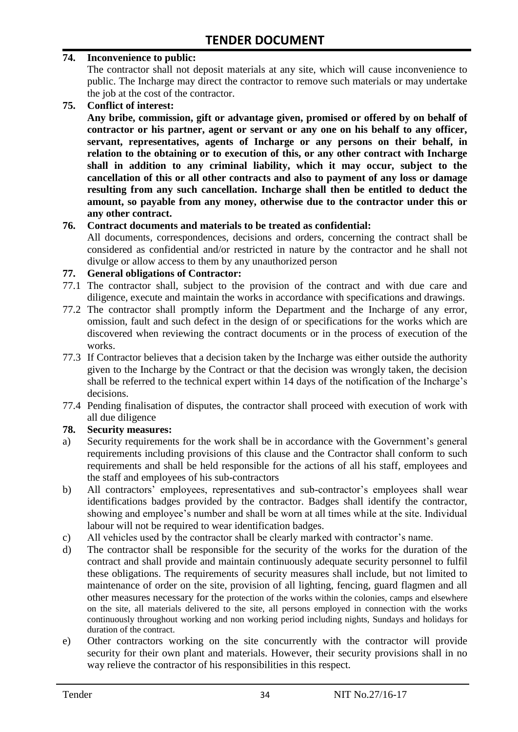**74. Inconvenience to public:**

The contractor shall not deposit materials at any site, which will cause inconvenience to public. The Incharge may direct the contractor to remove such materials or may undertake the job at the cost of the contractor.

**75. Conflict of interest:**

**Any bribe, commission, gift or advantage given, promised or offered by on behalf of contractor or his partner, agent or servant or any one on his behalf to any officer, servant, representatives, agents of Incharge or any persons on their behalf, in relation to the obtaining or to execution of this, or any other contract with Incharge shall in addition to any criminal liability, which it may occur, subject to the cancellation of this or all other contracts and also to payment of any loss or damage resulting from any such cancellation. Incharge shall then be entitled to deduct the amount, so payable from any money, otherwise due to the contractor under this or any other contract.**

**76. Contract documents and materials to be treated as confidential:**

All documents, correspondences, decisions and orders, concerning the contract shall be considered as confidential and/or restricted in nature by the contractor and he shall not divulge or allow access to them by any unauthorized person

**77. General obligations of Contractor:**

77.1 The contractor shall, subject to the provision of the contract and with due care and diligence, execute and maintain the works in accordance with specifications and drawings.

77.2 The contractor shall promptly inform the Department and the Incharge of any error, omission, fault and such defect in the design of or specifications for the works which are discovered when reviewing the contract documents or in the process of execution of the works.

77.3 If Contractor believes that a decision taken by the Incharge was either outside the authority given to the Incharge by the Contract or that the decision was wrongly taken, the decision shall be referred to the technical expert within 14 days of the notification of the Incharge's decisions.

77.4 Pending finalisation of disputes, the contractor shall proceed with execution of work with all due diligence

**78. Security measures:**

a) Security requirements for the work shall be in accordance with the Government's general requirements including provisions of this clause and the Contractor shall conform to such requirements and shall be held responsible for the actions of all his staff, employees and the staff and employees of his sub-contractors

b) All contractors' employees, representatives and sub-contractor's employees shall wear identifications badges provided by the contractor. Badges shall identify the contractor, showing and employee's number and shall be worn at all times while at the site. Individual labour will not be required to wear identification badges.

c) All vehicles used by the contractor shall be clearly marked with contractor's name.

d) The contractor shall be responsible for the security of the works for the duration of the contract and shall provide and maintain continuously adequate security personnel to fulfil these obligations. The requirements of security measures shall include, but not limited to maintenance of order on the site, provision of all lighting, fencing, guard flagmen and all other measures necessary for the protection of the works within the colonies, camps and elsewhere on the site, all materials delivered to the site, all persons employed in connection with the works continuously throughout working and non working period including nights, Sundays and holidays for duration of the contract.

e) Other contractors working on the site concurrently with the contractor will provide security for their own plant and materials. However, their security provisions shall in no way relieve the contractor of his responsibilities in this respect.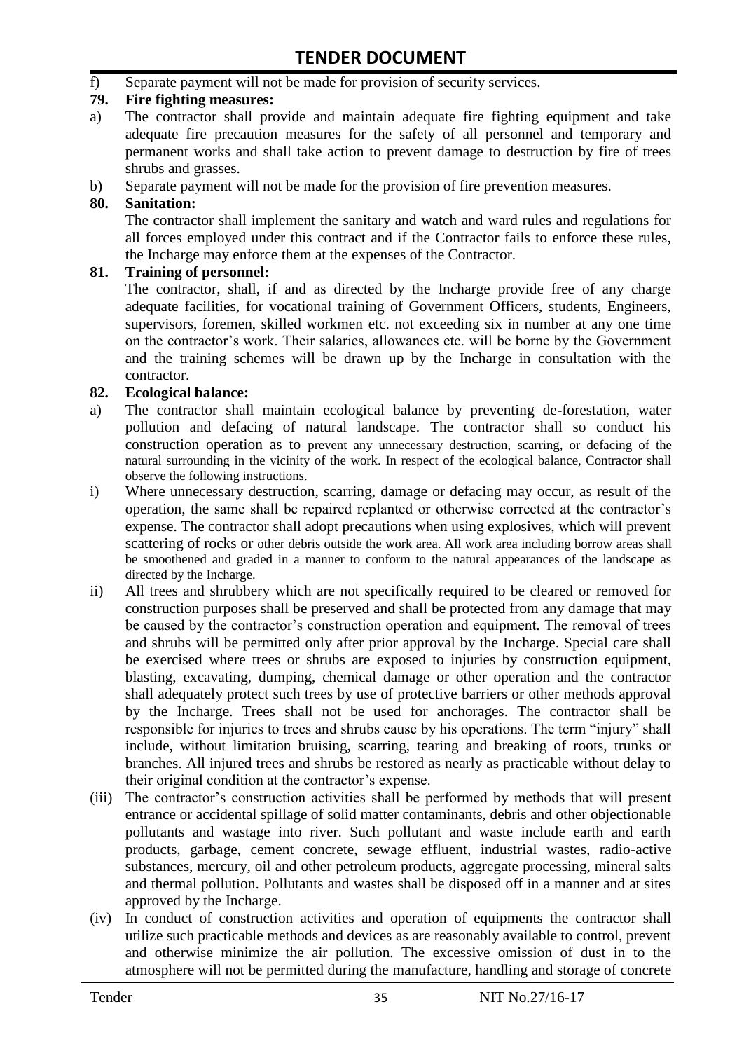f) Separate payment will not be made for provision of security services.

**79. Fire fighting measures:**

a) The contractor shall provide and maintain adequate fire fighting equipment and take adequate fire precaution measures for the safety of all personnel and temporary and permanent works and shall take action to prevent damage to destruction by fire of trees shrubs and grasses.

b) Separate payment will not be made for the provision of fire prevention measures.

**80. Sanitation:**

The contractor shall implement the sanitary and watch and ward rules and regulations for all forces employed under this contract and if the Contractor fails to enforce these rules, the Incharge may enforce them at the expenses of the Contractor.

**81. Training of personnel:**

The contractor, shall, if and as directed by the Incharge provide free of any charge adequate facilities, for vocational training of Government Officers, students, Engineers, supervisors, foremen, skilled workmen etc. not exceeding six in number at any one time on the contractor's work. Their salaries, allowances etc. will be borne by the Government and the training schemes will be drawn up by the Incharge in consultation with the contractor.

**82. Ecological balance:**

a) The contractor shall maintain ecological balance by preventing de-forestation, water pollution and defacing of natural landscape. The contractor shall so conduct his construction operation as to prevent any unnecessary destruction, scarring, or defacing of the natural surrounding in the vicinity of the work. In respect of the ecological balance, Contractor shall observe the following instructions.

i) Where unnecessary destruction, scarring, damage or defacing may occur, as result of the operation, the same shall be repaired replanted or otherwise corrected at the contractor's expense. The contractor shall adopt precautions when using explosives, which will prevent scattering of rocks or other debris outside the work area. All work area including borrow areas shall be smoothened and graded in a manner to conform to the natural appearances of the landscape as directed by the Incharge.

ii) All trees and shrubbery which are not specifically required to be cleared or removed for construction purposes shall be preserved and shall be protected from any damage that may be caused by the contractor's construction operation and equipment. The removal of trees and shrubs will be permitted only after prior approval by the Incharge. Special care shall be exercised where trees or shrubs are exposed to injuries by construction equipment, blasting, excavating, dumping, chemical damage or other operation and the contractor shall adequately protect such trees by use of protective barriers or other methods approval by the Incharge. Trees shall not be used for anchorages. The contractor shall be responsible for injuries to trees and shrubs cause by his operations. The term "injury" shall include, without limitation bruising, scarring, tearing and breaking of roots, trunks or branches. All injured trees and shrubs be restored as nearly as practicable without delay to their original condition at the contractor's expense.

(iii) The contractor's construction activities shall be performed by methods that will present entrance or accidental spillage of solid matter contaminants, debris and other objectionable pollutants and wastage into river. Such pollutant and waste include earth and earth products, garbage, cement concrete, sewage effluent, industrial wastes, radio-active substances, mercury, oil and other petroleum products, aggregate processing, mineral salts and thermal pollution. Pollutants and wastes shall be disposed off in a manner and at sites approved by the Incharge.

(iv) In conduct of construction activities and operation of equipments the contractor shall utilize such practicable methods and devices as are reasonably available to control, prevent and otherwise minimize the air pollution. The excessive omission of dust in to the atmosphere will not be permitted during the manufacture, handling and storage of concrete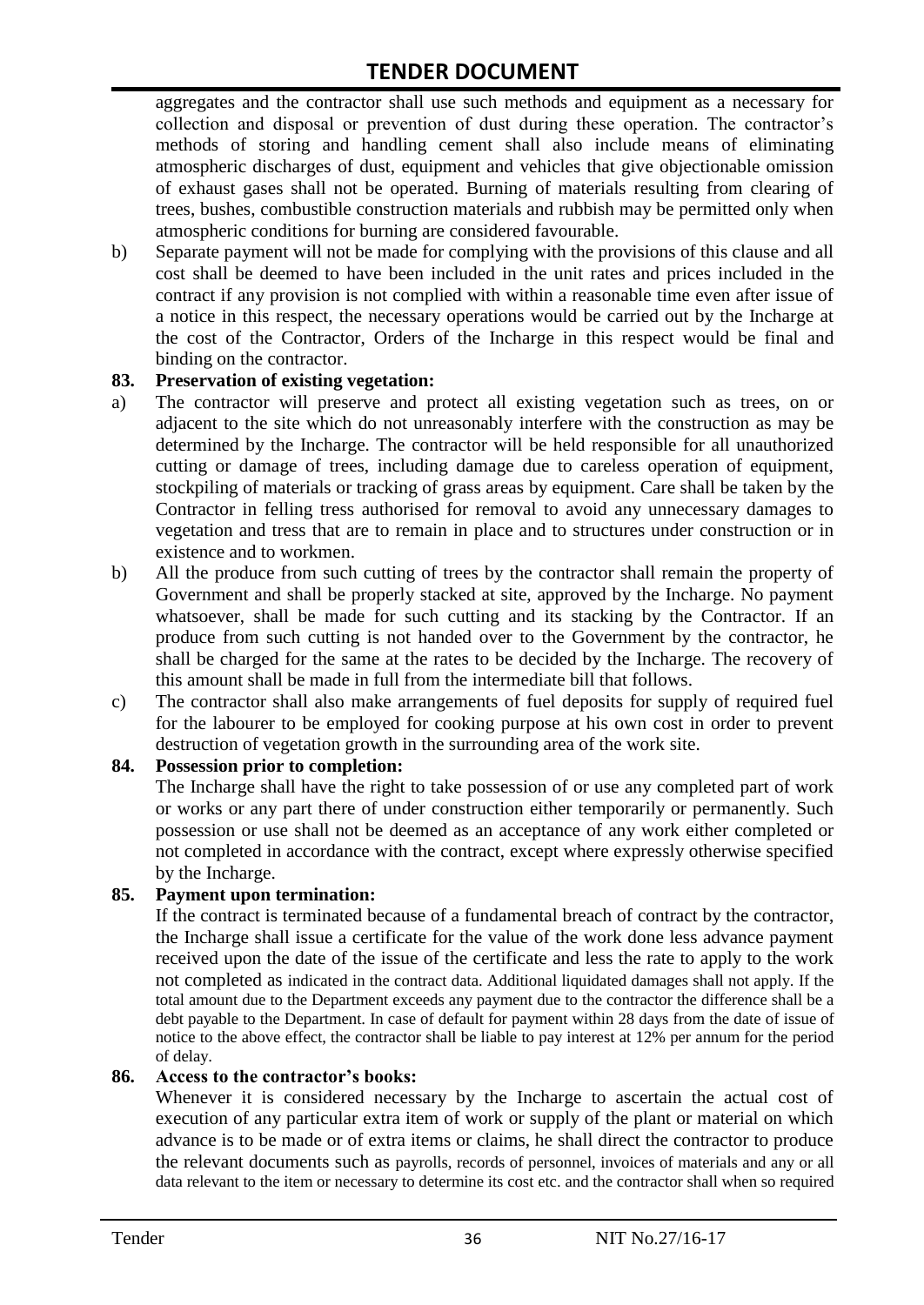aggregates and the contractor shall use such methods and equipment as a necessary for collection and disposal or prevention of dust during these operation. The contractor's methods of storing and handling cement shall also include means of eliminating atmospheric discharges of dust, equipment and vehicles that give objectionable omission of exhaust gases shall not be operated. Burning of materials resulting from clearing of trees, bushes, combustible construction materials and rubbish may be permitted only when atmospheric conditions for burning are considered favourable.

b) Separate payment will not be made for complying with the provisions of this clause and all cost shall be deemed to have been included in the unit rates and prices included in the contract if any provision is not complied with within a reasonable time even after issue of a notice in this respect, the necessary operations would be carried out by the Incharge at the cost of the Contractor, Orders of the Incharge in this respect would be final and binding on the contractor.

**83. Preservation of existing vegetation:**

a) The contractor will preserve and protect all existing vegetation such as trees, on or adjacent to the site which do not unreasonably interfere with the construction as may be determined by the Incharge. The contractor will be held responsible for all unauthorized cutting or damage of trees, including damage due to careless operation of equipment, stockpiling of materials or tracking of grass areas by equipment. Care shall be taken by the Contractor in felling tress authorised for removal to avoid any unnecessary damages to vegetation and tress that are to remain in place and to structures under construction or in existence and to workmen.

b) All the produce from such cutting of trees by the contractor shall remain the property of Government and shall be properly stacked at site, approved by the Incharge. No payment whatsoever, shall be made for such cutting and its stacking by the Contractor. If an produce from such cutting is not handed over to the Government by the contractor, he shall be charged for the same at the rates to be decided by the Incharge. The recovery of this amount shall be made in full from the intermediate bill that follows.

c) The contractor shall also make arrangements of fuel deposits for supply of required fuel for the labourer to be employed for cooking purpose at his own cost in order to prevent destruction of vegetation growth in the surrounding area of the work site.

**84. Possession prior to completion:**

The Incharge shall have the right to take possession of or use any completed part of work or works or any part there of under construction either temporarily or permanently. Such possession or use shall not be deemed as an acceptance of any work either completed or not completed in accordance with the contract, except where expressly otherwise specified by the Incharge.

**85. Payment upon termination:**

If the contract is terminated because of a fundamental breach of contract by the contractor, the Incharge shall issue a certificate for the value of the work done less advance payment received upon the date of the issue of the certificate and less the rate to apply to the work not completed as indicated in the contract data. Additional liquidated damages shall not apply. If the total amount due to the Department exceeds any payment due to the contractor the difference shall be a debt payable to the Department. In case of default for payment within 28 days from the date of issue of notice to the above effect, the contractor shall be liable to pay interest at 12% per annum for the period of delay.

**86. Access to the contractor's books:**

Whenever it is considered necessary by the Incharge to ascertain the actual cost of execution of any particular extra item of work or supply of the plant or material on which advance is to be made or of extra items or claims, he shall direct the contractor to produce the relevant documents such as payrolls, records of personnel, invoices of materials and any or all data relevant to the item or necessary to determine its cost etc. and the contractor shall when so required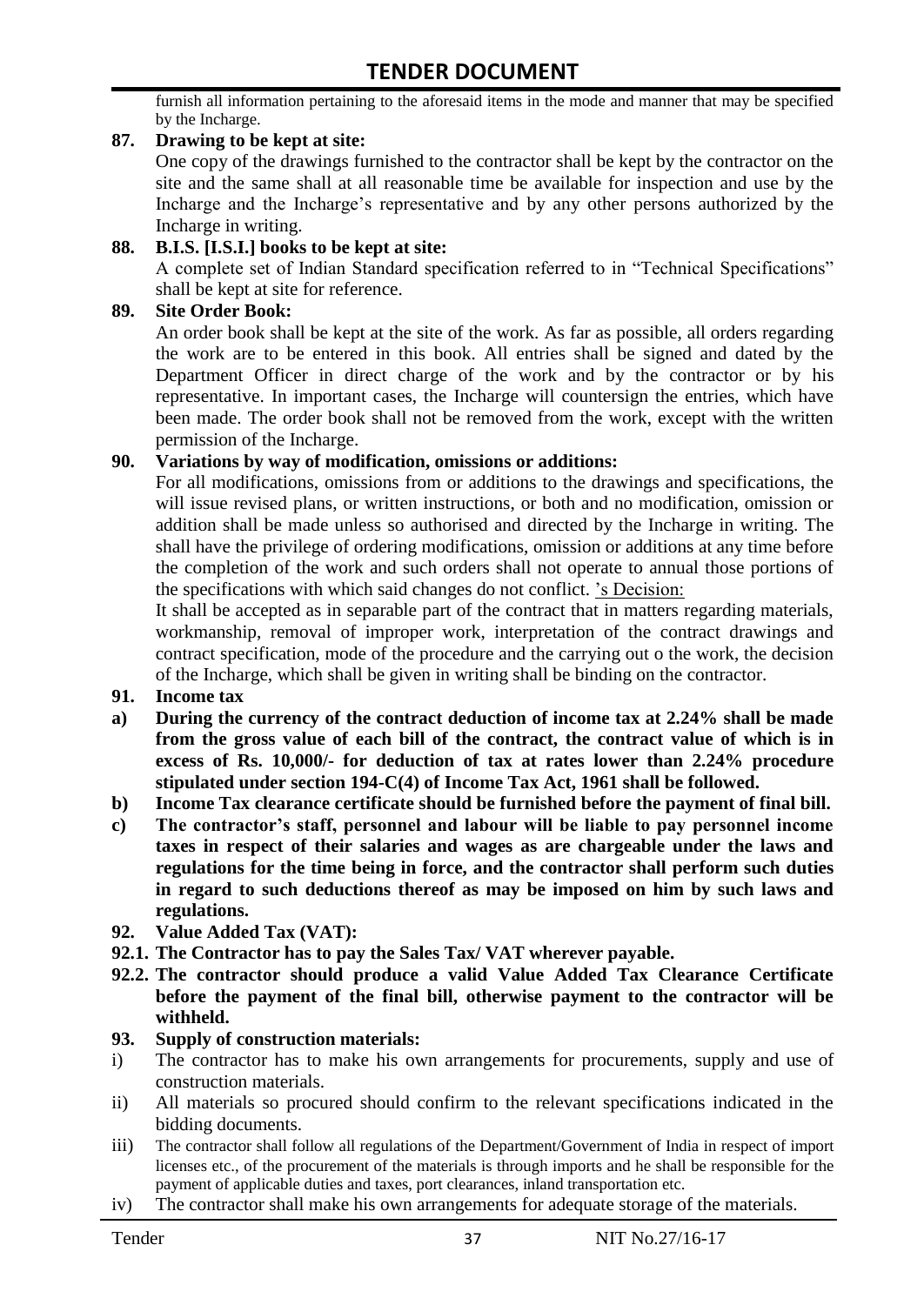furnish all information pertaining to the aforesaid items in the mode and manner that may be specified by the Incharge.

**87. Drawing to be kept at site:**

One copy of the drawings furnished to the contractor shall be kept by the contractor on the site and the same shall at all reasonable time be available for inspection and use by the Incharge and the Incharge's representative and by any other persons authorized by the Incharge in writing.

**88. B.I.S. [I.S.I.] books to be kept at site:**

A complete set of Indian Standard specification referred to in "Technical Specifications" shall be kept at site for reference.

**89. Site Order Book:**

An order book shall be kept at the site of the work. As far as possible, all orders regarding the work are to be entered in this book. All entries shall be signed and dated by the Department Officer in direct charge of the work and by the contractor or by his representative. In important cases, the Incharge will countersign the entries, which have been made. The order book shall not be removed from the work, except with the written permission of the Incharge.

**90. Variations by way of modification, omissions or additions:**

For all modifications, omissions from or additions to the drawings and specifications, the will issue revised plans, or written instructions, or both and no modification, omission or addition shall be made unless so authorised and directed by the Incharge in writing. The shall have the privilege of ordering modifications, omission or additions at any time before the completion of the work and such orders shall not operate to annual those portions of the specifications with which said changes do not conflict. 's Decision:

It shall be accepted as in separable part of the contract that in matters regarding materials, workmanship, removal of improper work, interpretation of the contract drawings and contract specification, mode of the procedure and the carrying out o the work, the decision of the Incharge, which shall be given in writing shall be binding on the contractor.

**91. Income tax**

**a) During the currency of the contract deduction of income tax at 2.24% shall be made from the gross value of each bill of the contract, the contract value of which is in excess of Rs. 10,000/- for deduction of tax at rates lower than 2.24% procedure stipulated under section 194-C(4) of Income Tax Act, 1961 shall be followed.**

**b) Income Tax clearance certificate should be furnished before the payment of final bill.**

**c) The contractor's staff, personnel and labour will be liable to pay personnel income taxes in respect of their salaries and wages as are chargeable under the laws and regulations for the time being in force, and the contractor shall perform such duties in regard to such deductions thereof as may be imposed on him by such laws and regulations.**

**92. Value Added Tax (VAT):**

**92.1. The Contractor has to pay the Sales Tax/ VAT wherever payable.**

**92.2. The contractor should produce a valid Value Added Tax Clearance Certificate before the payment of the final bill, otherwise payment to the contractor will be withheld.**

**93. Supply of construction materials:**

i) The contractor has to make his own arrangements for procurements, supply and use of construction materials.

ii) All materials so procured should confirm to the relevant specifications indicated in the bidding documents.

iii) The contractor shall follow all regulations of the Department/Government of India in respect of import licenses etc., of the procurement of the materials is through imports and he shall be responsible for the payment of applicable duties and taxes, port clearances, inland transportation etc.

iv) The contractor shall make his own arrangements for adequate storage of the materials.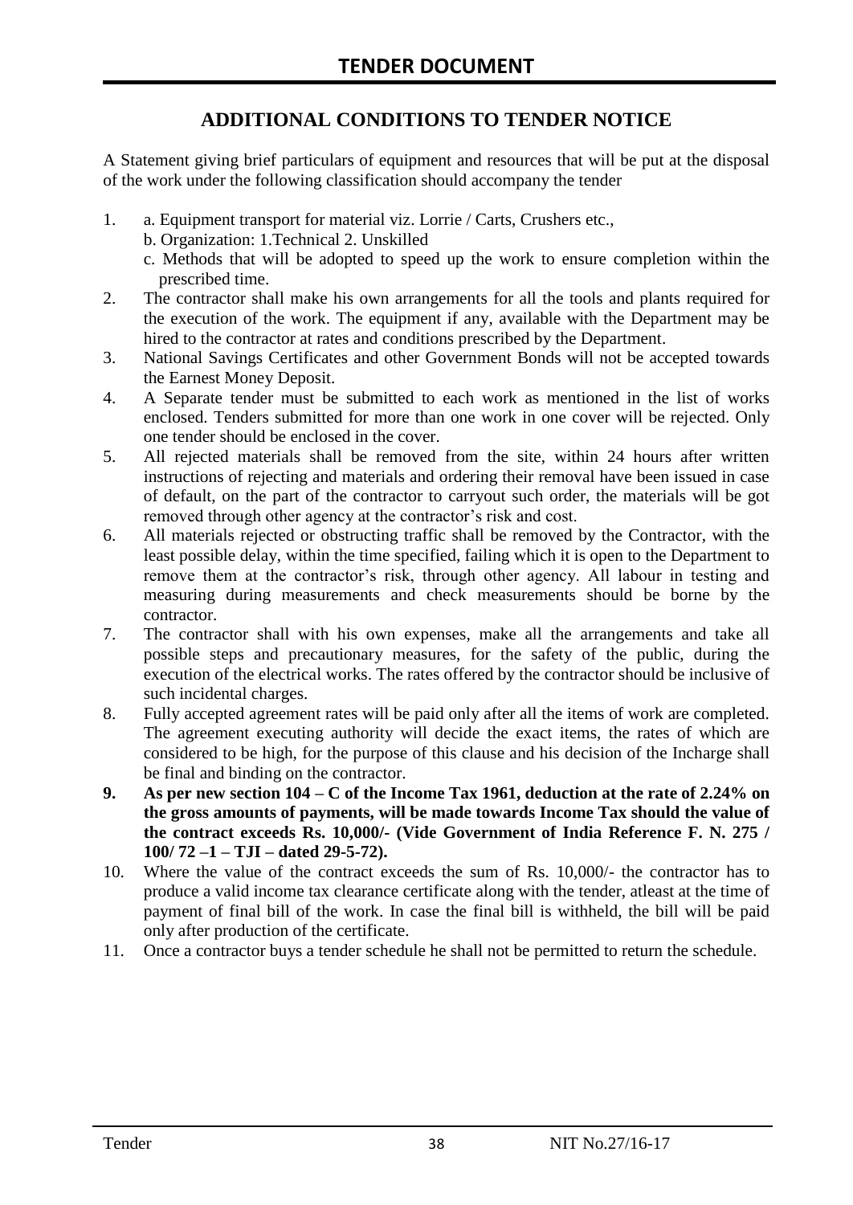# TENDER DOCUMENT

## ADDITIONAL CONDITIONS TO TENDER NOTICE

A Statement giving brief particulars of equipment and resources that will be put at the disposal of the work under the following classification should accompany the tender

1. a. Equipment transport for material viz. Lorrie / Carts, Crushers etc.,
   b. Organization: 1.Technical 2. Unskilled
   c. Methods that will be adopted to speed up the work to ensure completion within the prescribed time.
2. The contractor shall make his own arrangements for all the tools and plants required for the execution of the work. The equipment if any, available with the Department may be hired to the contractor at rates and conditions prescribed by the Department.
3. National Savings Certificates and other Government Bonds will not be accepted towards the Earnest Money Deposit.
4. A Separate tender must be submitted to each work as mentioned in the list of works enclosed. Tenders submitted for more than one work in one cover will be rejected. Only one tender should be enclosed in the cover.
5. All rejected materials shall be removed from the site, within 24 hours after written instructions of rejecting and materials and ordering their removal have been issued in case of default, on the part of the contractor to carryout such order, the materials will be got removed through other agency at the contractor's risk and cost.
6. All materials rejected or obstructing traffic shall be removed by the Contractor, with the least possible delay, within the time specified, failing which it is open to the Department to remove them at the contractor's risk, through other agency. All labour in testing and measuring during measurements and check measurements should be borne by the contractor.
7. The contractor shall with his own expenses, make all the arrangements and take all possible steps and precautionary measures, for the safety of the public, during the execution of the electrical works. The rates offered by the contractor should be inclusive of such incidental charges.
8. Fully accepted agreement rates will be paid only after all the items of work are completed. The agreement executing authority will decide the exact items, the rates of which are considered to be high, for the purpose of this clause and his decision of the Incharge shall be final and binding on the contractor.
9. **As per new section 104 – C of the Income Tax 1961, deduction at the rate of 2.24% on the gross amounts of payments, will be made towards Income Tax should the value of the contract exceeds Rs. 10,000/- (Vide Government of India Reference F. N. 275 / 100/ 72 –1 – TJI – dated 29-5-72).**
10. Where the value of the contract exceeds the sum of Rs. 10,000/- the contractor has to produce a valid income tax clearance certificate along with the tender, atleast at the time of payment of final bill of the work. In case the final bill is withheld, the bill will be paid only after production of the certificate.
11. Once a contractor buys a tender schedule he shall not be permitted to return the schedule.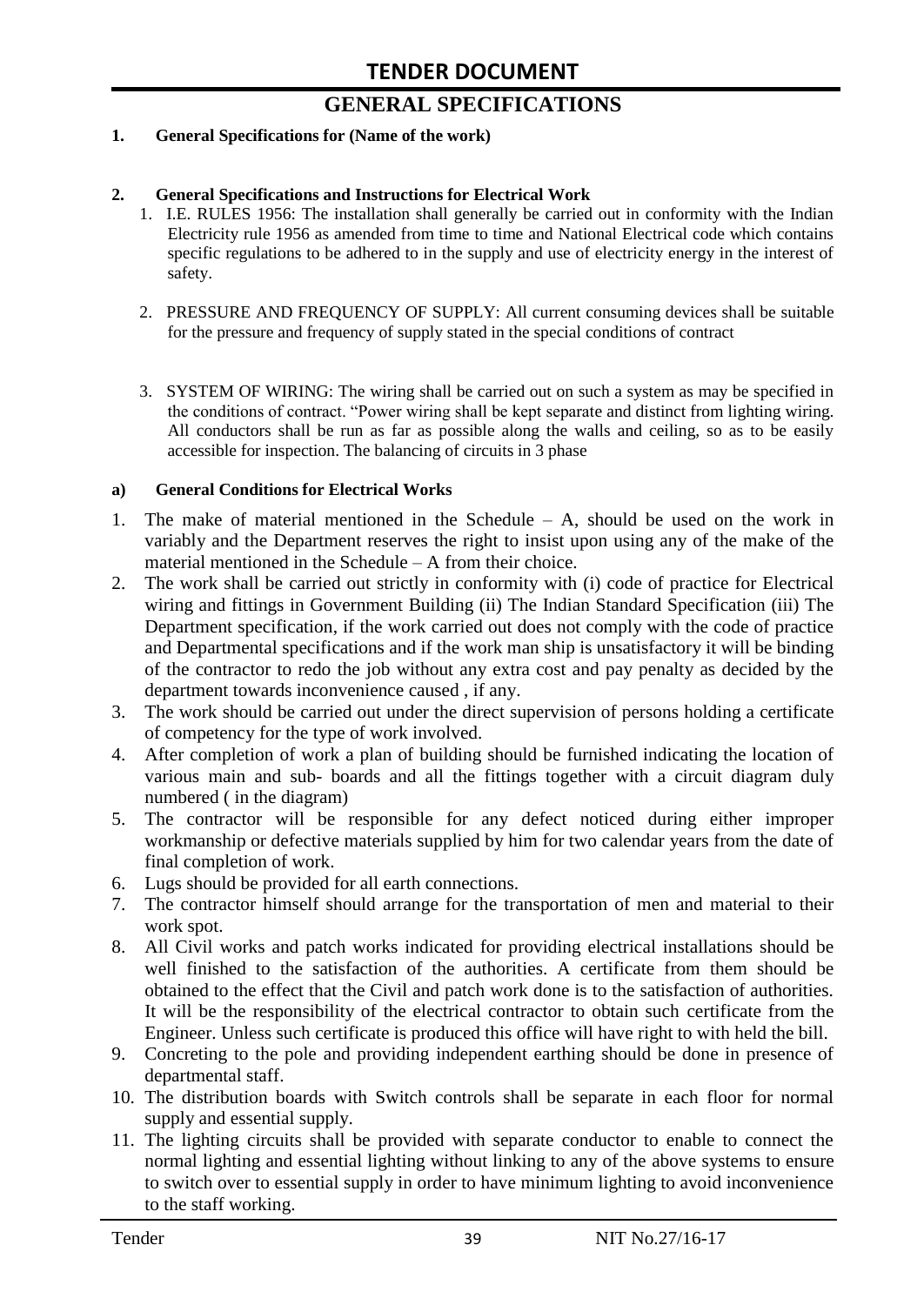# GENERAL SPECIFICATIONS

**1. General Specifications for (Name of the work)**

**2. General Specifications and Instructions for Electrical Work**

1. I.E. RULES 1956: The installation shall generally be carried out in conformity with the Indian Electricity rule 1956 as amended from time to time and National Electrical code which contains specific regulations to be adhered to in the supply and use of electricity energy in the interest of safety.

2. PRESSURE AND FREQUENCY OF SUPPLY: All current consuming devices shall be suitable for the pressure and frequency of supply stated in the special conditions of contract

3. SYSTEM OF WIRING: The wiring shall be carried out on such a system as may be specified in the conditions of contract. "Power wiring shall be kept separate and distinct from lighting wiring. All conductors shall be run as far as possible along the walls and ceiling, so as to be easily accessible for inspection. The balancing of circuits in 3 phase

**a) General Conditions for Electrical Works**

1. The make of material mentioned in the Schedule – A, should be used on the work in variably and the Department reserves the right to insist upon using any of the make of the material mentioned in the Schedule – A from their choice.
2. The work shall be carried out strictly in conformity with (i) code of practice for Electrical wiring and fittings in Government Building (ii) The Indian Standard Specification (iii) The Department specification, if the work carried out does not comply with the code of practice and Departmental specifications and if the work man ship is unsatisfactory it will be binding of the contractor to redo the job without any extra cost and pay penalty as decided by the department towards inconvenience caused , if any.
3. The work should be carried out under the direct supervision of persons holding a certificate of competency for the type of work involved.
4. After completion of work a plan of building should be furnished indicating the location of various main and sub- boards and all the fittings together with a circuit diagram duly numbered ( in the diagram)
5. The contractor will be responsible for any defect noticed during either improper workmanship or defective materials supplied by him for two calendar years from the date of final completion of work.
6. Lugs should be provided for all earth connections.
7. The contractor himself should arrange for the transportation of men and material to their work spot.
8. All Civil works and patch works indicated for providing electrical installations should be well finished to the satisfaction of the authorities. A certificate from them should be obtained to the effect that the Civil and patch work done is to the satisfaction of authorities. It will be the responsibility of the electrical contractor to obtain such certificate from the Engineer. Unless such certificate is produced this office will have right to with held the bill.
9. Concreting to the pole and providing independent earthing should be done in presence of departmental staff.
10. The distribution boards with Switch controls shall be separate in each floor for normal supply and essential supply.
11. The lighting circuits shall be provided with separate conductor to enable to connect the normal lighting and essential lighting without linking to any of the above systems to ensure to switch over to essential supply in order to have minimum lighting to avoid inconvenience to the staff working.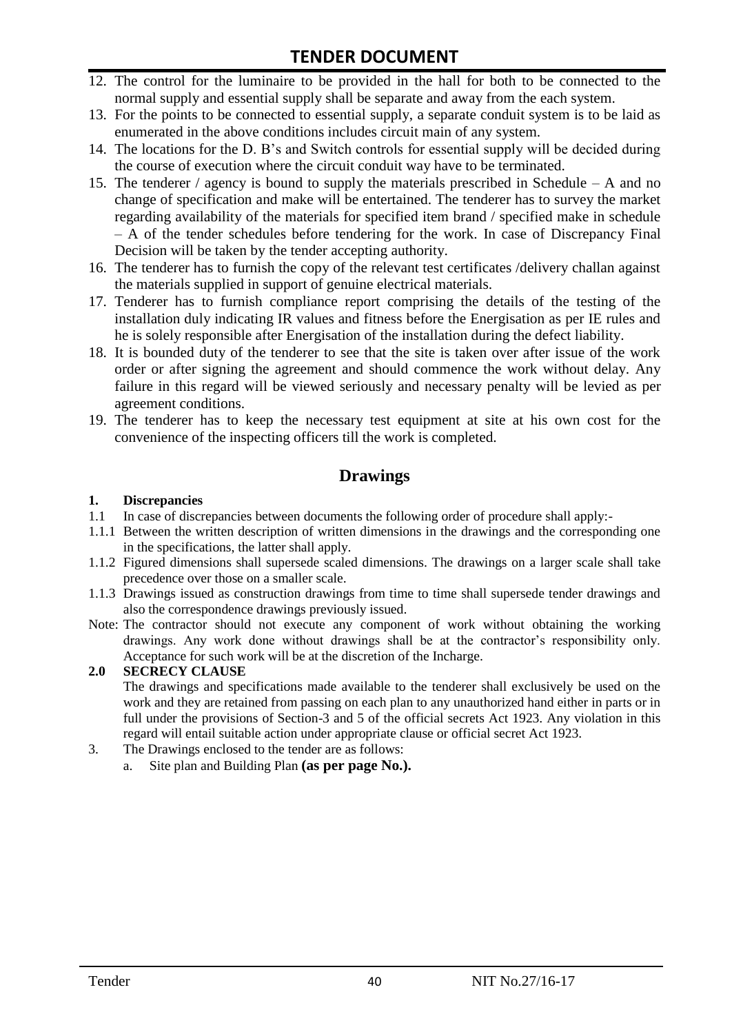12. The control for the luminaire to be provided in the hall for both to be connected to the normal supply and essential supply shall be separate and away from the each system.
13. For the points to be connected to essential supply, a separate conduit system is to be laid as enumerated in the above conditions includes circuit main of any system.
14. The locations for the D. B's and Switch controls for essential supply will be decided during the course of execution where the circuit conduit way have to be terminated.
15. The tenderer / agency is bound to supply the materials prescribed in Schedule – A and no change of specification and make will be entertained. The tenderer has to survey the market regarding availability of the materials for specified item brand / specified make in schedule – A of the tender schedules before tendering for the work. In case of Discrepancy Final Decision will be taken by the tender accepting authority.
16. The tenderer has to furnish the copy of the relevant test certificates /delivery challan against the materials supplied in support of genuine electrical materials.
17. Tenderer has to furnish compliance report comprising the details of the testing of the installation duly indicating IR values and fitness before the Energisation as per IE rules and he is solely responsible after Energisation of the installation during the defect liability.
18. It is bounded duty of the tenderer to see that the site is taken over after issue of the work order or after signing the agreement and should commence the work without delay. Any failure in this regard will be viewed seriously and necessary penalty will be levied as per agreement conditions.
19. The tenderer has to keep the necessary test equipment at site at his own cost for the convenience of the inspecting officers till the work is completed.

## Drawings

**1. Discrepancies**

1.1 In case of discrepancies between documents the following order of procedure shall apply:-

1.1.1 Between the written description of written dimensions in the drawings and the corresponding one in the specifications, the latter shall apply.

1.1.2 Figured dimensions shall supersede scaled dimensions. The drawings on a larger scale shall take precedence over those on a smaller scale.

1.1.3 Drawings issued as construction drawings from time to time shall supersede tender drawings and also the correspondence drawings previously issued.

Note: The contractor should not execute any component of work without obtaining the working drawings. Any work done without drawings shall be at the contractor's responsibility only. Acceptance for such work will be at the discretion of the Incharge.

**2.0 SECRECY CLAUSE**

The drawings and specifications made available to the tenderer shall exclusively be used on the work and they are retained from passing on each plan to any unauthorized hand either in parts or in full under the provisions of Section-3 and 5 of the official secrets Act 1923. Any violation in this regard will entail suitable action under appropriate clause or official secret Act 1923.

3. The Drawings enclosed to the tender are as follows:
   a. Site plan and Building Plan **(as per page No.).**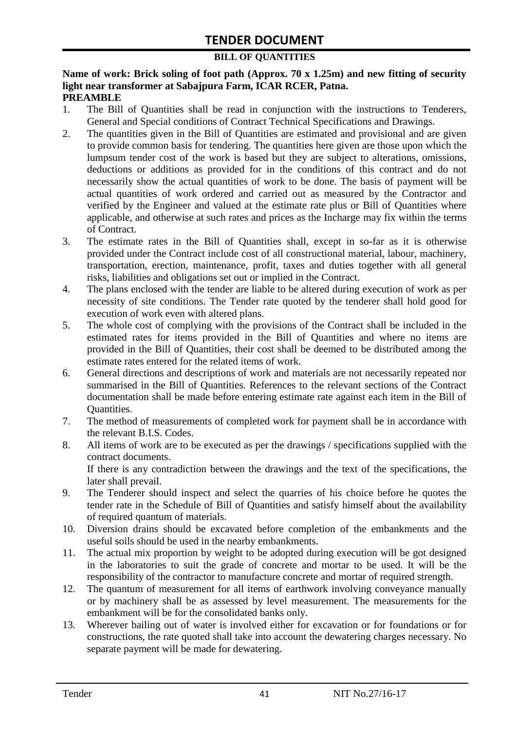## TENDER DOCUMENT

### BILL OF QUANTITIES

**Name of work: Brick soling of foot path (Approx. 70 x 1.25m) and new fitting of security light near transformer at Sabajpura Farm, ICAR RCER, Patna.**

**PREAMBLE**

1. The Bill of Quantities shall be read in conjunction with the instructions to Tenderers, General and Special conditions of Contract Technical Specifications and Drawings.
2. The quantities given in the Bill of Quantities are estimated and provisional and are given to provide common basis for tendering. The quantities here given are those upon which the lumpsum tender cost of the work is based but they are subject to alterations, omissions, deductions or additions as provided for in the conditions of this contract and do not necessarily show the actual quantities of work to be done. The basis of payment will be actual quantities of work ordered and carried out as measured by the Contractor and verified by the Engineer and valued at the estimate rate plus or Bill of Quantities where applicable, and otherwise at such rates and prices as the Incharge may fix within the terms of Contract.
3. The estimate rates in the Bill of Quantities shall, except in so-far as it is otherwise provided under the Contract include cost of all constructional material, labour, machinery, transportation, erection, maintenance, profit, taxes and duties together with all general risks, liabilities and obligations set out or implied in the Contract.
4. The plans enclosed with the tender are liable to be altered during execution of work as per necessity of site conditions. The Tender rate quoted by the tenderer shall hold good for execution of work even with altered plans.
5. The whole cost of complying with the provisions of the Contract shall be included in the estimated rates for items provided in the Bill of Quantities and where no items are provided in the Bill of Quantities, their cost shall be deemed to be distributed among the estimate rates entered for the related items of work.
6. General directions and descriptions of work and materials are not necessarily repeated nor summarised in the Bill of Quantities. References to the relevant sections of the Contract documentation shall be made before entering estimate rate against each item in the Bill of Quantities.
7. The method of measurements of completed work for payment shall be in accordance with the relevant B.I.S. Codes.
8. All items of work are to be executed as per the drawings / specifications supplied with the contract documents.
   If there is any contradiction between the drawings and the text of the specifications, the later shall prevail.
9. The Tenderer should inspect and select the quarries of his choice before he quotes the tender rate in the Schedule of Bill of Quantities and satisfy himself about the availability of required quantum of materials.
10. Diversion drains should be excavated before completion of the embankments and the useful soils should be used in the nearby embankments.
11. The actual mix proportion by weight to be adopted during execution will be got designed in the laboratories to suit the grade of concrete and mortar to be used. It will be the responsibility of the contractor to manufacture concrete and mortar of required strength.
12. The quantum of measurement for all items of earthwork involving conveyance manually or by machinery shall be as assessed by level measurement. The measurements for the embankment will be for the consolidated banks only.
13. Wherever bailing out of water is involved either for excavation or for foundations or for constructions, the rate quoted shall take into account the dewatering charges necessary. No separate payment will be made for dewatering.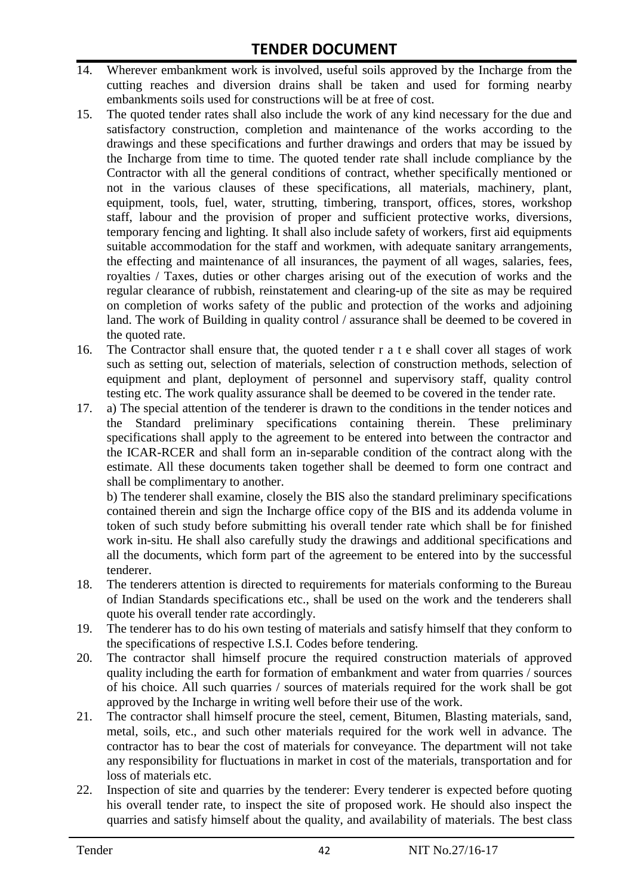14. Wherever embankment work is involved, useful soils approved by the Incharge from the cutting reaches and diversion drains shall be taken and used for forming nearby embankments soils used for constructions will be at free of cost.
15. The quoted tender rates shall also include the work of any kind necessary for the due and satisfactory construction, completion and maintenance of the works according to the drawings and these specifications and further drawings and orders that may be issued by the Incharge from time to time. The quoted tender rate shall include compliance by the Contractor with all the general conditions of contract, whether specifically mentioned or not in the various clauses of these specifications, all materials, machinery, plant, equipment, tools, fuel, water, strutting, timbering, transport, offices, stores, workshop staff, labour and the provision of proper and sufficient protective works, diversions, temporary fencing and lighting. It shall also include safety of workers, first aid equipments suitable accommodation for the staff and workmen, with adequate sanitary arrangements, the effecting and maintenance of all insurances, the payment of all wages, salaries, fees, royalties / Taxes, duties or other charges arising out of the execution of works and the regular clearance of rubbish, reinstatement and clearing-up of the site as may be required on completion of works safety of the public and protection of the works and adjoining land. The work of Building in quality control / assurance shall be deemed to be covered in the quoted rate.
16. The Contractor shall ensure that, the quoted tender r a t e shall cover all stages of work such as setting out, selection of materials, selection of construction methods, selection of equipment and plant, deployment of personnel and supervisory staff, quality control testing etc. The work quality assurance shall be deemed to be covered in the tender rate.
17. a) The special attention of the tenderer is drawn to the conditions in the tender notices and the Standard preliminary specifications containing therein. These preliminary specifications shall apply to the agreement to be entered into between the contractor and the ICAR-RCER and shall form an in-separable condition of the contract along with the estimate. All these documents taken together shall be deemed to form one contract and shall be complimentary to another.

    b) The tenderer shall examine, closely the BIS also the standard preliminary specifications contained therein and sign the Incharge office copy of the BIS and its addenda volume in token of such study before submitting his overall tender rate which shall be for finished work in-situ. He shall also carefully study the drawings and additional specifications and all the documents, which form part of the agreement to be entered into by the successful tenderer.
18. The tenderers attention is directed to requirements for materials conforming to the Bureau of Indian Standards specifications etc., shall be used on the work and the tenderers shall quote his overall tender rate accordingly.
19. The tenderer has to do his own testing of materials and satisfy himself that they conform to the specifications of respective I.S.I. Codes before tendering.
20. The contractor shall himself procure the required construction materials of approved quality including the earth for formation of embankment and water from quarries / sources of his choice. All such quarries / sources of materials required for the work shall be got approved by the Incharge in writing well before their use of the work.
21. The contractor shall himself procure the steel, cement, Bitumen, Blasting materials, sand, metal, soils, etc., and such other materials required for the work well in advance. The contractor has to bear the cost of materials for conveyance. The department will not take any responsibility for fluctuations in market in cost of the materials, transportation and for loss of materials etc.
22. Inspection of site and quarries by the tenderer: Every tenderer is expected before quoting his overall tender rate, to inspect the site of proposed work. He should also inspect the quarries and satisfy himself about the quality, and availability of materials. The best class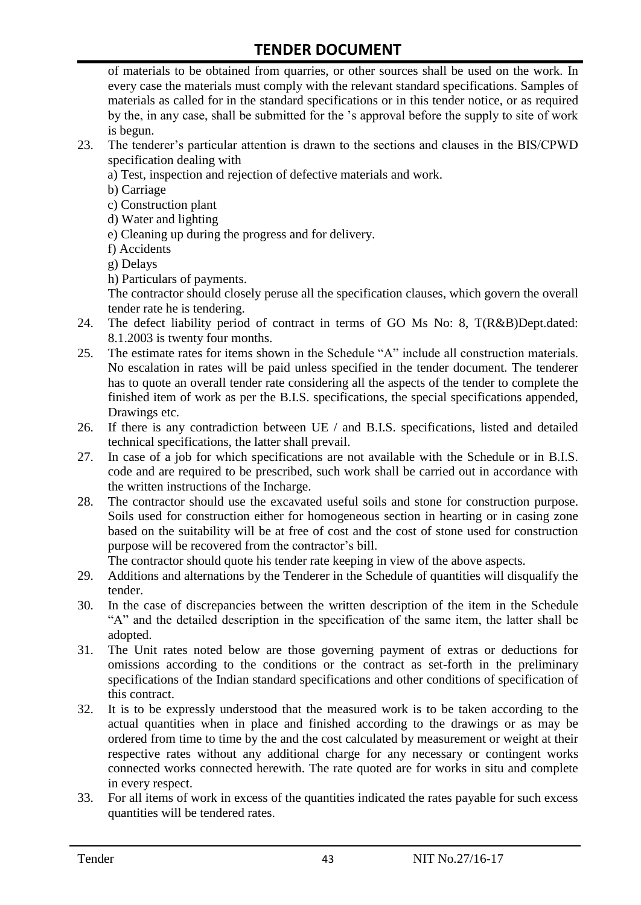of materials to be obtained from quarries, or other sources shall be used on the work. In every case the materials must comply with the relevant standard specifications. Samples of materials as called for in the standard specifications or in this tender notice, or as required by the, in any case, shall be submitted for the 's approval before the supply to site of work is begun.

23. The tenderer's particular attention is drawn to the sections and clauses in the BIS/CPWD specification dealing with
    a) Test, inspection and rejection of defective materials and work.
    b) Carriage
    c) Construction plant
    d) Water and lighting
    e) Cleaning up during the progress and for delivery.
    f) Accidents
    g) Delays
    h) Particulars of payments.

    The contractor should closely peruse all the specification clauses, which govern the overall tender rate he is tendering.

24. The defect liability period of contract in terms of GO Ms No: 8, T(R&B)Dept.dated: 8.1.2003 is twenty four months.
25. The estimate rates for items shown in the Schedule "A" include all construction materials. No escalation in rates will be paid unless specified in the tender document. The tenderer has to quote an overall tender rate considering all the aspects of the tender to complete the finished item of work as per the B.I.S. specifications, the special specifications appended, Drawings etc.
26. If there is any contradiction between UE / and B.I.S. specifications, listed and detailed technical specifications, the latter shall prevail.
27. In case of a job for which specifications are not available with the Schedule or in B.I.S. code and are required to be prescribed, such work shall be carried out in accordance with the written instructions of the Incharge.
28. The contractor should use the excavated useful soils and stone for construction purpose. Soils used for construction either for homogeneous section in hearting or in casing zone based on the suitability will be at free of cost and the cost of stone used for construction purpose will be recovered from the contractor's bill.

    The contractor should quote his tender rate keeping in view of the above aspects.

29. Additions and alternations by the Tenderer in the Schedule of quantities will disqualify the tender.
30. In the case of discrepancies between the written description of the item in the Schedule "A" and the detailed description in the specification of the same item, the latter shall be adopted.
31. The Unit rates noted below are those governing payment of extras or deductions for omissions according to the conditions or the contract as set-forth in the preliminary specifications of the Indian standard specifications and other conditions of specification of this contract.
32. It is to be expressly understood that the measured work is to be taken according to the actual quantities when in place and finished according to the drawings or as may be ordered from time to time by the and the cost calculated by measurement or weight at their respective rates without any additional charge for any necessary or contingent works connected works connected herewith. The rate quoted are for works in situ and complete in every respect.
33. For all items of work in excess of the quantities indicated the rates payable for such excess quantities will be tendered rates.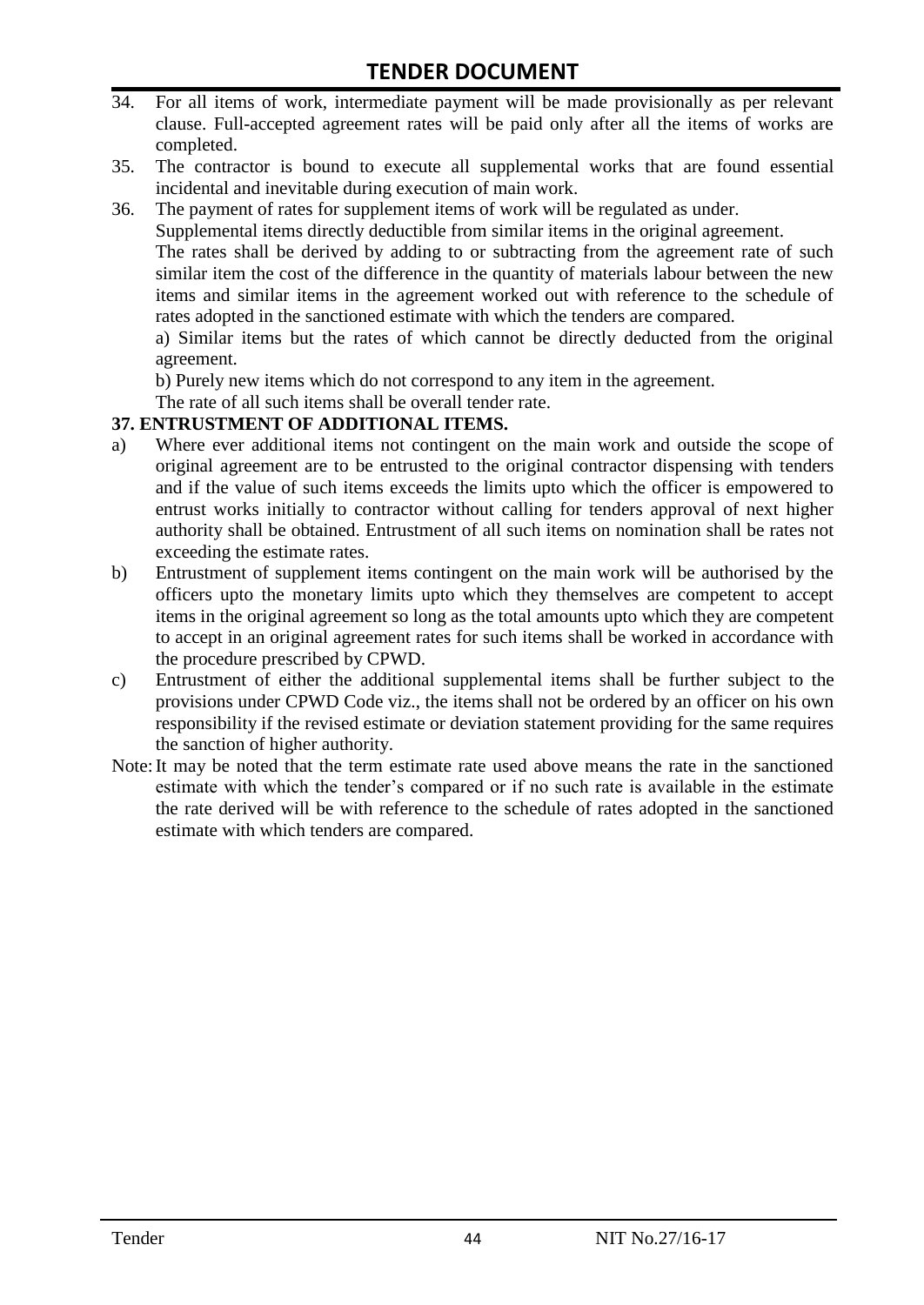34. For all items of work, intermediate payment will be made provisionally as per relevant clause. Full-accepted agreement rates will be paid only after all the items of works are completed.
35. The contractor is bound to execute all supplemental works that are found essential incidental and inevitable during execution of main work.
36. The payment of rates for supplement items of work will be regulated as under.

    Supplemental items directly deductible from similar items in the original agreement.

    The rates shall be derived by adding to or subtracting from the agreement rate of such similar item the cost of the difference in the quantity of materials labour between the new items and similar items in the agreement worked out with reference to the schedule of rates adopted in the sanctioned estimate with which the tenders are compared.

    a) Similar items but the rates of which cannot be directly deducted from the original agreement.

    b) Purely new items which do not correspond to any item in the agreement.

    The rate of all such items shall be overall tender rate.

**37. ENTRUSTMENT OF ADDITIONAL ITEMS.**

a) Where ever additional items not contingent on the main work and outside the scope of original agreement are to be entrusted to the original contractor dispensing with tenders and if the value of such items exceeds the limits upto which the officer is empowered to entrust works initially to contractor without calling for tenders approval of next higher authority shall be obtained. Entrustment of all such items on nomination shall be rates not exceeding the estimate rates.

b) Entrustment of supplement items contingent on the main work will be authorised by the officers upto the monetary limits upto which they themselves are competent to accept items in the original agreement so long as the total amounts upto which they are competent to accept in an original agreement rates for such items shall be worked in accordance with the procedure prescribed by CPWD.

c) Entrustment of either the additional supplemental items shall be further subject to the provisions under CPWD Code viz., the items shall not be ordered by an officer on his own responsibility if the revised estimate or deviation statement providing for the same requires the sanction of higher authority.

Note: It may be noted that the term estimate rate used above means the rate in the sanctioned estimate with which the tender's compared or if no such rate is available in the estimate the rate derived will be with reference to the schedule of rates adopted in the sanctioned estimate with which tenders are compared.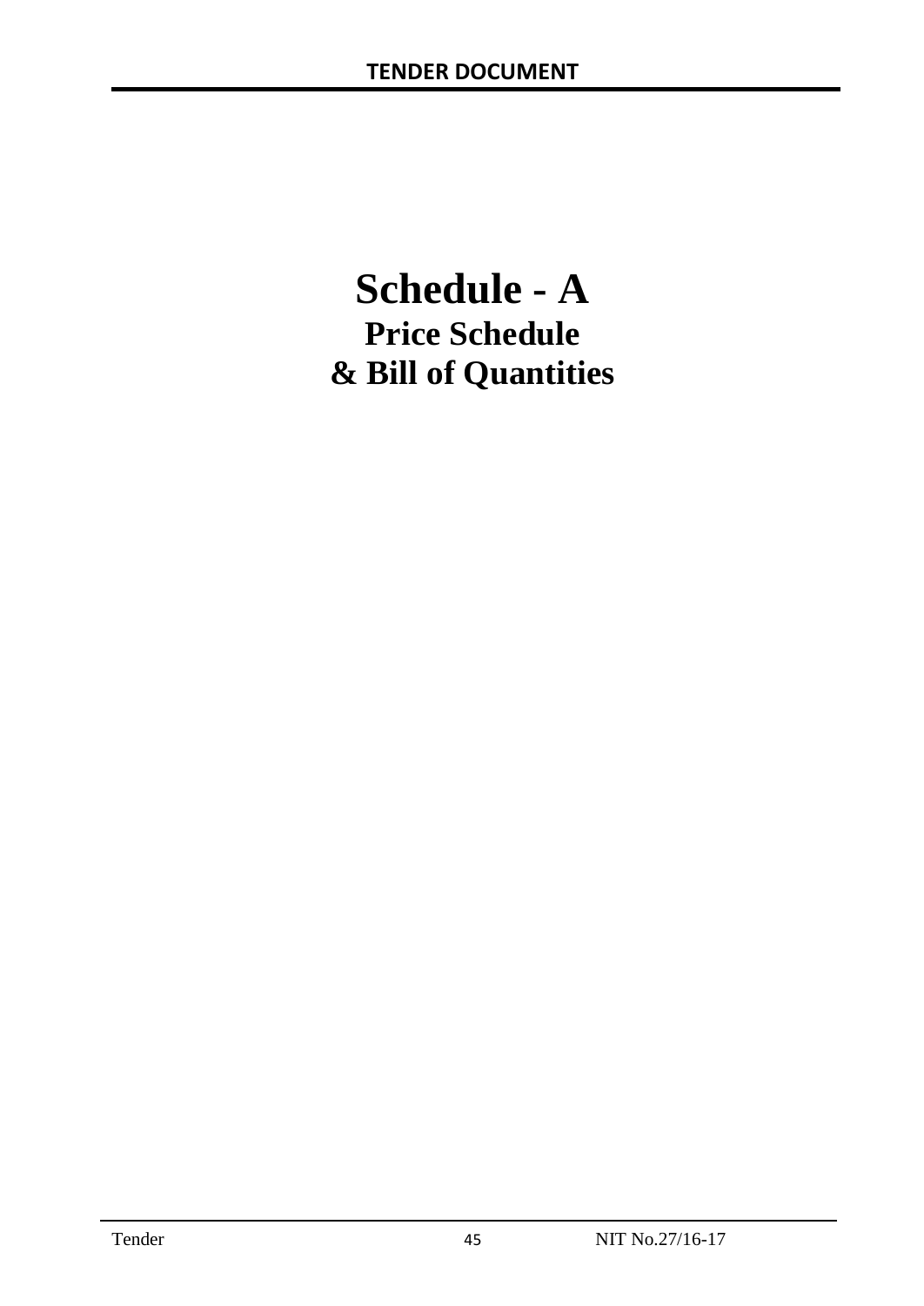# Schedule - A

## Price Schedule

## & Bill of Quantities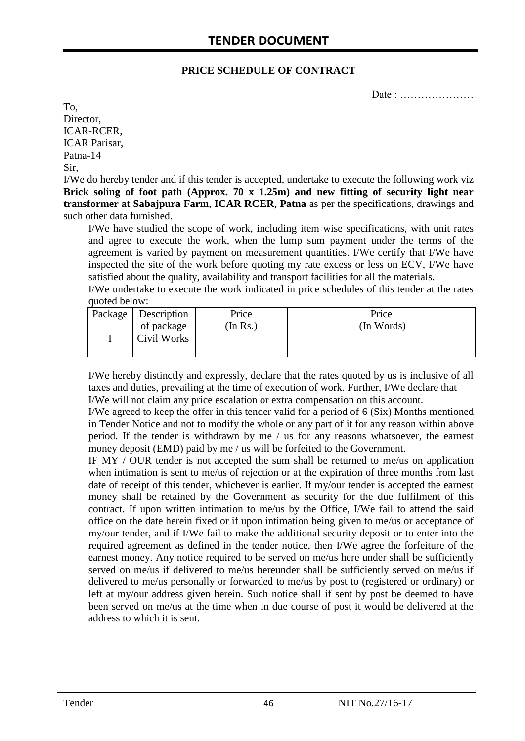## PRICE SCHEDULE OF CONTRACT

Date : …………………

To,
Director,
ICAR-RCER,
ICAR Parisar,
Patna-14
Sir,

I/We do hereby tender and if this tender is accepted, undertake to execute the following work viz **Brick soling of foot path (Approx. 70 x 1.25m) and new fitting of security light near transformer at Sabajpura Farm, ICAR RCER, Patna** as per the specifications, drawings and such other data furnished.

I/We have studied the scope of work, including item wise specifications, with unit rates and agree to execute the work, when the lump sum payment under the terms of the agreement is varied by payment on measurement quantities. I/We certify that I/We have inspected the site of the work before quoting my rate excess or less on ECV, I/We have satisfied about the quality, availability and transport facilities for all the materials.

I/We undertake to execute the work indicated in price schedules of this tender at the rates quoted below:

| Package | Description of package | Price (In Rs.) | Price (In Words) |
|---|---|---|---|
| I | Civil Works | | |

I/We hereby distinctly and expressly, declare that the rates quoted by us is inclusive of all taxes and duties, prevailing at the time of execution of work. Further, I/We declare that I/We will not claim any price escalation or extra compensation on this account.

I/We agreed to keep the offer in this tender valid for a period of 6 (Six) Months mentioned in Tender Notice and not to modify the whole or any part of it for any reason within above period. If the tender is withdrawn by me / us for any reasons whatsoever, the earnest money deposit (EMD) paid by me / us will be forfeited to the Government.

IF MY / OUR tender is not accepted the sum shall be returned to me/us on application when intimation is sent to me/us of rejection or at the expiration of three months from last date of receipt of this tender, whichever is earlier. If my/our tender is accepted the earnest money shall be retained by the Government as security for the due fulfilment of this contract. If upon written intimation to me/us by the Office, I/We fail to attend the said office on the date herein fixed or if upon intimation being given to me/us or acceptance of my/our tender, and if I/We fail to make the additional security deposit or to enter into the required agreement as defined in the tender notice, then I/We agree the forfeiture of the earnest money. Any notice required to be served on me/us here under shall be sufficiently served on me/us if delivered to me/us hereunder shall be sufficiently served on me/us if delivered to me/us personally or forwarded to me/us by post to (registered or ordinary) or left at my/our address given herein. Such notice shall if sent by post be deemed to have been served on me/us at the time when in due course of post it would be delivered at the address to which it is sent.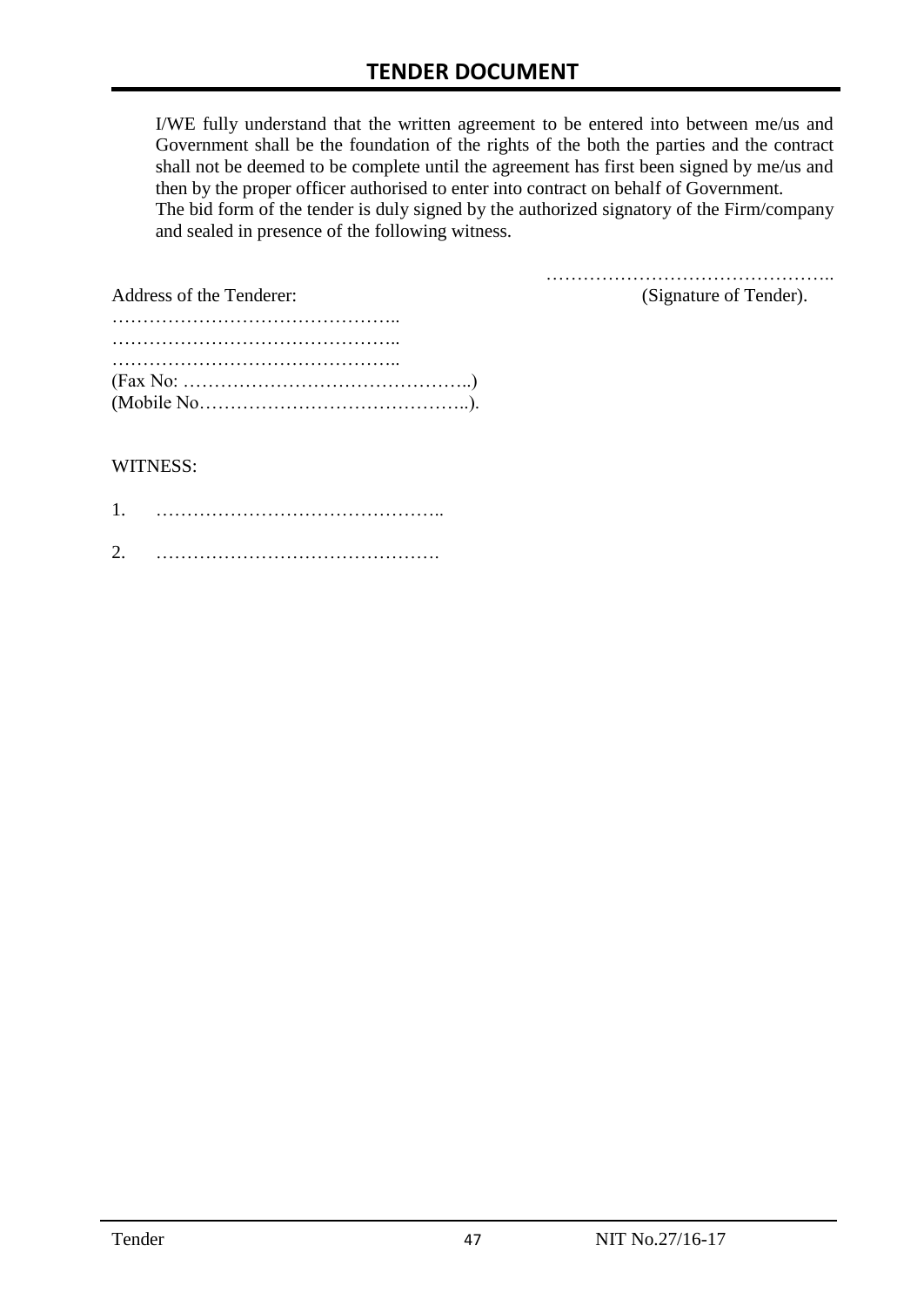I/WE fully understand that the written agreement to be entered into between me/us and Government shall be the foundation of the rights of the both the parties and the contract shall not be deemed to be complete until the agreement has first been signed by me/us and then by the proper officer authorised to enter into contract on behalf of Government.
The bid form of the tender is duly signed by the authorized signatory of the Firm/company and sealed in presence of the following witness.

………………………………………..
(Signature of Tender).

Address of the Tenderer:
………………………………………..
………………………………………..
………………………………………..
(Fax No: ………………………………………..)
(Mobile No……………………………………..).

WITNESS:

1. ………………………………………..

2. ……………………………………….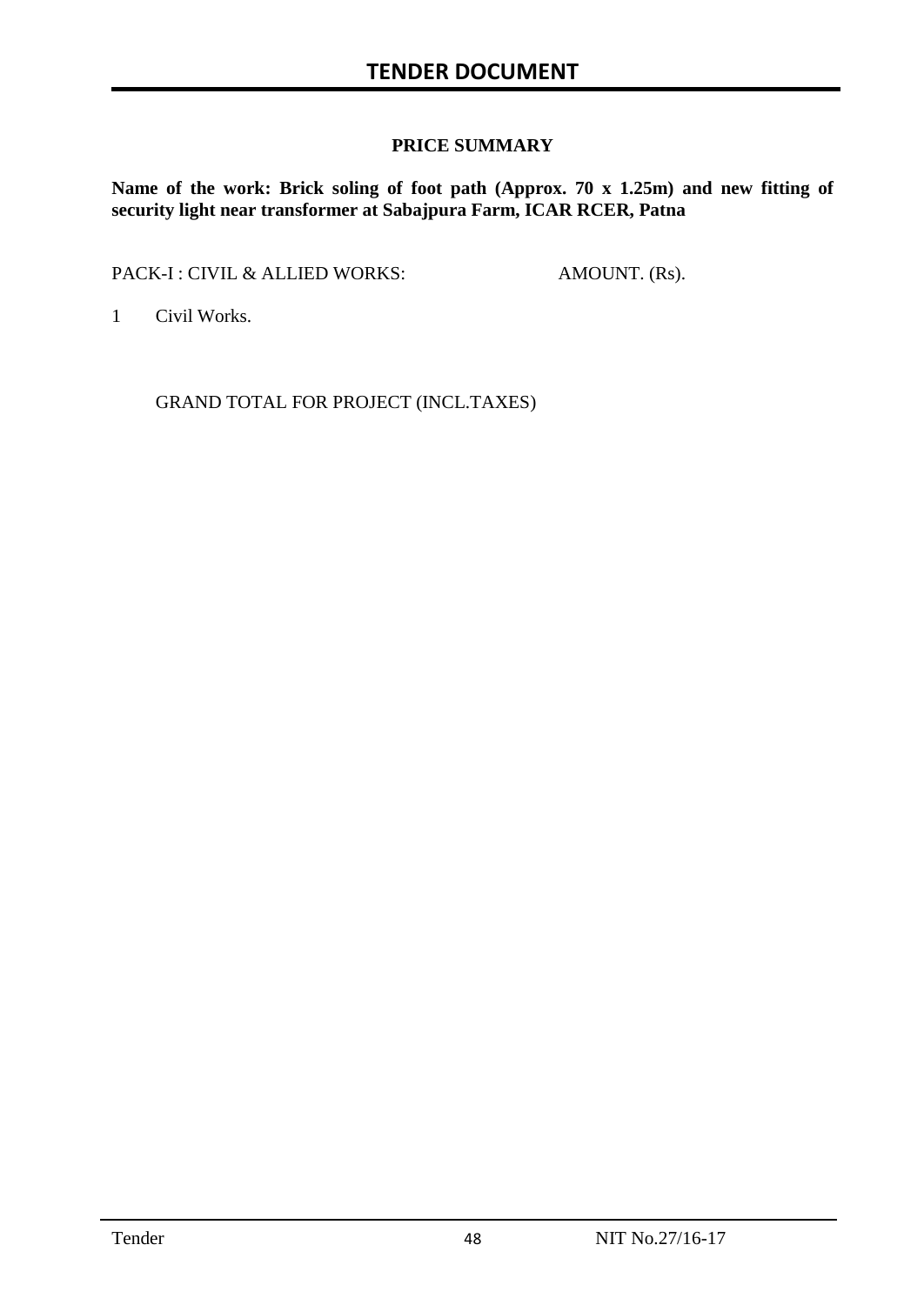### PRICE SUMMARY

**Name of the work: Brick soling of foot path (Approx. 70 x 1.25m) and new fitting of security light near transformer at Sabajpura Farm, ICAR RCER, Patna**

| PACK-I : CIVIL & ALLIED WORKS: | AMOUNT. (Rs). |
|---|---|
| 1 Civil Works. | |
| GRAND TOTAL FOR PROJECT (INCL.TAXES) | |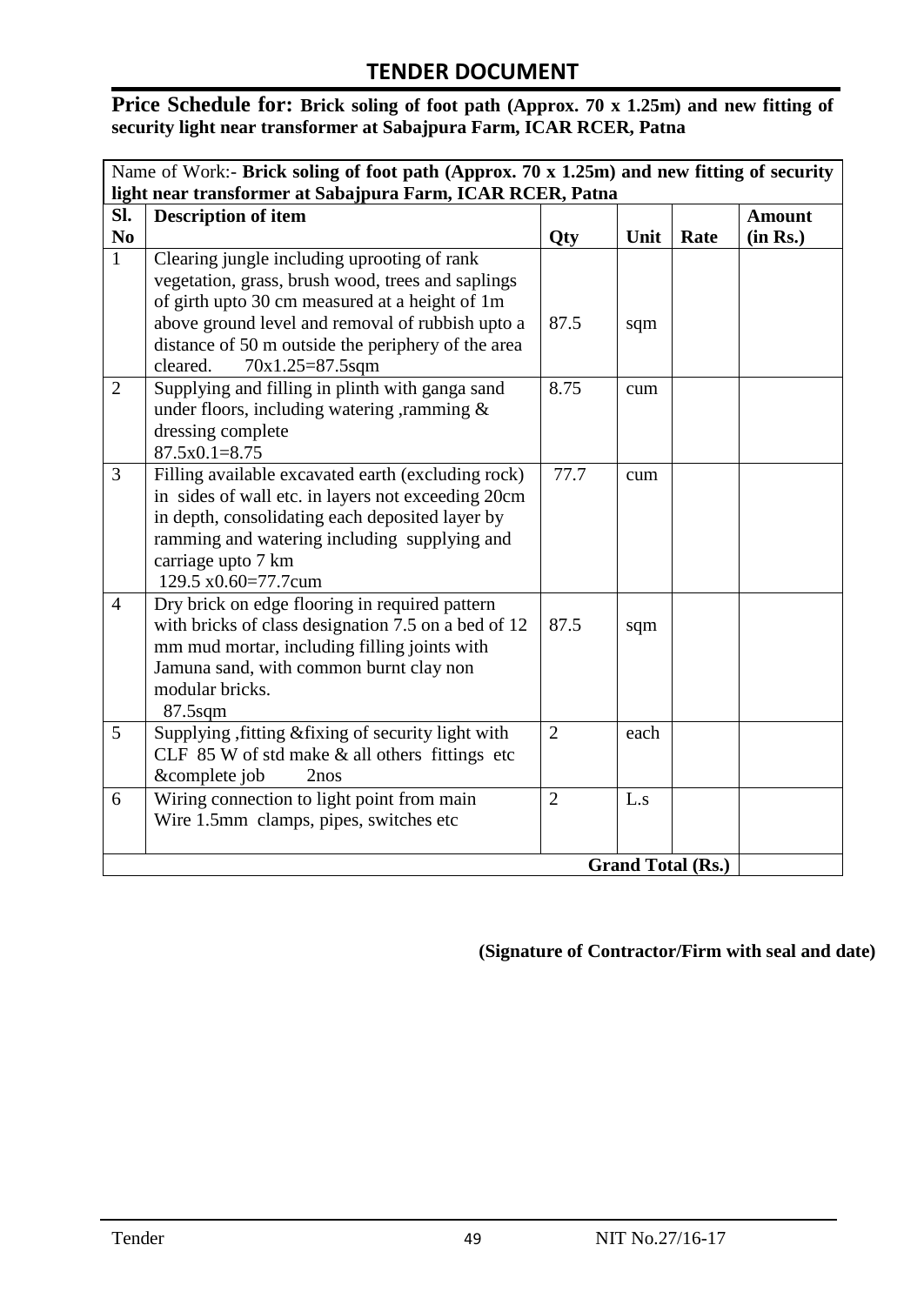## TENDER DOCUMENT

**Price Schedule for: Brick soling of foot path (Approx. 70 x 1.25m) and new fitting of security light near transformer at Sabajpura Farm, ICAR RCER, Patna**

| Name of Work:- **Brick soling of foot path (Approx. 70 x 1.25m) and new fitting of security light near transformer at Sabajpura Farm, ICAR RCER, Patna** | | | | | |
|---|---|---|---|---|---|
| **Sl. No** | **Description of item** | **Qty** | **Unit** | **Rate** | **Amount (in Rs.)** |
| 1 | Clearing jungle including uprooting of rank vegetation, grass, brush wood, trees and saplings of girth upto 30 cm measured at a height of 1m above ground level and removal of rubbish upto a distance of 50 m outside the periphery of the area cleared. 70x1.25=87.5sqm | 87.5 | sqm | | |
| 2 | Supplying and filling in plinth with ganga sand under floors, including watering ,ramming & dressing complete 87.5x0.1=8.75 | 8.75 | cum | | |
| 3 | Filling available excavated earth (excluding rock) in sides of wall etc. in layers not exceeding 20cm in depth, consolidating each deposited layer by ramming and watering including supplying and carriage upto 7 km 129.5 x0.60=77.7cum | 77.7 | cum | | |
| 4 | Dry brick on edge flooring in required pattern with bricks of class designation 7.5 on a bed of 12 mm mud mortar, including filling joints with Jamuna sand, with common burnt clay non modular bricks. 87.5sqm | 87.5 | sqm | | |
| 5 | Supplying ,fitting &fixing of security light with CLF 85 W of std make & all others fittings etc &complete job 2nos | 2 | each | | |
| 6 | Wiring connection to light point from main Wire 1.5mm clamps, pipes, switches etc | 2 | L.s | | |
| | | | **Grand Total (Rs.)** | | |

**(Signature of Contractor/Firm with seal and date)**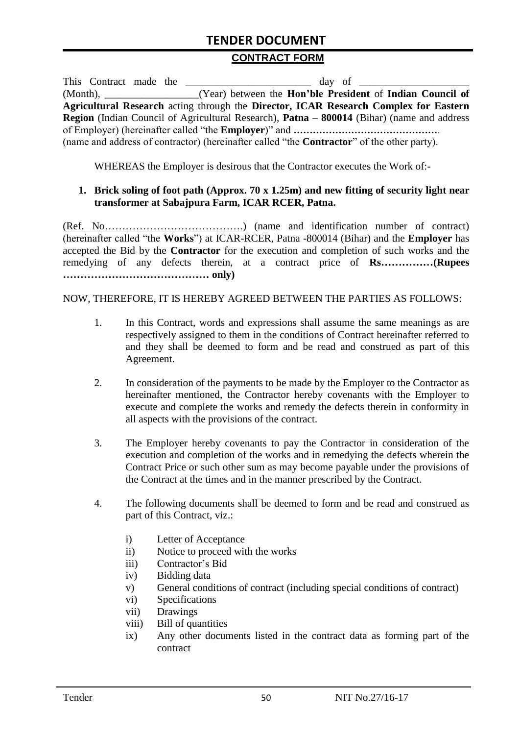# TENDER DOCUMENT

## CONTRACT FORM

This Contract made the ________________________ day of ____________________ (Month), __________________(Year) between the **Hon'ble President** of **Indian Council of Agricultural Research** acting through the **Director, ICAR Research Complex for Eastern Region** (Indian Council of Agricultural Research), **Patna – 800014** (Bihar) (name and address of Employer) (hereinafter called "the **Employer**)" and **………………………………………**. (name and address of contractor) (hereinafter called "the **Contractor**" of the other party).

WHEREAS the Employer is desirous that the Contractor executes the Work of:-

1. **Brick soling of foot path (Approx. 70 x 1.25m) and new fitting of security light near transformer at Sabajpura Farm, ICAR RCER, Patna.**

(Ref. No…………………………………..) (name and identification number of contract) (hereinafter called "the **Works**") at ICAR-RCER, Patna -800014 (Bihar) and the **Employer** has accepted the Bid by the **Contractor** for the execution and completion of such works and the remedying of any defects therein, at a contract price of **Rs……………(Rupees …………………………………… only)**

NOW, THEREFORE, IT IS HEREBY AGREED BETWEEN THE PARTIES AS FOLLOWS:

1. In this Contract, words and expressions shall assume the same meanings as are respectively assigned to them in the conditions of Contract hereinafter referred to and they shall be deemed to form and be read and construed as part of this Agreement.

2. In consideration of the payments to be made by the Employer to the Contractor as hereinafter mentioned, the Contractor hereby covenants with the Employer to execute and complete the works and remedy the defects therein in conformity in all aspects with the provisions of the contract.

3. The Employer hereby covenants to pay the Contractor in consideration of the execution and completion of the works and in remedying the defects wherein the Contract Price or such other sum as may become payable under the provisions of the Contract at the times and in the manner prescribed by the Contract.

4. The following documents shall be deemed to form and be read and construed as part of this Contract, viz.:

   i) Letter of Acceptance
   ii) Notice to proceed with the works
   iii) Contractor's Bid
   iv) Bidding data
   v) General conditions of contract (including special conditions of contract)
   vi) Specifications
   vii) Drawings
   viii) Bill of quantities
   ix) Any other documents listed in the contract data as forming part of the contract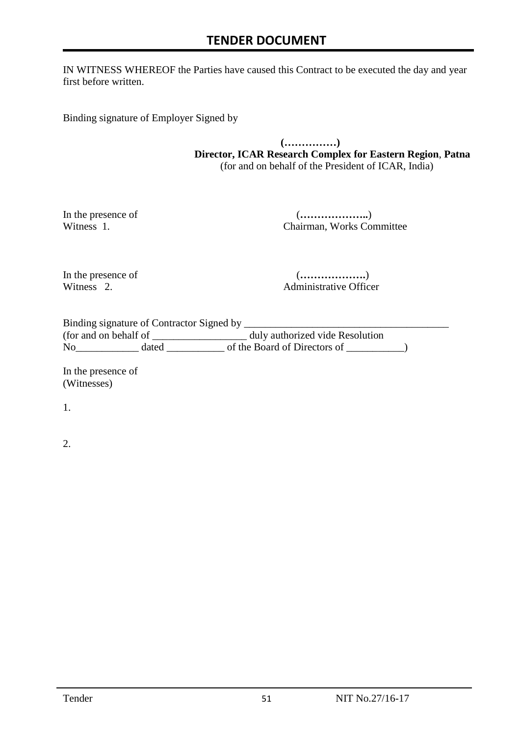IN WITNESS WHEREOF the Parties have caused this Contract to be executed the day and year first before written.

Binding signature of Employer Signed by

**(……………)**
**Director, ICAR Research Complex for Eastern Region**, **Patna**
(for and on behalf of the President of ICAR, India)

In the presence of (**………………..**)
Witness 1. Chairman, Works Committee

In the presence of (**……………….**)
Witness 2. Administrative Officer

Binding signature of Contractor Signed by _______________________________________
(for and on behalf of _________________ duly authorized vide Resolution
No____________ dated ___________ of the Board of Directors of ___________)

In the presence of
(Witnesses)

1.

2.